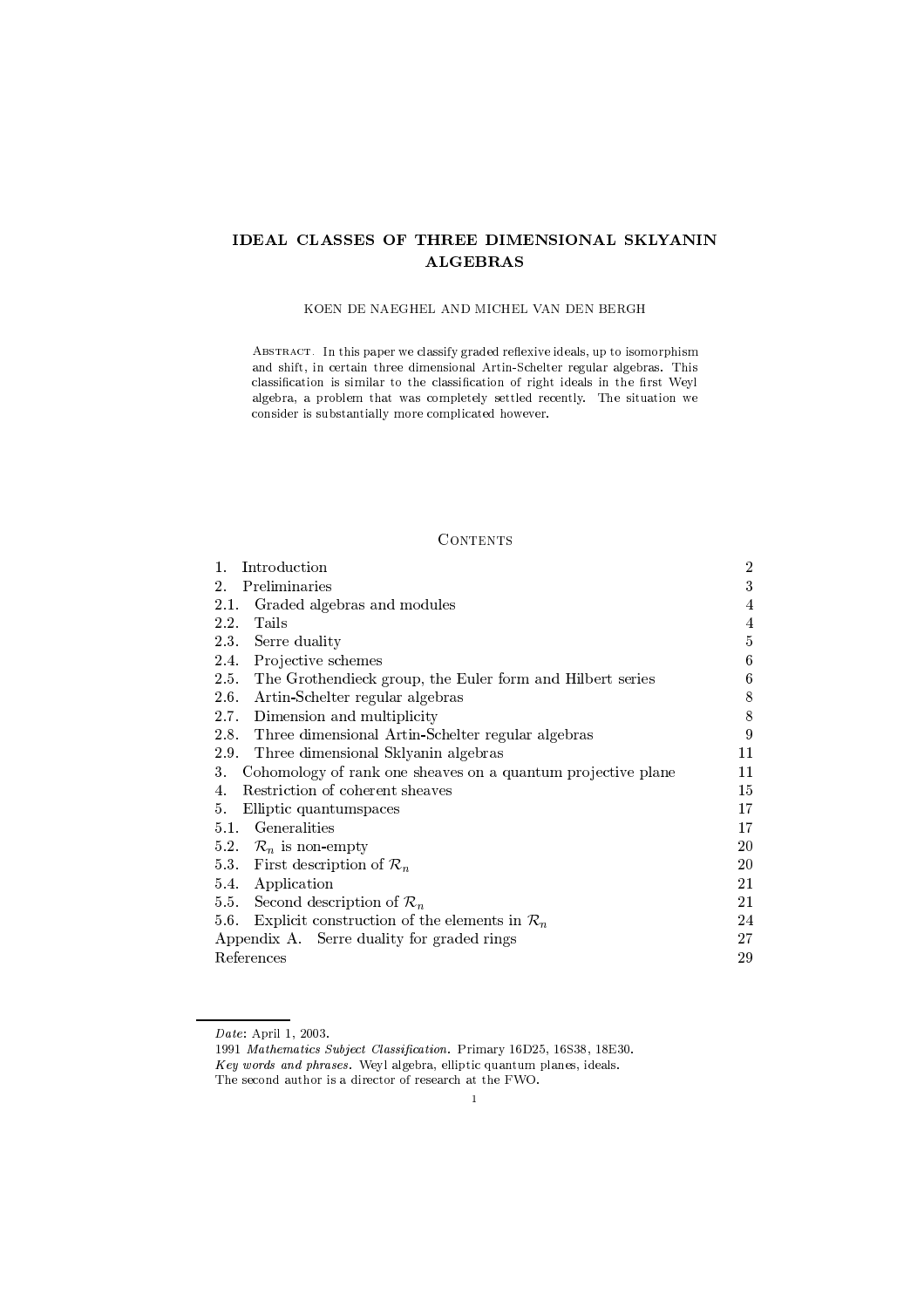# IDEAL CLASSES OF THREE DIMENSIONAL SKLYANIN ALGEBRAS

KOEN DE NAEGHEL AND MICHEL VAN DEN BERGH

Abstract. In this paper we classify graded reflexive ideals, up to isomorphism and shift, in certain three dimensional Artin-Schelter regular algebras. This classification is similar to the classification of right ideals in the first Weyl algebra, a problem that was completely settled recently. The situation we consider is substantially more complicated however.

## Contents

| | |
|---|---|
| 1. Introduction | 2 |
| 2. Preliminaries | 3 |
| 2.1. Graded algebras and modules | 4 |
| 2.2. Tails | 4 |
| 2.3. Serre duality | 5 |
| 2.4. Projective schemes | 6 |
| 2.5. The Grothendieck group, the Euler form and Hilbert series | 6 |
| 2.6. Artin-Schelter regular algebras | 8 |
| 2.7. Dimension and multiplicity | 8 |
| 2.8. Three dimensional Artin-Schelter regular algebras | 9 |
| 2.9. Three dimensional Sklyanin algebras | 11 |
| 3. Cohomology of rank one sheaves on a quantum projective plane | 11 |
| 4. Restriction of coherent sheaves | 15 |
| 5. Elliptic quantumspaces | 17 |
| 5.1. Generalities | 17 |
| 5.2. $\mathcal{R}_n$ is non-empty | 20 |
| 5.3. First description of $\mathcal{R}_n$ | 20 |
| 5.4. Application | 21 |
| 5.5. Second description of $\mathcal{R}_n$ | 21 |
| 5.6. Explicit construction of the elements in $\mathcal{R}_n$ | 24 |
| Appendix A. Serre duality for graded rings | 27 |
| References | 29 |

*Date*: April 1, 2003.

1991 *Mathematics Subject Classification*. Primary 16D25, 16S38, 18E30.

*Key words and phrases*. Weyl algebra, elliptic quantum planes, ideals.

The second author is a director of research at the FWO.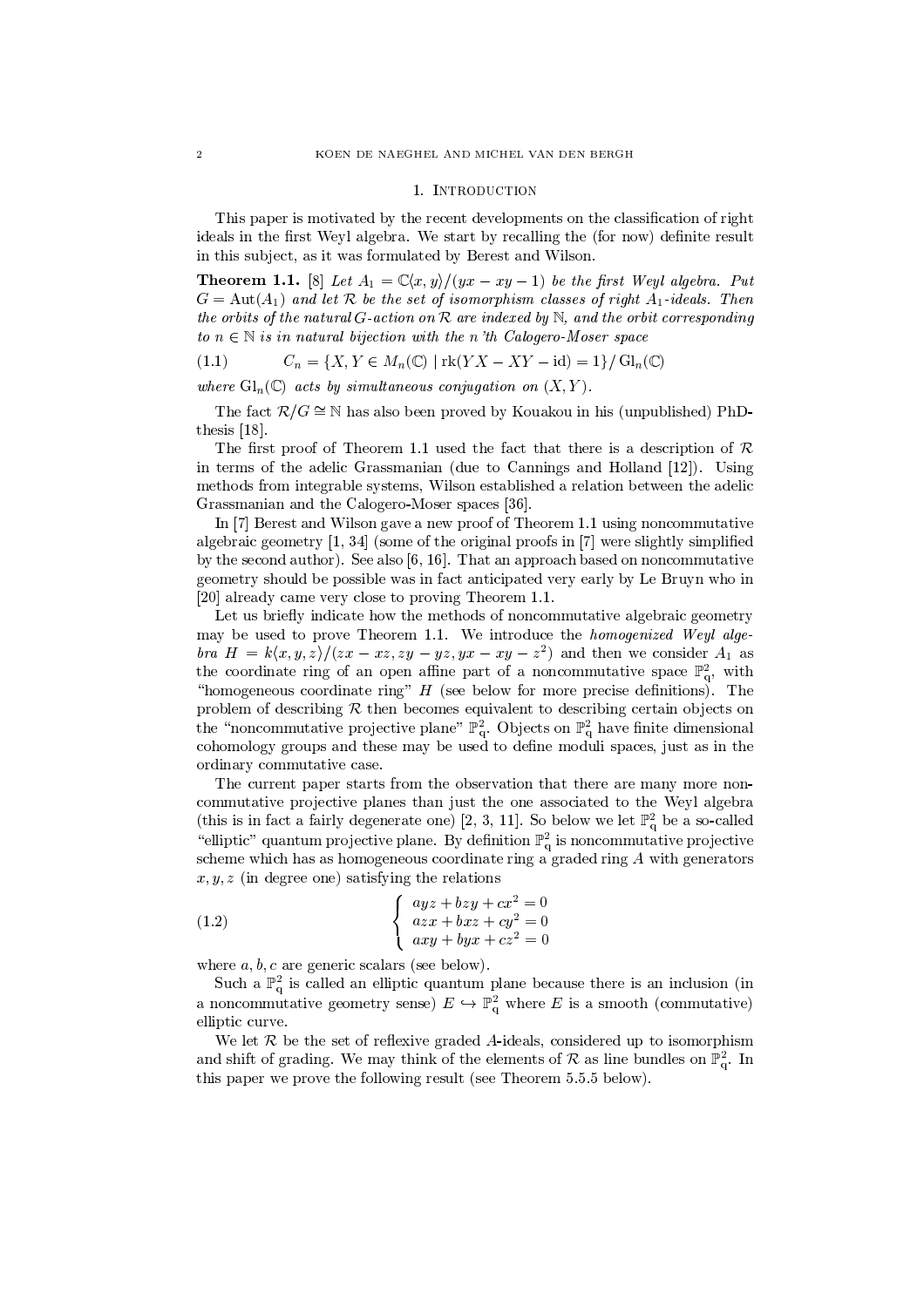## 1. Introduction

This paper is motivated by the recent developments on the classification of right ideals in the first Weyl algebra. We start by recalling the (for now) definite result in this subject, as it was formulated by Berest and Wilson.

**Theorem 1.1.** [8] *Let $A_1 = \mathbb{C}\langle x, y\rangle/(yx - xy - 1)$ be the first Weyl algebra. Put $G = \operatorname{Aut}(A_1)$ and let $\mathcal{R}$ be the set of isomorphism classes of right $A_1$-ideals. Then the orbits of the natural $G$-action on $\mathcal{R}$ are indexed by $\mathbb{N}$, and the orbit corresponding to $n \in \mathbb{N}$ is in natural bijection with the $n$'th Calogero-Moser space*

$$C_n = \{X, Y \in M_n(\mathbb{C}) \mid \operatorname{rk}(YX - XY - \mathrm{id}) = 1\}/\operatorname{Gl}_n(\mathbb{C}) \tag{1.1}$$

*where $\operatorname{Gl}_n(\mathbb{C})$ acts by simultaneous conjugation on $(X, Y)$.*

The fact $\mathcal{R}/G \cong \mathbb{N}$ has also been proved by Kouakou in his (unpublished) PhD-thesis [18].

The first proof of Theorem 1.1 used the fact that there is a description of $\mathcal{R}$ in terms of the adelic Grassmanian (due to Cannings and Holland [12]). Using methods from integrable systems, Wilson established a relation between the adelic Grassmanian and the Calogero-Moser spaces [36].

In [7] Berest and Wilson gave a new proof of Theorem 1.1 using noncommutative algebraic geometry [1, 34] (some of the original proofs in [7] were slightly simplified by the second author). See also [6, 16]. That an approach based on noncommutative geometry should be possible was in fact anticipated very early by Le Bruyn who in [20] already came very close to proving Theorem 1.1.

Let us briefly indicate how the methods of noncommutative algebraic geometry may be used to prove Theorem 1.1. We introduce the *homogenized Weyl algebra* $H = k\langle x, y, z\rangle/(zx - xz, zy - yz, yx - xy - z^2)$ and then we consider $A_1$ as the coordinate ring of an open affine part of a noncommutative space $\mathbb{P}^2_q$, with "homogeneous coordinate ring" $H$ (see below for more precise definitions). The problem of describing $\mathcal{R}$ then becomes equivalent to describing certain objects on the "noncommutative projective plane" $\mathbb{P}^2_q$. Objects on $\mathbb{P}^2_q$ have finite dimensional cohomology groups and these may be used to define moduli spaces, just as in the ordinary commutative case.

The current paper starts from the observation that there are many more noncommutative projective planes than just the one associated to the Weyl algebra (this is in fact a fairly degenerate one) [2, 3, 11]. So below we let $\mathbb{P}^2_q$ be a so-called "elliptic" quantum projective plane. By definition $\mathbb{P}^2_q$ is noncommutative projective scheme which has as homogeneous coordinate ring a graded ring $A$ with generators $x, y, z$ (in degree one) satisfying the relations

$$\begin{cases} ayz + bzy + cx^2 = 0 \\ azx + bxz + cy^2 = 0 \\ axy + byx + cz^2 = 0 \end{cases} \tag{1.2}$$

where $a, b, c$ are generic scalars (see below).

Such a $\mathbb{P}^2_q$ is called an elliptic quantum plane because there is an inclusion (in a noncommutative geometry sense) $E \hookrightarrow \mathbb{P}^2_q$ where $E$ is a smooth (commutative) elliptic curve.

We let $\mathcal{R}$ be the set of reflexive graded $A$-ideals, considered up to isomorphism and shift of grading. We may think of the elements of $\mathcal{R}$ as line bundles on $\mathbb{P}^2_q$. In this paper we prove the following result (see Theorem 5.5.5 below).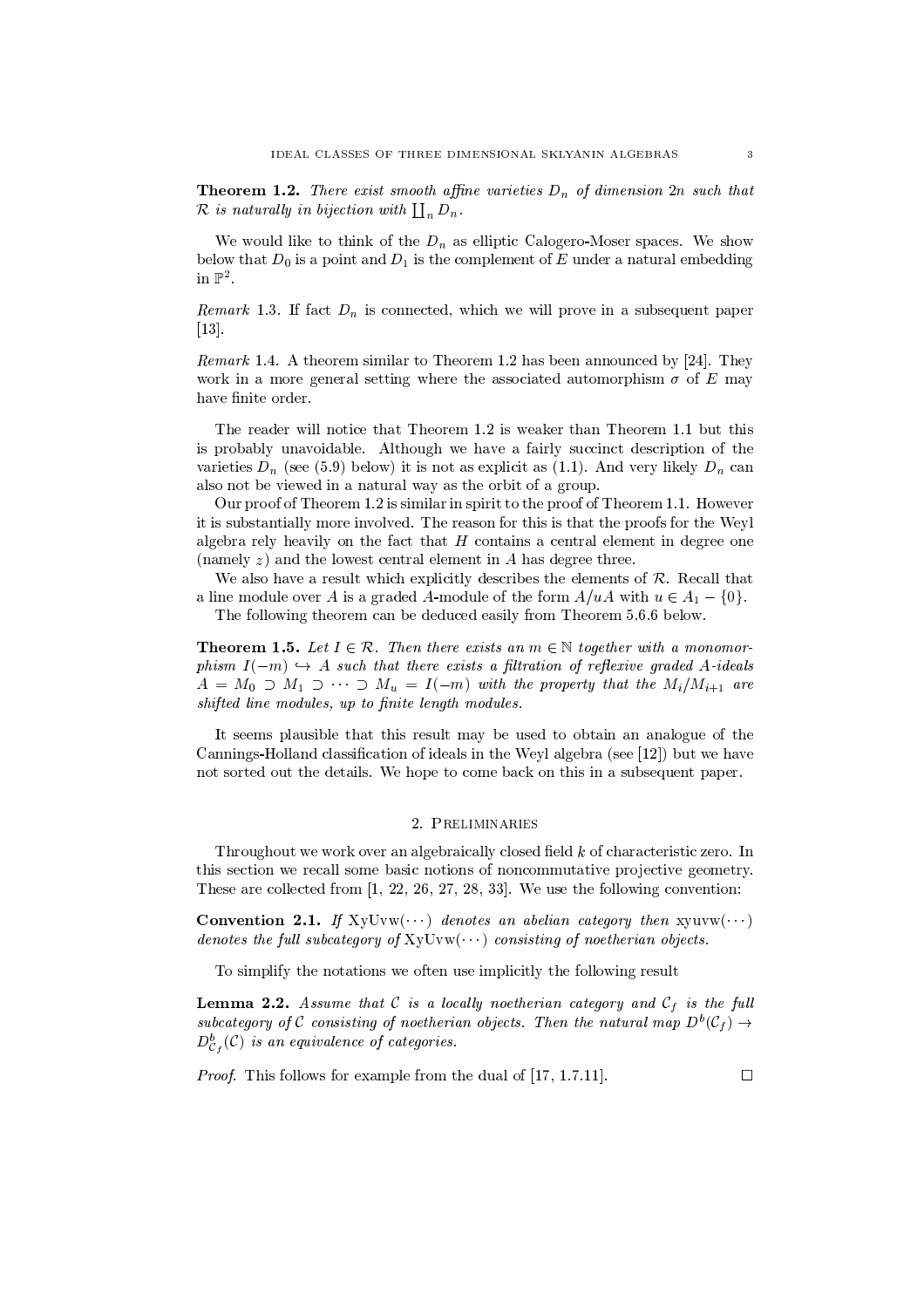**Theorem 1.2.** *There exist smooth affine varieties $D_n$ of dimension $2n$ such that $\mathcal{R}$ is naturally in bijection with $\coprod_n D_n$.*

We would like to think of the $D_n$ as elliptic Calogero-Moser spaces. We show below that $D_0$ is a point and $D_1$ is the complement of $E$ under a natural embedding in $\mathbb{P}^2$.

*Remark* 1.3. If fact $D_n$ is connected, which we will prove in a subsequent paper [13].

*Remark* 1.4. A theorem similar to Theorem 1.2 has been announced by [24]. They work in a more general setting where the associated automorphism $\sigma$ of $E$ may have finite order.

The reader will notice that Theorem 1.2 is weaker than Theorem 1.1 but this is probably unavoidable. Although we have a fairly succinct description of the varieties $D_n$ (see (5.9) below) it is not as explicit as (1.1). And very likely $D_n$ can also not be viewed in a natural way as the orbit of a group.

Our proof of Theorem 1.2 is similar in spirit to the proof of Theorem 1.1. However it is substantially more involved. The reason for this is that the proofs for the Weyl algebra rely heavily on the fact that $H$ contains a central element in degree one (namely $z$) and the lowest central element in $A$ has degree three.

We also have a result which explicitly describes the elements of $\mathcal{R}$. Recall that a line module over $A$ is a graded $A$-module of the form $A/uA$ with $u \in A_1 - \{0\}$.

The following theorem can be deduced easily from Theorem 5.6.6 below.

**Theorem 1.5.** *Let $I \in \mathcal{R}$. Then there exists an $m \in \mathbb{N}$ together with a monomorphism $I(-m) \hookrightarrow A$ such that there exists a filtration of reflexive graded $A$-ideals $A = M_0 \supset M_1 \supset \cdots \supset M_u = I(-m)$ with the property that the $M_i/M_{i+1}$ are shifted line modules, up to finite length modules.*

It seems plausible that this result may be used to obtain an analogue of the Cannings-Holland classification of ideals in the Weyl algebra (see [12]) but we have not sorted out the details. We hope to come back on this in a subsequent paper.

## 2. Preliminaries

Throughout we work over an algebraically closed field $k$ of characteristic zero. In this section we recall some basic notions of noncommutative projective geometry. These are collected from [1, 22, 26, 27, 28, 33]. We use the following convention:

**Convention 2.1.** *If* $\mathrm{XyUvw}(\cdots)$ *denotes an abelian category then* $\mathrm{xyuvw}(\cdots)$ *denotes the full subcategory of* $\mathrm{XyUvw}(\cdots)$ *consisting of noetherian objects.*

To simplify the notations we often use implicitly the following result

**Lemma 2.2.** *Assume that $\mathcal{C}$ is a locally noetherian category and $\mathcal{C}_f$ is the full subcategory of $\mathcal{C}$ consisting of noetherian objects. Then the natural map $D^b(\mathcal{C}_f) \to D^b_{\mathcal{C}_f}(\mathcal{C})$ is an equivalence of categories.*

*Proof.* This follows for example from the dual of [17, 1.7.11]. ∎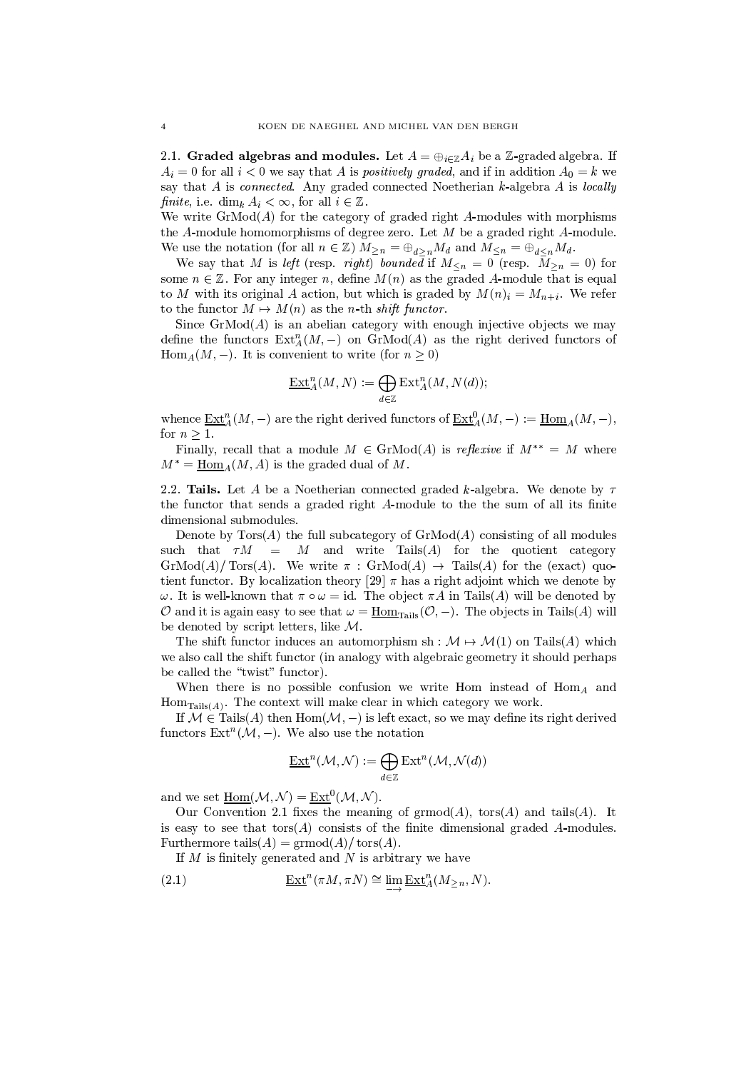2.1. **Graded algebras and modules.** Let $A = \oplus_{i\in\mathbb{Z}} A_i$ be a $\mathbb{Z}$-graded algebra. If $A_i = 0$ for all $i < 0$ we say that $A$ is *positively graded*, and if in addition $A_0 = k$ we say that $A$ is *connected*. Any graded connected Noetherian $k$-algebra $A$ is *locally finite*, i.e. $\dim_k A_i < \infty$, for all $i \in \mathbb{Z}$.

We write $\mathrm{GrMod}(A)$ for the category of graded right $A$-modules with morphisms the $A$-module homomorphisms of degree zero. Let $M$ be a graded right $A$-module. We use the notation (for all $n \in \mathbb{Z}$) $M_{\geq n} = \oplus_{d\geq n} M_d$ and $M_{\leq n} = \oplus_{d\leq n} M_d$.

We say that $M$ is *left* (resp. *right*) *bounded* if $M_{\leq n} = 0$ (resp. $M_{\geq n} = 0$) for some $n \in \mathbb{Z}$. For any integer $n$, define $M(n)$ as the graded $A$-module that is equal to $M$ with its original $A$ action, but which is graded by $M(n)_i = M_{n+i}$. We refer to the functor $M \mapsto M(n)$ as the $n$-th *shift functor*.

Since $\mathrm{GrMod}(A)$ is an abelian category with enough injective objects we may define the functors $\mathrm{Ext}^n_A(M, -)$ on $\mathrm{GrMod}(A)$ as the right derived functors of $\mathrm{Hom}_A(M, -)$. It is convenient to write (for $n \geq 0$)

$$\underline{\mathrm{Ext}}^n_A(M, N) := \bigoplus_{d\in\mathbb{Z}} \mathrm{Ext}^n_A(M, N(d));$$

whence $\underline{\mathrm{Ext}}^n_A(M, -)$ are the right derived functors of $\underline{\mathrm{Ext}}^0_A(M, -) := \underline{\mathrm{Hom}}_A(M, -)$, for $n \geq 1$.

Finally, recall that a module $M \in \mathrm{GrMod}(A)$ is *reflexive* if $M^{**} = M$ where $M^* = \underline{\mathrm{Hom}}_A(M, A)$ is the graded dual of $M$.

2.2. **Tails.** Let $A$ be a Noetherian connected graded $k$-algebra. We denote by $\tau$ the functor that sends a graded right $A$-module to the the sum of all its finite dimensional submodules.

Denote by $\mathrm{Tors}(A)$ the full subcategory of $\mathrm{GrMod}(A)$ consisting of all modules such that $\tau M = M$ and write $\mathrm{Tails}(A)$ for the quotient category $\mathrm{GrMod}(A)/\mathrm{Tors}(A)$. We write $\pi : \mathrm{GrMod}(A) \to \mathrm{Tails}(A)$ for the (exact) quotient functor. By localization theory [29] $\pi$ has a right adjoint which we denote by $\omega$. It is well-known that $\pi \circ \omega = \mathrm{id}$. The object $\pi A$ in $\mathrm{Tails}(A)$ will be denoted by $\mathcal{O}$ and it is again easy to see that $\omega = \underline{\mathrm{Hom}}_{\mathrm{Tails}}(\mathcal{O}, -)$. The objects in $\mathrm{Tails}(A)$ will be denoted by script letters, like $\mathcal{M}$.

The shift functor induces an automorphism $\mathrm{sh} : \mathcal{M} \mapsto \mathcal{M}(1)$ on $\mathrm{Tails}(A)$ which we also call the shift functor (in analogy with algebraic geometry it should perhaps be called the "twist" functor).

When there is no possible confusion we write Hom instead of $\mathrm{Hom}_A$ and $\mathrm{Hom}_{\mathrm{Tails}(A)}$. The context will make clear in which category we work.

If $\mathcal{M} \in \mathrm{Tails}(A)$ then $\mathrm{Hom}(\mathcal{M}, -)$ is left exact, so we may define its right derived functors $\mathrm{Ext}^n(\mathcal{M}, -)$. We also use the notation

$$\underline{\mathrm{Ext}}^n(\mathcal{M}, \mathcal{N}) := \bigoplus_{d\in\mathbb{Z}} \mathrm{Ext}^n(\mathcal{M}, \mathcal{N}(d))$$

and we set $\underline{\mathrm{Hom}}(\mathcal{M}, \mathcal{N}) = \underline{\mathrm{Ext}}^0(\mathcal{M}, \mathcal{N})$.

Our Convention 2.1 fixes the meaning of $\mathrm{grmod}(A)$, $\mathrm{tors}(A)$ and $\mathrm{tails}(A)$. It is easy to see that $\mathrm{tors}(A)$ consists of the finite dimensional graded $A$-modules. Furthermore $\mathrm{tails}(A) = \mathrm{grmod}(A)/\mathrm{tors}(A)$.

If $M$ is finitely generated and $N$ is arbitrary we have

$$\underline{\mathrm{Ext}}^n(\pi M, \pi N) \cong \varinjlim \underline{\mathrm{Ext}}^n_A(M_{\geq n}, N). \tag{2.1}$$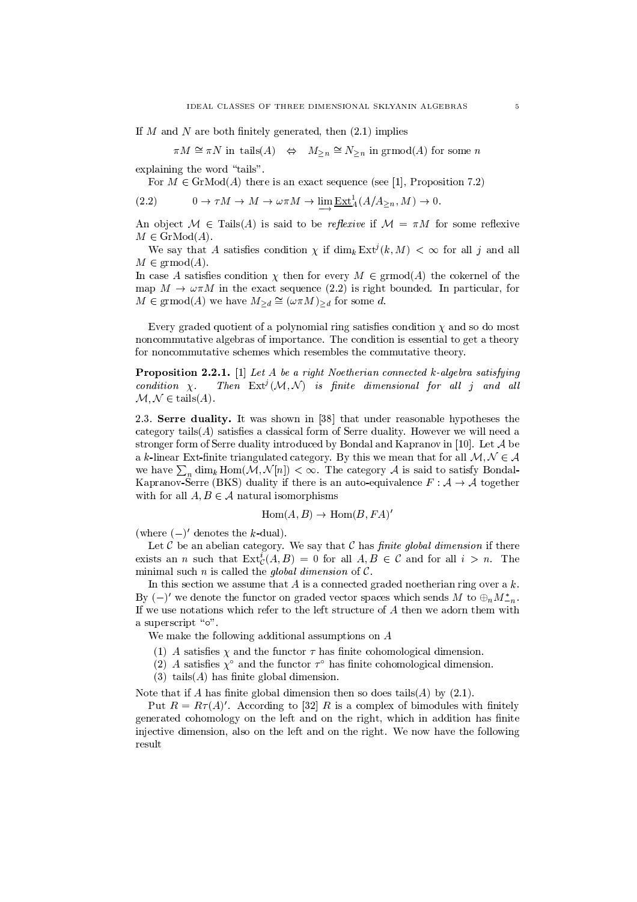If $M$ and $N$ are both finitely generated, then (2.1) implies

$$\pi M \cong \pi N \text{ in } \operatorname{tails}(A) \quad \Leftrightarrow \quad M_{\geq n} \cong N_{\geq n} \text{ in } \operatorname{grmod}(A) \text{ for some } n$$

explaining the word "tails".

For $M \in \operatorname{GrMod}(A)$ there is an exact sequence (see [1], Proposition 7.2)

$$0 \to \tau M \to M \to \omega\pi M \to \varinjlim \underline{\operatorname{Ext}}^1_A(A/A_{\geq n}, M) \to 0. \tag{2.2}$$

An object $\mathcal{M} \in \operatorname{Tails}(A)$ is said to be *reflexive* if $\mathcal{M} = \pi M$ for some reflexive $M \in \operatorname{GrMod}(A)$.

We say that $A$ satisfies condition $\chi$ if $\dim_k \operatorname{Ext}^j(k, M) < \infty$ for all $j$ and all $M \in \operatorname{grmod}(A)$.

In case $A$ satisfies condition $\chi$ then for every $M \in \operatorname{grmod}(A)$ the cokernel of the map $M \to \omega\pi M$ in the exact sequence (2.2) is right bounded. In particular, for $M \in \operatorname{grmod}(A)$ we have $M_{\geq d} \cong (\omega\pi M)_{\geq d}$ for some $d$.

Every graded quotient of a polynomial ring satisfies condition $\chi$ and so do most noncommutative algebras of importance. The condition is essential to get a theory for noncommutative schemes which resembles the commutative theory.

**Proposition 2.2.1.** [1] *Let $A$ be a right Noetherian connected $k$-algebra satisfying condition $\chi$. Then $\operatorname{Ext}^j(\mathcal{M}, \mathcal{N})$ is finite dimensional for all $j$ and all $\mathcal{M}, \mathcal{N} \in \operatorname{tails}(A)$.*

**2.3. Serre duality.** It was shown in [38] that under reasonable hypotheses the category $\operatorname{tails}(A)$ satisfies a classical form of Serre duality. However we will need a stronger form of Serre duality introduced by Bondal and Kapranov in [10]. Let $\mathcal{A}$ be a $k$-linear Ext-finite triangulated category. By this we mean that for all $\mathcal{M}, \mathcal{N} \in \mathcal{A}$ we have $\sum_n \dim_k \operatorname{Hom}(\mathcal{M}, \mathcal{N}[n]) < \infty$. The category $\mathcal{A}$ is said to satisfy Bondal-Kapranov-Serre (BKS) duality if there is an auto-equivalence $F : \mathcal{A} \to \mathcal{A}$ together with for all $A, B \in \mathcal{A}$ natural isomorphisms

$$\operatorname{Hom}(A, B) \to \operatorname{Hom}(B, FA)'$$

(where $(-)'$ denotes the $k$-dual).

Let $\mathcal{C}$ be an abelian category. We say that $\mathcal{C}$ has *finite global dimension* if there exists an $n$ such that $\operatorname{Ext}^i_{\mathcal{C}}(A, B) = 0$ for all $A, B \in \mathcal{C}$ and for all $i > n$. The minimal such $n$ is called the *global dimension* of $\mathcal{C}$.

In this section we assume that $A$ is a connected graded noetherian ring over a $k$. By $(-)'$ we denote the functor on graded vector spaces which sends $M$ to $\oplus_n M^*_{-n}$. If we use notations which refer to the left structure of $A$ then we adorn them with a superscript "$\circ$".

We make the following additional assumptions on $A$

1. $A$ satisfies $\chi$ and the functor $\tau$ has finite cohomological dimension.
2. $A$ satisfies $\chi^\circ$ and the functor $\tau^\circ$ has finite cohomological dimension.
3. $\operatorname{tails}(A)$ has finite global dimension.

Note that if $A$ has finite global dimension then so does $\operatorname{tails}(A)$ by (2.1).

Put $R = R\tau(A)'$. According to [32] $R$ is a complex of bimodules with finitely generated cohomology on the left and on the right, which in addition has finite injective dimension, also on the left and on the right. We now have the following result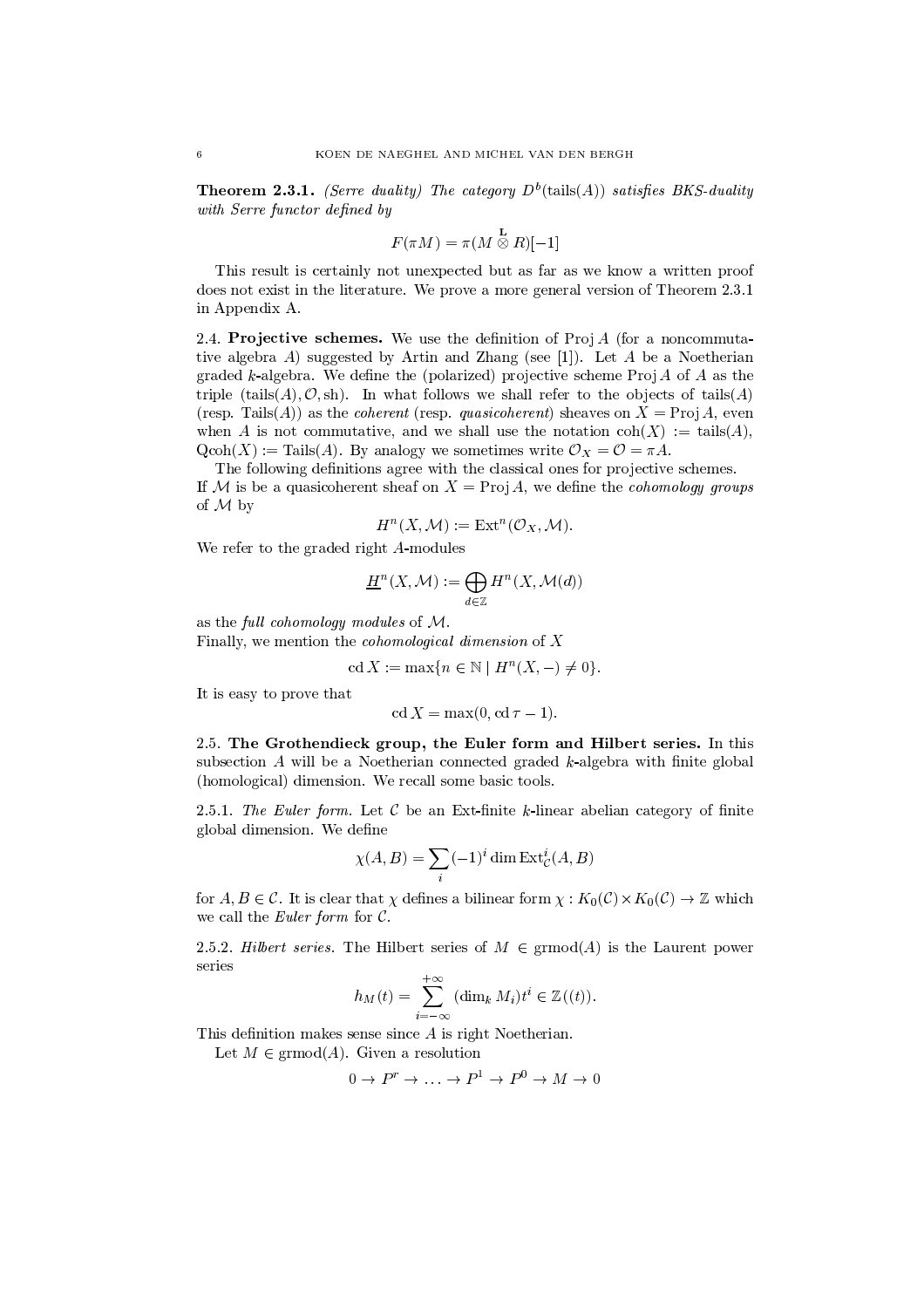**Theorem 2.3.1.** *(Serre duality) The category $D^b(\text{tails}(A))$ satisfies BKS-duality with Serre functor defined by*

$$F(\pi M) = \pi(M \overset{\mathbf{L}}{\otimes} R)[-1]$$

This result is certainly not unexpected but as far as we know a written proof does not exist in the literature. We prove a more general version of Theorem 2.3.1 in Appendix A.

**2.4. Projective schemes.** We use the definition of $\operatorname{Proj} A$ (for a noncommutative algebra $A$) suggested by Artin and Zhang (see [1]). Let $A$ be a Noetherian graded $k$-algebra. We define the (polarized) projective scheme $\operatorname{Proj} A$ of $A$ as the triple $(\text{tails}(A), \mathcal{O}, \text{sh})$. In what follows we shall refer to the objects of $\text{tails}(A)$ (resp. $\text{Tails}(A)$) as the *coherent* (resp. *quasicoherent*) sheaves on $X = \operatorname{Proj} A$, even when $A$ is not commutative, and we shall use the notation $\text{coh}(X) := \text{tails}(A)$, $\text{Qcoh}(X) := \text{Tails}(A)$. By analogy we sometimes write $\mathcal{O}_X = \mathcal{O} = \pi A$.

The following definitions agree with the classical ones for projective schemes.
If $\mathcal{M}$ is be a quasicoherent sheaf on $X = \operatorname{Proj} A$, we define the *cohomology groups* of $\mathcal{M}$ by

$$H^n(X, \mathcal{M}) := \operatorname{Ext}^n(\mathcal{O}_X, \mathcal{M}).$$

We refer to the graded right $A$-modules

$$\underline{H}^n(X, \mathcal{M}) := \bigoplus_{d \in \mathbb{Z}} H^n(X, \mathcal{M}(d))$$

as the *full cohomology modules* of $\mathcal{M}$.
Finally, we mention the *cohomological dimension* of $X$

$$\operatorname{cd} X := \max\{n \in \mathbb{N} \mid H^n(X, -) \neq 0\}.$$

It is easy to prove that

$$\operatorname{cd} X = \max(0, \operatorname{cd} \tau - 1).$$

**2.5. The Grothendieck group, the Euler form and Hilbert series.** In this subsection $A$ will be a Noetherian connected graded $k$-algebra with finite global (homological) dimension. We recall some basic tools.

2.5.1. *The Euler form.* Let $\mathcal{C}$ be an Ext-finite $k$-linear abelian category of finite global dimension. We define

$$\chi(A, B) = \sum_i (-1)^i \dim \operatorname{Ext}^i_{\mathcal{C}}(A, B)$$

for $A, B \in \mathcal{C}$. It is clear that $\chi$ defines a bilinear form $\chi : K_0(\mathcal{C}) \times K_0(\mathcal{C}) \to \mathbb{Z}$ which we call the *Euler form* for $\mathcal{C}$.

2.5.2. *Hilbert series.* The Hilbert series of $M \in \text{grmod}(A)$ is the Laurent power series

$$h_M(t) = \sum_{i=-\infty}^{+\infty} (\dim_k M_i) t^i \in \mathbb{Z}((t)).$$

This definition makes sense since $A$ is right Noetherian.

Let $M \in \text{grmod}(A)$. Given a resolution

$$0 \to P^r \to \ldots \to P^1 \to P^0 \to M \to 0$$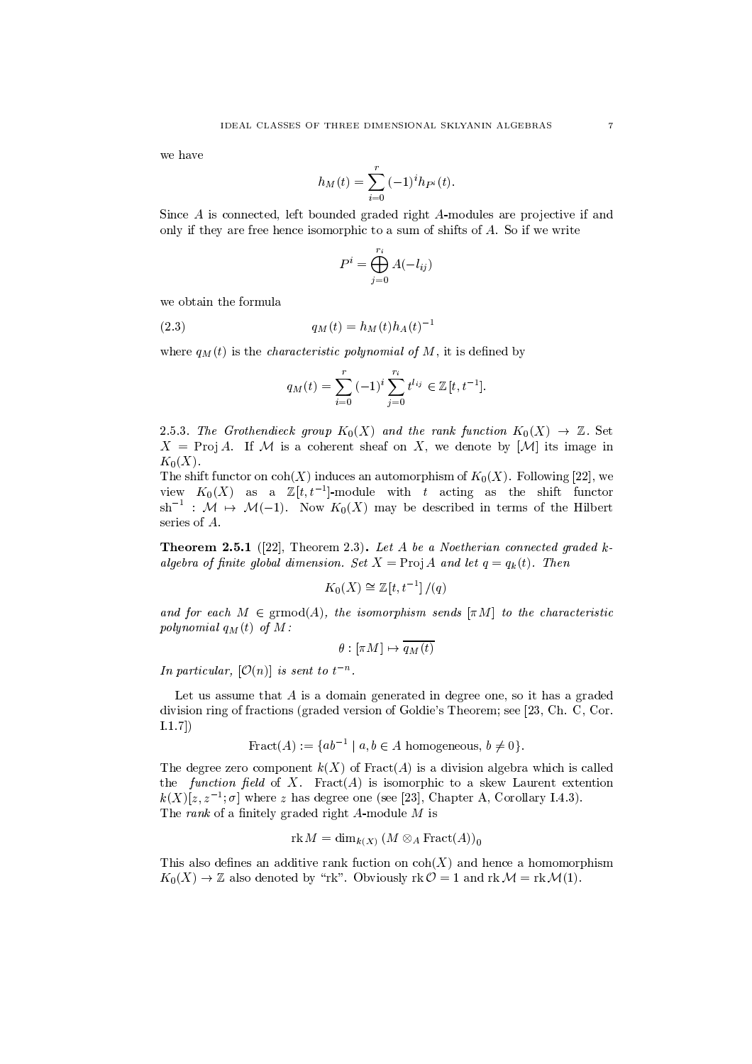we have

$$h_M(t) = \sum_{i=0}^{r} (-1)^i h_{P^i}(t).$$

Since $A$ is connected, left bounded graded right $A$-modules are projective if and only if they are free hence isomorphic to a sum of shifts of $A$. So if we write

$$P^i = \bigoplus_{j=0}^{r_i} A(-l_{ij})$$

we obtain the formula

$$q_M(t) = h_M(t) h_A(t)^{-1} \tag{2.3}$$

where $q_M(t)$ is the *characteristic polynomial of $M$*, it is defined by

$$q_M(t) = \sum_{i=0}^{r} (-1)^i \sum_{j=0}^{r_i} t^{l_{ij}} \in \mathbb{Z}[t, t^{-1}].$$

2.5.3. *The Grothendieck group $K_0(X)$ and the rank function $K_0(X) \to \mathbb{Z}$.* Set $X = \operatorname{Proj} A$. If $\mathcal{M}$ is a coherent sheaf on $X$, we denote by $[\mathcal{M}]$ its image in $K_0(X)$.
The shift functor on $\operatorname{coh}(X)$ induces an automorphism of $K_0(X)$. Following [22], we view $K_0(X)$ as a $\mathbb{Z}[t, t^{-1}]$-module with $t$ acting as the shift functor $\operatorname{sh}^{-1} : \mathcal{M} \mapsto \mathcal{M}(-1)$. Now $K_0(X)$ may be described in terms of the Hilbert series of $A$.

**Theorem 2.5.1** ([22], Theorem 2.3)**.** *Let $A$ be a Noetherian connected graded $k$-algebra of finite global dimension. Set $X = \operatorname{Proj} A$ and let $q = q_k(t)$. Then*

$$K_0(X) \cong \mathbb{Z}[t, t^{-1}]/(q)$$

*and for each $M \in \operatorname{grmod}(A)$, the isomorphism sends $[\pi M]$ to the characteristic polynomial $q_M(t)$ of $M$:*

$$\theta : [\pi M] \mapsto \overline{q_M(t)}$$

*In particular, $[\mathcal{O}(n)]$ is sent to $t^{-n}$.*

Let us assume that $A$ is a domain generated in degree one, so it has a graded division ring of fractions (graded version of Goldie's Theorem; see [23, Ch. C, Cor. I.1.7])

$$\operatorname{Fract}(A) := \{ab^{-1} \mid a, b \in A \text{ homogeneous}, b \neq 0\}.$$

The degree zero component $k(X)$ of $\operatorname{Fract}(A)$ is a division algebra which is called the *function field* of $X$. $\operatorname{Fract}(A)$ is isomorphic to a skew Laurent extention $k(X)[z, z^{-1}; \sigma]$ where $z$ has degree one (see [23], Chapter A, Corollary I.4.3).
The *rank* of a finitely graded right $A$-module $M$ is

$$\operatorname{rk} M = \dim_{k(X)} (M \otimes_A \operatorname{Fract}(A))_0$$

This also defines an additive rank fuction on $\operatorname{coh}(X)$ and hence a homomorphism $K_0(X) \to \mathbb{Z}$ also denoted by "rk". Obviously $\operatorname{rk} \mathcal{O} = 1$ and $\operatorname{rk} \mathcal{M} = \operatorname{rk} \mathcal{M}(1)$.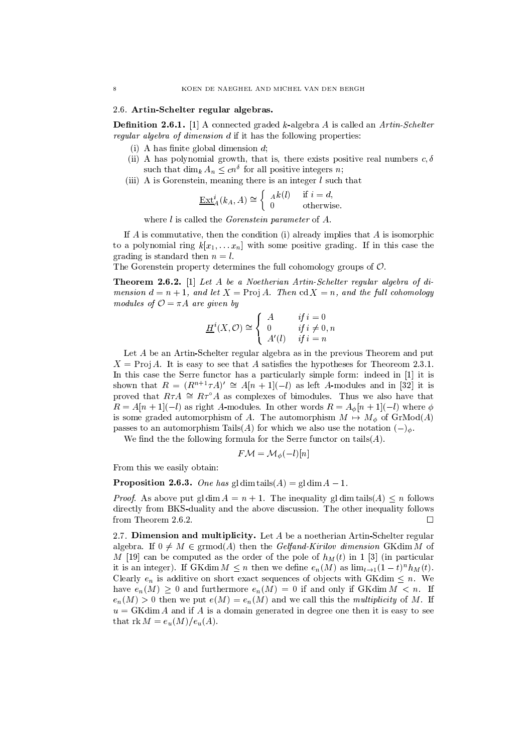### 2.6. Artin-Schelter regular algebras.

**Definition 2.6.1.** [1] A connected graded $k$-algebra $A$ is called an *Artin-Schelter regular algebra of dimension $d$* if it has the following properties:

(i) A has finite global dimension $d$;

(ii) A has polynomial growth, that is, there exists positive real numbers $c, \delta$ such that $\dim_k A_n \leq cn^\delta$ for all positive integers $n$;

(iii) A is Gorenstein, meaning there is an integer $l$ such that

$$\underline{\mathrm{Ext}}^i_A(k_A, A) \cong \begin{cases} {}_Ak(l) & \text{if } i = d, \\ 0 & \text{otherwise.} \end{cases}$$

where $l$ is called the *Gorenstein parameter* of $A$.

If $A$ is commutative, then the condition (i) already implies that $A$ is isomorphic to a polynomial ring $k[x_1, \ldots x_n]$ with some positive grading. If in this case the grading is standard then $n = l$.
The Gorenstein property determines the full cohomology groups of $\mathcal{O}$.

**Theorem 2.6.2.** [1] *Let $A$ be a Noetherian Artin-Schelter regular algebra of dimension $d = n + 1$, and let $X = \operatorname{Proj} A$. Then $\operatorname{cd} X = n$, and the full cohomology modules of $\mathcal{O} = \pi A$ are given by*

$$\underline{H}^i(X, \mathcal{O}) \cong \begin{cases} A & \text{if } i = 0 \\ 0 & \text{if } i \neq 0, n \\ A'(l) & \text{if } i = n \end{cases}$$

Let $A$ be an Artin-Schelter regular algebra as in the previous Theorem and put $X = \operatorname{Proj} A$. It is easy to see that $A$ satisfies the hypotheses for Theoreom 2.3.1. In this case the Serre functor has a particularly simple form: indeed in [1] it is shown that $R = (R^{n+1}\tau A)' \cong A[n+1](-l)$ as left $A$-modules and in [32] it is proved that $R\tau A \cong R\tau^\circ A$ as complexes of bimodules. Thus we also have that $R = A[n+1](-l)$ as right $A$-modules. In other words $R = A_\phi[n+1](-l)$ where $\phi$ is some graded automorphism of $A$. The automorphism $M \mapsto M_\phi$ of $\operatorname{GrMod}(A)$ passes to an automorphism $\operatorname{Tails}(A)$ for which we also use the notation $(-)_\phi$.

We find the the following formula for the Serre functor on $\operatorname{tails}(A)$.

$$F\mathcal{M} = \mathcal{M}_\phi(-l)[n]$$

From this we easily obtain:

**Proposition 2.6.3.** *One has* $\operatorname{gl\,dim} \operatorname{tails}(A) = \operatorname{gl\,dim} A - 1$.

*Proof.* As above put $\operatorname{gl\,dim} A = n + 1$. The inequality $\operatorname{gl\,dim} \operatorname{tails}(A) \leq n$ follows directly from BKS-duality and the above discussion. The other inequality follows from Theorem 2.6.2. $\square$

### 2.7. Dimension and multiplicity.

Let $A$ be a noetherian Artin-Schelter regular algebra. If $0 \neq M \in \operatorname{grmod}(A)$ then the *Gelfand-Kirilov dimension* $\operatorname{GKdim} M$ of $M$ [19] can be computed as the order of the pole of $h_M(t)$ in 1 [3] (in particular it is an integer). If $\operatorname{GKdim} M \leq n$ then we define $e_n(M)$ as $\lim_{t \to 1}(1-t)^n h_M(t)$. Clearly $e_n$ is additive on short exact sequences of objects with $\operatorname{GKdim} \leq n$. We have $e_n(M) \geq 0$ and furthermore $e_n(M) = 0$ if and only if $\operatorname{GKdim} M < n$. If $e_n(M) > 0$ then we put $e(M) = e_n(M)$ and we call this the *multiplicity* of $M$. If $u = \operatorname{GKdim} A$ and if $A$ is a domain generated in degree one then it is easy to see that $\operatorname{rk} M = e_u(M)/e_u(A)$.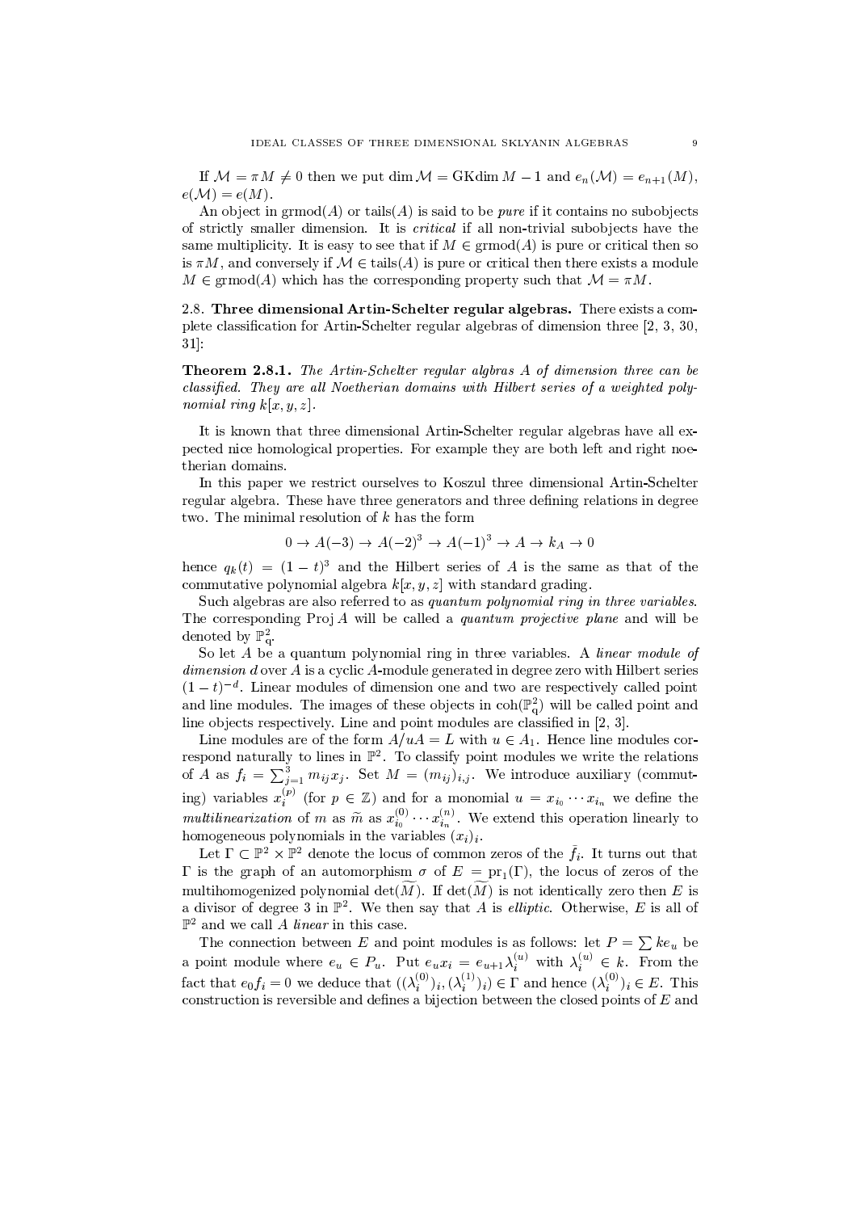If $\mathcal{M} = \pi M \neq 0$ then we put $\dim \mathcal{M} = \operatorname{GKdim} M - 1$ and $e_n(\mathcal{M}) = e_{n+1}(M)$, $e(\mathcal{M}) = e(M)$.

An object in $\operatorname{grmod}(A)$ or $\operatorname{tails}(A)$ is said to be *pure* if it contains no subobjects of strictly smaller dimension. It is *critical* if all non-trivial subobjects have the same multiplicity. It is easy to see that if $M \in \operatorname{grmod}(A)$ is pure or critical then so is $\pi M$, and conversely if $\mathcal{M} \in \operatorname{tails}(A)$ is pure or critical then there exists a module $M \in \operatorname{grmod}(A)$ which has the corresponding property such that $\mathcal{M} = \pi M$.

### 2.8. Three dimensional Artin-Schelter regular algebras.

There exists a complete classification for Artin-Schelter regular algebras of dimension three [2, 3, 30, 31]:

**Theorem 2.8.1.** *The Artin-Schelter regular algbras $A$ of dimension three can be classified. They are all Noetherian domains with Hilbert series of a weighted polynomial ring $k[x, y, z]$.*

It is known that three dimensional Artin-Schelter regular algebras have all expected nice homological properties. For example they are both left and right noetherian domains.

In this paper we restrict ourselves to Koszul three dimensional Artin-Schelter regular algebra. These have three generators and three defining relations in degree two. The minimal resolution of $k$ has the form

$$0 \to A(-3) \to A(-2)^3 \to A(-1)^3 \to A \to k_A \to 0$$

hence $q_k(t) = (1-t)^3$ and the Hilbert series of $A$ is the same as that of the commutative polynomial algebra $k[x, y, z]$ with standard grading.

Such algebras are also referred to as *quantum polynomial ring in three variables*. The corresponding $\operatorname{Proj} A$ will be called a *quantum projective plane* and will be denoted by $\mathbb{P}^2_q$.

So let $A$ be a quantum polynomial ring in three variables. A *linear module of dimension $d$* over $A$ is a cyclic $A$-module generated in degree zero with Hilbert series $(1-t)^{-d}$. Linear modules of dimension one and two are respectively called point and line modules. The images of these objects in $\operatorname{coh}(\mathbb{P}^2_q)$ will be called point and line objects respectively. Line and point modules are classified in [2, 3].

Line modules are of the form $A/uA = L$ with $u \in A_1$. Hence line modules correspond naturally to lines in $\mathbb{P}^2$. To classify point modules we write the relations of $A$ as $f_i = \sum_{j=1}^{3} m_{ij} x_j$. Set $M = (m_{ij})_{i,j}$. We introduce auxiliary (commuting) variables $x_i^{(p)}$ (for $p \in \mathbb{Z}$) and for a monomial $u = x_{i_0} \cdots x_{i_n}$ we define the *multilinearization* of $m$ as $\widetilde{m}$ as $x_{i_0}^{(0)} \cdots x_{i_n}^{(n)}$. We extend this operation linearly to homogeneous polynomials in the variables $(x_i)_i$.

Let $\Gamma \subset \mathbb{P}^2 \times \mathbb{P}^2$ denote the locus of common zeros of the $\tilde{f}_i$. It turns out that $\Gamma$ is the graph of an automorphism $\sigma$ of $E = \operatorname{pr}_1(\Gamma)$, the locus of zeros of the multihomogenized polynomial $\det(\widetilde{M})$. If $\det(\widetilde{M})$ is not identically zero then $E$ is a divisor of degree 3 in $\mathbb{P}^2$. We then say that $A$ is *elliptic*. Otherwise, $E$ is all of $\mathbb{P}^2$ and we call $A$ *linear* in this case.

The connection between $E$ and point modules is as follows: let $P = \sum k e_u$ be a point module where $e_u \in P_u$. Put $e_u x_i = e_{u+1} \lambda_i^{(u)}$ with $\lambda_i^{(u)} \in k$. From the fact that $e_0 f_i = 0$ we deduce that $((\lambda_i^{(0)})_i, (\lambda_i^{(1)})_i) \in \Gamma$ and hence $(\lambda_i^{(0)})_i \in E$. This construction is reversible and defines a bijection between the closed points of $E$ and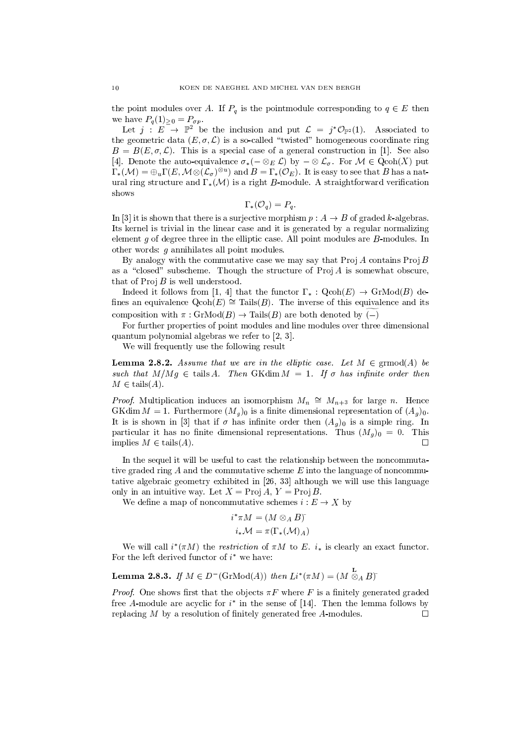the point modules over $A$. If $P_q$ is the pointmodule corresponding to $q \in E$ then we have $P_q(1)_{\geq 0} = P_{\sigma p}$.

Let $j : E \to \mathbb{P}^2$ be the inclusion and put $\mathcal{L} = j^*\mathcal{O}_{\mathbb{P}^2}(1)$. Associated to the geometric data $(E, \sigma, \mathcal{L})$ is a so-called "twisted" homogeneous coordinate ring $B = B(E, \sigma, \mathcal{L})$. This is a special case of a general construction in [1]. See also [4]. Denote the auto-equivalence $\sigma_*(- \otimes_E \mathcal{L})$ by $- \otimes \mathcal{L}_\sigma$. For $\mathcal{M} \in \mathrm{Qcoh}(X)$ put $\Gamma_*(\mathcal{M}) = \oplus_u \Gamma(E, \mathcal{M} \otimes (\mathcal{L}_\sigma)^{\otimes u})$ and $B = \Gamma_*(\mathcal{O}_E)$. It is easy to see that $B$ has a natural ring structure and $\Gamma_*(\mathcal{M})$ is a right $B$-module. A straightforward verification shows

$$\Gamma_*(\mathcal{O}_q) = P_q.$$

In [3] it is shown that there is a surjective morphism $p : A \to B$ of graded $k$-algebras. Its kernel is trivial in the linear case and it is generated by a regular normalizing element $g$ of degree three in the elliptic case. All point modules are $B$-modules. In other words: $g$ annihilates all point modules.

By analogy with the commutative case we may say that $\mathrm{Proj}\, A$ contains $\mathrm{Proj}\, B$ as a "closed" subscheme. Though the structure of $\mathrm{Proj}\, A$ is somewhat obscure, that of $\mathrm{Proj}\, B$ is well understood.

Indeed it follows from [1, 4] that the functor $\Gamma_* : \mathrm{Qcoh}(E) \to \mathrm{GrMod}(B)$ defines an equivalence $\mathrm{Qcoh}(E) \cong \mathrm{Tails}(B)$. The inverse of this equivalence and its composition with $\pi : \mathrm{GrMod}(B) \to \mathrm{Tails}(B)$ are both denoted by $\widetilde{(-)}$

For further properties of point modules and line modules over three dimensional quantum polynomial algebras we refer to [2, 3].

We will frequently use the following result

**Lemma 2.8.2.** *Assume that we are in the elliptic case. Let $M \in \mathrm{grmod}(A)$ be such that $M/Mg \in \mathrm{tails}\, A$. Then $\mathrm{GKdim}\, M = 1$. If $\sigma$ has infinite order then $M \in \mathrm{tails}(A)$.*

*Proof.* Multiplication induces an isomorphism $M_n \cong M_{n+3}$ for large $n$. Hence $\mathrm{GKdim}\, M = 1$. Furthermore $(M_g)_0$ is a finite dimensional representation of $(A_g)_0$. It is is shown in [3] that if $\sigma$ has infinite order then $(A_g)_0$ is a simple ring. In particular it has no finite dimensional representations. Thus $(M_g)_0 = 0$. This implies $M \in \mathrm{tails}(A)$. $\square$

In the sequel it will be useful to cast the relationship between the noncommutative graded ring $A$ and the commutative scheme $E$ into the language of noncommutative algebraic geometry exhibited in [26, 33] although we will use this language only in an intuitive way. Let $X = \mathrm{Proj}\, A$, $Y = \mathrm{Proj}\, B$.

We define a map of noncommutative schemes $i : E \to X$ by

$$i^*\pi M = (M \otimes_A B)\tilde{}$$
$$i_*\mathcal{M} = \pi(\Gamma_*(\mathcal{M})_A)$$

We will call $i^*(\pi M)$ the *restriction* of $\pi M$ to $E$. $i_*$ is clearly an exact functor. For the left derived functor of $i^*$ we have:

**Lemma 2.8.3.** *If $M \in D^-(\mathrm{GrMod}(A))$ then $Li^*(\pi M) = (M \overset{\mathbf{L}}{\otimes}_A B)\tilde{}$*

*Proof.* One shows first that the objects $\pi F$ where $F$ is a finitely generated graded free $A$-module are acyclic for $i^*$ in the sense of [14]. Then the lemma follows by replacing $M$ by a resolution of finitely generated free $A$-modules. $\square$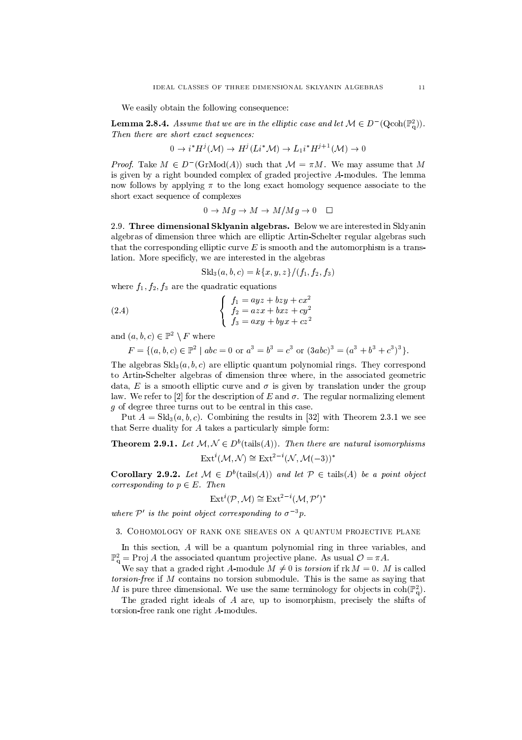We easily obtain the following consequence:

**Lemma 2.8.4.** *Assume that we are in the elliptic case and let $\mathcal{M} \in D^-(\mathrm{Qcoh}(\mathbb{P}^2_q))$. Then there are short exact sequences:*

$$0 \to i^* H^j(\mathcal{M}) \to H^j(Li^*\mathcal{M}) \to L_1 i^* H^{j+1}(\mathcal{M}) \to 0$$

*Proof.* Take $M \in D^-(\mathrm{GrMod}(A))$ such that $\mathcal{M} = \pi M$. We may assume that $M$ is given by a right bounded complex of graded projective $A$-modules. The lemma now follows by applying $\pi$ to the long exact homology sequence associate to the short exact sequence of complexes

$$0 \to Mg \to M \to M/Mg \to 0 \quad \square$$

**2.9. Three dimensional Sklyanin algebras.** Below we are interested in Sklyanin algebras of dimension three which are elliptic Artin-Schelter regular algebras such that the corresponding elliptic curve $E$ is smooth and the automorphism is a translation. More specificly, we are interested in the algebras

$$\mathrm{Skl}_3(a, b, c) = k\{x, y, z\}/(f_1, f_2, f_3)$$

where $f_1, f_2, f_3$ are the quadratic equations

$$\left\{ \begin{array}{l} f_1 = ayz + bzy + cx^2 \\ f_2 = azx + bxz + cy^2 \\ f_3 = axy + byx + cz^2 \end{array} \right. \tag{2.4}$$

and $(a, b, c) \in \mathbb{P}^2 \setminus F$ where

$$F = \{(a, b, c) \in \mathbb{P}^2 \mid abc = 0 \text{ or } a^3 = b^3 = c^3 \text{ or } (3abc)^3 = (a^3 + b^3 + c^3)^3\}.$$

The algebras $\mathrm{Skl}_3(a, b, c)$ are elliptic quantum polynomial rings. They correspond to Artin-Schelter algebras of dimension three where, in the associated geometric data, $E$ is a smooth elliptic curve and $\sigma$ is given by translation under the group law. We refer to [2] for the description of $E$ and $\sigma$. The regular normalizing element $g$ of degree three turns out to be central in this case.

Put $A = \mathrm{Skl}_3(a, b, c)$. Combining the results in [32] with Theorem 2.3.1 we see that Serre duality for $A$ takes a particularly simple form:

**Theorem 2.9.1.** *Let $\mathcal{M}, \mathcal{N} \in D^b(\mathrm{tails}(A))$. Then there are natural isomorphisms*

$$\mathrm{Ext}^i(\mathcal{M}, \mathcal{N}) \cong \mathrm{Ext}^{2-i}(\mathcal{N}, \mathcal{M}(-3))^*$$

**Corollary 2.9.2.** *Let $\mathcal{M} \in D^b(\mathrm{tails}(A))$ and let $\mathcal{P} \in \mathrm{tails}(A)$ be a point object corresponding to $p \in E$. Then*

$$\mathrm{Ext}^i(\mathcal{P}, \mathcal{M}) \cong \mathrm{Ext}^{2-i}(\mathcal{M}, \mathcal{P}')^*$$

*where $\mathcal{P}'$ is the point object corresponding to $\sigma^{-3}p$.*

## 3. Cohomology of rank one sheaves on a quantum projective plane

In this section, $A$ will be a quantum polynomial ring in three variables, and $\mathbb{P}^2_q = \mathrm{Proj}\, A$ the associated quantum projective plane. As usual $\mathcal{O} = \pi A$.

We say that a graded right $A$-module $M \neq 0$ is *torsion* if $\mathrm{rk}\, M = 0$. $M$ is called *torsion-free* if $M$ contains no torsion submodule. This is the same as saying that $M$ is pure three dimensional. We use the same terminology for objects in $\mathrm{coh}(\mathbb{P}^2_q)$.

The graded right ideals of $A$ are, up to isomorphism, precisely the shifts of torsion-free rank one right $A$-modules.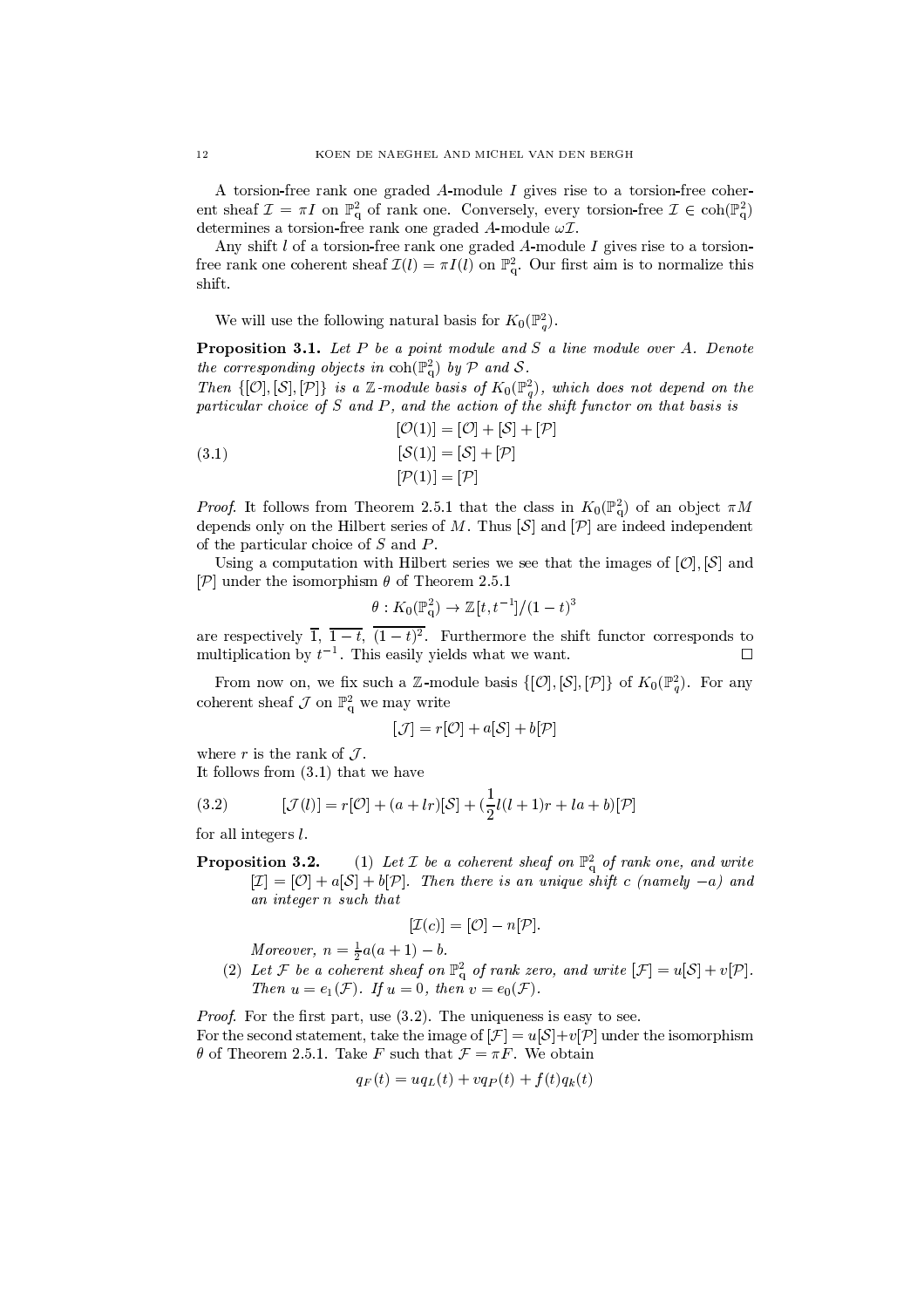A torsion-free rank one graded $A$-module $I$ gives rise to a torsion-free coherent sheaf $\mathcal{I} = \pi I$ on $\mathbb{P}^2_q$ of rank one. Conversely, every torsion-free $\mathcal{I} \in \mathrm{coh}(\mathbb{P}^2_q)$ determines a torsion-free rank one graded $A$-module $\omega\mathcal{I}$.

Any shift $l$ of a torsion-free rank one graded $A$-module $I$ gives rise to a torsion-free rank one coherent sheaf $\mathcal{I}(l) = \pi I(l)$ on $\mathbb{P}^2_q$. Our first aim is to normalize this shift.

We will use the following natural basis for $K_0(\mathbb{P}^2_q)$.

**Proposition 3.1.** *Let $P$ be a point module and $S$ a line module over $A$. Denote the corresponding objects in $\mathrm{coh}(\mathbb{P}^2_q)$ by $\mathcal{P}$ and $\mathcal{S}$.*
*Then $\{[\mathcal{O}], [\mathcal{S}], [\mathcal{P}]\}$ is a $\mathbb{Z}$-module basis of $K_0(\mathbb{P}^2_q)$, which does not depend on the particular choice of $S$ and $P$, and the action of the shift functor on that basis is*

$$\begin{aligned} [\mathcal{O}(1)] &= [\mathcal{O}] + [\mathcal{S}] + [\mathcal{P}] \\ [\mathcal{S}(1)] &= [\mathcal{S}] + [\mathcal{P}] \qquad (3.1) \\ [\mathcal{P}(1)] &= [\mathcal{P}] \end{aligned}$$

*Proof.* It follows from Theorem 2.5.1 that the class in $K_0(\mathbb{P}^2_q)$ of an object $\pi M$ depends only on the Hilbert series of $M$. Thus $[\mathcal{S}]$ and $[\mathcal{P}]$ are indeed independent of the particular choice of $S$ and $P$.

Using a computation with Hilbert series we see that the images of $[\mathcal{O}], [\mathcal{S}]$ and $[\mathcal{P}]$ under the isomorphism $\theta$ of Theorem 2.5.1

$$\theta : K_0(\mathbb{P}^2_q) \to \mathbb{Z}[t, t^{-1}]/(1-t)^3$$

are respectively $\overline{1}$, $\overline{1-t}$, $\overline{(1-t)^2}$. Furthermore the shift functor corresponds to multiplication by $t^{-1}$. This easily yields what we want. $\square$

From now on, we fix such a $\mathbb{Z}$-module basis $\{[\mathcal{O}], [\mathcal{S}], [\mathcal{P}]\}$ of $K_0(\mathbb{P}^2_q)$. For any coherent sheaf $\mathcal{J}$ on $\mathbb{P}^2_q$ we may write

$$[\mathcal{J}] = r[\mathcal{O}] + a[\mathcal{S}] + b[\mathcal{P}]$$

where $r$ is the rank of $\mathcal{J}$.
It follows from (3.1) that we have

$$[\mathcal{J}(l)] = r[\mathcal{O}] + (a + lr)[\mathcal{S}] + (\frac{1}{2}l(l+1)r + la + b)[\mathcal{P}] \qquad (3.2)$$

for all integers $l$.

**Proposition 3.2.** (1) *Let $\mathcal{I}$ be a coherent sheaf on $\mathbb{P}^2_q$ of rank one, and write $[\mathcal{I}] = [\mathcal{O}] + a[\mathcal{S}] + b[\mathcal{P}]$. Then there is an unique shift $c$ (namely $-a$) and an integer $n$ such that*

$$[\mathcal{I}(c)] = [\mathcal{O}] - n[\mathcal{P}].$$

*Moreover, $n = \frac{1}{2}a(a+1) - b$.*

(2) *Let $\mathcal{F}$ be a coherent sheaf on $\mathbb{P}^2_q$ of rank zero, and write $[\mathcal{F}] = u[\mathcal{S}] + v[\mathcal{P}]$. Then $u = e_1(\mathcal{F})$. If $u = 0$, then $v = e_0(\mathcal{F})$.*

*Proof.* For the first part, use (3.2). The uniqueness is easy to see.
For the second statement, take the image of $[\mathcal{F}] = u[\mathcal{S}] + v[\mathcal{P}]$ under the isomorphism $\theta$ of Theorem 2.5.1. Take $F$ such that $\mathcal{F} = \pi F$. We obtain

$$q_F(t) = uq_L(t) + vq_P(t) + f(t)q_k(t)$$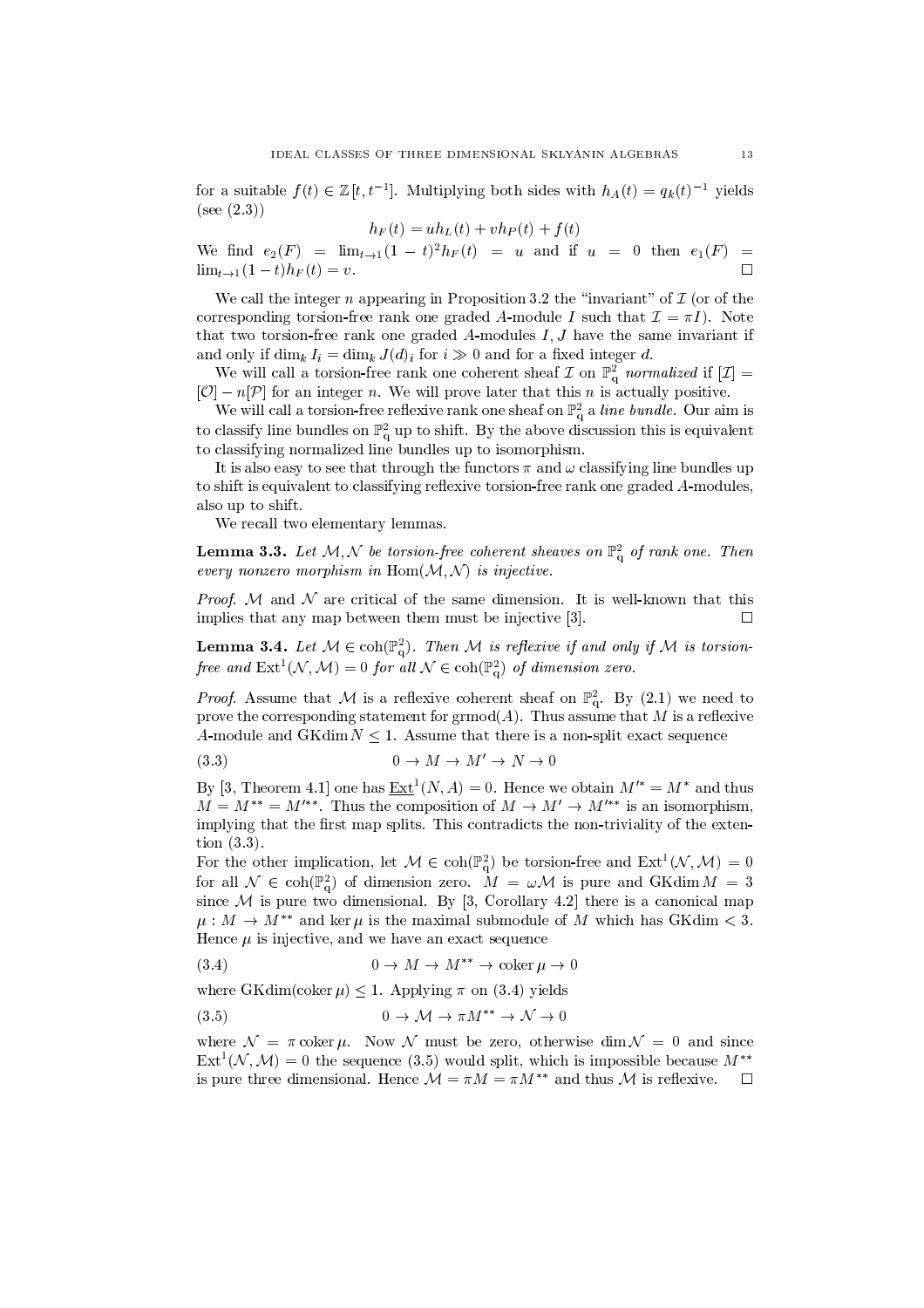for a suitable $f(t) \in \mathbb{Z}[t, t^{-1}]$. Multiplying both sides with $h_A(t) = q_k(t)^{-1}$ yields (see (2.3))

$$h_F(t) = uh_L(t) + vh_P(t) + f(t)$$

We find $e_2(F) = \lim_{t\to 1}(1-t)^2 h_F(t) = u$ and if $u = 0$ then $e_1(F) = \lim_{t\to 1}(1-t)h_F(t) = v$. □

We call the integer $n$ appearing in Proposition 3.2 the "invariant" of $\mathcal{I}$ (or of the corresponding torsion-free rank one graded $A$-module $I$ such that $\mathcal{I} = \pi I$). Note that two torsion-free rank one graded $A$-modules $I, J$ have the same invariant if and only if $\dim_k I_i = \dim_k J(d)_i$ for $i \gg 0$ and for a fixed integer $d$.

We will call a torsion-free rank one coherent sheaf $\mathcal{I}$ on $\mathbb{P}^2_q$ *normalized* if $[\mathcal{I}] = [\mathcal{O}] - n[\mathcal{P}]$ for an integer $n$. We will prove later that this $n$ is actually positive.

We will call a torsion-free reflexive rank one sheaf on $\mathbb{P}^2_q$ a *line bundle*. Our aim is to classify line bundles on $\mathbb{P}^2_q$ up to shift. By the above discussion this is equivalent to classifying normalized line bundles up to isomorphism.

It is also easy to see that through the functors $\pi$ and $\omega$ classifying line bundles up to shift is equivalent to classifying reflexive torsion-free rank one graded $A$-modules, also up to shift.

We recall two elementary lemmas.

**Lemma 3.3.** *Let $\mathcal{M}, \mathcal{N}$ be torsion-free coherent sheaves on $\mathbb{P}^2_q$ of rank one. Then every nonzero morphism in $\operatorname{Hom}(\mathcal{M}, \mathcal{N})$ is injective.*

*Proof.* $\mathcal{M}$ and $\mathcal{N}$ are critical of the same dimension. It is well-known that this implies that any map between them must be injective [3]. □

**Lemma 3.4.** *Let $\mathcal{M} \in \operatorname{coh}(\mathbb{P}^2_q)$. Then $\mathcal{M}$ is reflexive if and only if $\mathcal{M}$ is torsion-free and $\operatorname{Ext}^1(\mathcal{N}, \mathcal{M}) = 0$ for all $\mathcal{N} \in \operatorname{coh}(\mathbb{P}^2_q)$ of dimension zero.*

*Proof.* Assume that $\mathcal{M}$ is a reflexive coherent sheaf on $\mathbb{P}^2_q$. By (2.1) we need to prove the corresponding statement for $\operatorname{grmod}(A)$. Thus assume that $M$ is a reflexive $A$-module and $\operatorname{GKdim} N \leq 1$. Assume that there is a non-split exact sequence

$$0 \to M \to M' \to N \to 0 \tag{3.3}$$

By [3, Theorem 4.1] one has $\underline{\operatorname{Ext}}^1(N, A) = 0$. Hence we obtain $M'^* = M^*$ and thus $M = M^{**} = M'^{**}$. Thus the composition of $M \to M' \to M'^{**}$ is an isomorphism, implying that the first map splits. This contradicts the non-triviality of the extension (3.3).

For the other implication, let $\mathcal{M} \in \operatorname{coh}(\mathbb{P}^2_q)$ be torsion-free and $\operatorname{Ext}^1(\mathcal{N}, \mathcal{M}) = 0$ for all $\mathcal{N} \in \operatorname{coh}(\mathbb{P}^2_q)$ of dimension zero. $M = \omega\mathcal{M}$ is pure and $\operatorname{GKdim} M = 3$ since $\mathcal{M}$ is pure two dimensional. By [3, Corollary 4.2] there is a canonical map $\mu : M \to M^{**}$ and $\ker \mu$ is the maximal submodule of $M$ which has $\operatorname{GKdim} < 3$. Hence $\mu$ is injective, and we have an exact sequence

$$0 \to M \to M^{**} \to \operatorname{coker} \mu \to 0 \tag{3.4}$$

where $\operatorname{GKdim}(\operatorname{coker} \mu) \leq 1$. Applying $\pi$ on (3.4) yields

$$0 \to \mathcal{M} \to \pi M^{**} \to \mathcal{N} \to 0 \tag{3.5}$$

where $\mathcal{N} = \pi \operatorname{coker} \mu$. Now $\mathcal{N}$ must be zero, otherwise $\dim \mathcal{N} = 0$ and since $\operatorname{Ext}^1(\mathcal{N}, \mathcal{M}) = 0$ the sequence (3.5) would split, which is impossible because $M^{**}$ is pure three dimensional. Hence $\mathcal{M} = \pi M = \pi M^{**}$ and thus $\mathcal{M}$ is reflexive. □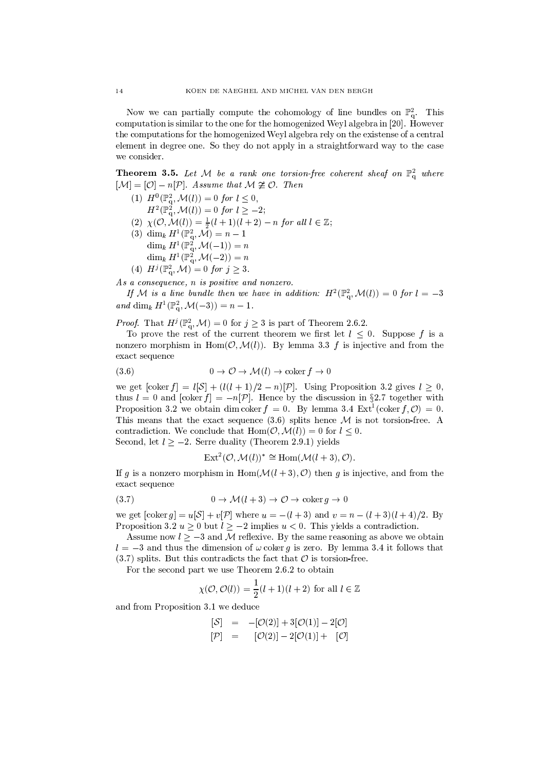Now we can partially compute the cohomology of line bundles on $\mathbb{P}^2_q$. This computation is similar to the one for the homogenized Weyl algebra in [20]. However the computations for the homogenized Weyl algebra rely on the existense of a central element in degree one. So they do not apply in a straightforward way to the case we consider.

**Theorem 3.5.** *Let $\mathcal{M}$ be a rank one torsion-free coherent sheaf on $\mathbb{P}^2_q$ where $[\mathcal{M}] = [\mathcal{O}] - n[\mathcal{P}]$. Assume that $\mathcal{M} \not\cong \mathcal{O}$. Then*

1. $H^0(\mathbb{P}^2_q, \mathcal{M}(l)) = 0$ *for* $l \leq 0$,
   $H^2(\mathbb{P}^2_q, \mathcal{M}(l)) = 0$ *for* $l \geq -2$;
2. $\chi(\mathcal{O}, \mathcal{M}(l)) = \frac{1}{2}(l+1)(l+2) - n$ *for all* $l \in \mathbb{Z}$;
3. $\dim_k H^1(\mathbb{P}^2_q, \mathcal{M}) = n - 1$
   $\dim_k H^1(\mathbb{P}^2_q, \mathcal{M}(-1)) = n$
   $\dim_k H^1(\mathbb{P}^2_q, \mathcal{M}(-2)) = n$
4. $H^j(\mathbb{P}^2_q, \mathcal{M}) = 0$ *for* $j \geq 3$.

*As a consequence, $n$ is positive and nonzero.*

*If $\mathcal{M}$ is a line bundle then we have in addition: $H^2(\mathbb{P}^2_q, \mathcal{M}(l)) = 0$ for $l = -3$ and $\dim_k H^1(\mathbb{P}^2_q, \mathcal{M}(-3)) = n - 1$.*

*Proof.* That $H^j(\mathbb{P}^2_q, \mathcal{M}) = 0$ for $j \geq 3$ is part of Theorem 2.6.2.

To prove the rest of the current theorem we first let $l \leq 0$. Suppose $f$ is a nonzero morphism in $\operatorname{Hom}(\mathcal{O}, \mathcal{M}(l))$. By lemma 3.3 $f$ is injective and from the exact sequence

$$0 \to \mathcal{O} \to \mathcal{M}(l) \to \operatorname{coker} f \to 0 \tag{3.6}$$

we get $[\operatorname{coker} f] = l[\mathcal{S}] + (l(l+1)/2 - n)[\mathcal{P}]$. Using Proposition 3.2 gives $l \geq 0$, thus $l = 0$ and $[\operatorname{coker} f] = -n[\mathcal{P}]$. Hence by the discussion in §2.7 together with Proposition 3.2 we obtain $\dim \operatorname{coker} f = 0$. By lemma 3.4 $\operatorname{Ext}^1(\operatorname{coker} f, \mathcal{O}) = 0$. This means that the exact sequence (3.6) splits hence $\mathcal{M}$ is not torsion-free. A contradiction. We conclude that $\operatorname{Hom}(\mathcal{O}, \mathcal{M}(l)) = 0$ for $l \leq 0$.
Second, let $l \geq -2$. Serre duality (Theorem 2.9.1) yields

$$\operatorname{Ext}^2(\mathcal{O}, \mathcal{M}(l))^* \cong \operatorname{Hom}(\mathcal{M}(l+3), \mathcal{O}).$$

If $g$ is a nonzero morphism in $\operatorname{Hom}(\mathcal{M}(l+3), \mathcal{O})$ then $g$ is injective, and from the exact sequence

$$0 \to \mathcal{M}(l+3) \to \mathcal{O} \to \operatorname{coker} g \to 0 \tag{3.7}$$

we get $[\operatorname{coker} g] = u[\mathcal{S}] + v[\mathcal{P}]$ where $u = -(l+3)$ and $v = n - (l+3)(l+4)/2$. By Proposition 3.2 $u \geq 0$ but $l \geq -2$ implies $u < 0$. This yields a contradiction.

Assume now $l \geq -3$ and $\mathcal{M}$ reflexive. By the same reasoning as above we obtain $l = -3$ and thus the dimension of $\omega \operatorname{coker} g$ is zero. By lemma 3.4 it follows that (3.7) splits. But this contradicts the fact that $\mathcal{O}$ is torsion-free.

For the second part we use Theorem 2.6.2 to obtain

$$\chi(\mathcal{O}, \mathcal{O}(l)) = \frac{1}{2}(l+1)(l+2) \text{ for all } l \in \mathbb{Z}$$

and from Proposition 3.1 we deduce

$$\begin{aligned}
[\mathcal{S}] &= -[\mathcal{O}(2)] + 3[\mathcal{O}(1)] - 2[\mathcal{O}] \\
[\mathcal{P}] &= \phantom{-}[\mathcal{O}(2)] - 2[\mathcal{O}(1)] + \phantom{2}[\mathcal{O}]
\end{aligned}$$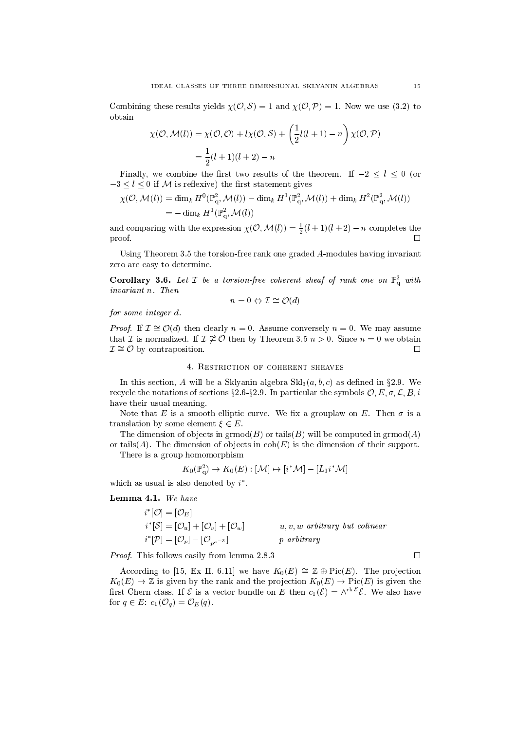Combining these results yields $\chi(\mathcal{O},\mathcal{S}) = 1$ and $\chi(\mathcal{O},\mathcal{P}) = 1$. Now we use (3.2) to obtain

$$\chi(\mathcal{O},\mathcal{M}(l)) = \chi(\mathcal{O},\mathcal{O}) + l\chi(\mathcal{O},\mathcal{S}) + \left(\frac{1}{2}l(l+1) - n\right)\chi(\mathcal{O},\mathcal{P})$$
$$= \frac{1}{2}(l+1)(l+2) - n$$

Finally, we combine the first two results of the theorem. If $-2 \leq l \leq 0$ (or $-3 \leq l \leq 0$ if $\mathcal{M}$ is reflexive) the first statement gives

$$\chi(\mathcal{O},\mathcal{M}(l)) = \dim_k H^0(\mathbb{P}^2_q,\mathcal{M}(l)) - \dim_k H^1(\mathbb{P}^2_q,\mathcal{M}(l)) + \dim_k H^2(\mathbb{P}^2_q,\mathcal{M}(l))$$
$$= -\dim_k H^1(\mathbb{P}^2_q,\mathcal{M}(l))$$

and comparing with the expression $\chi(\mathcal{O},\mathcal{M}(l)) = \frac{1}{2}(l+1)(l+2) - n$ completes the proof. $\square$

Using Theorem 3.5 the torsion-free rank one graded $A$-modules having invariant zero are easy to determine.

**Corollary 3.6.** *Let $\mathcal{I}$ be a torsion-free coherent sheaf of rank one on $\mathbb{P}^2_q$ with invariant $n$. Then*

$$n = 0 \Leftrightarrow \mathcal{I} \cong \mathcal{O}(d)$$

*for some integer $d$.*

*Proof.* If $\mathcal{I} \cong \mathcal{O}(d)$ then clearly $n = 0$. Assume conversely $n = 0$. We may assume that $\mathcal{I}$ is normalized. If $\mathcal{I} \ncong \mathcal{O}$ then by Theorem 3.5 $n > 0$. Since $n = 0$ we obtain $\mathcal{I} \cong \mathcal{O}$ by contraposition. $\square$

## 4. Restriction of coherent sheaves

In this section, $A$ will be a Sklyanin algebra $\mathrm{Skl}_3(a,b,c)$ as defined in §2.9. We recycle the notations of sections §2.6-§2.9. In particular the symbols $\mathcal{O}, E, \sigma, \mathcal{L}, B, i$ have their usual meaning.

Note that $E$ is a smooth elliptic curve. We fix a grouplaw on $E$. Then $\sigma$ is a translation by some element $\xi \in E$.

The dimension of objects in $\mathrm{grmod}(B)$ or $\mathrm{tails}(B)$ will be computed in $\mathrm{grmod}(A)$ or $\mathrm{tails}(A)$. The dimension of objects in $\mathrm{coh}(E)$ is the dimension of their support.

There is a group homomorphism

$$K_0(\mathbb{P}^2_q) \to K_0(E) : [\mathcal{M}] \mapsto [i^*\mathcal{M}] - [L_1 i^*\mathcal{M}]$$

which as usual is also denoted by $i^*$.

**Lemma 4.1.** *We have*

$$i^*[\mathcal{O}] = [\mathcal{O}_E]$$
$$i^*[\mathcal{S}] = [\mathcal{O}_u] + [\mathcal{O}_v] + [\mathcal{O}_w] \qquad u,v,w \text{ arbitrary but colinear}$$
$$i^*[\mathcal{P}] = [\mathcal{O}_p] - [\mathcal{O}_{p^{\sigma^{-3}}}] \qquad p \text{ arbitrary}$$

*Proof.* This follows easily from lemma 2.8.3 $\square$

According to [15, Ex II. 6.11] we have $K_0(E) \cong \mathbb{Z} \oplus \mathrm{Pic}(E)$. The projection $K_0(E) \to \mathbb{Z}$ is given by the rank and the projection $K_0(E) \to \mathrm{Pic}(E)$ is given the first Chern class. If $\mathcal{E}$ is a vector bundle on $E$ then $c_1(\mathcal{E}) = \wedge^{\mathrm{rk}\,\mathcal{E}}\mathcal{E}$. We also have for $q \in E$: $c_1(\mathcal{O}_q) = \mathcal{O}_E(q)$.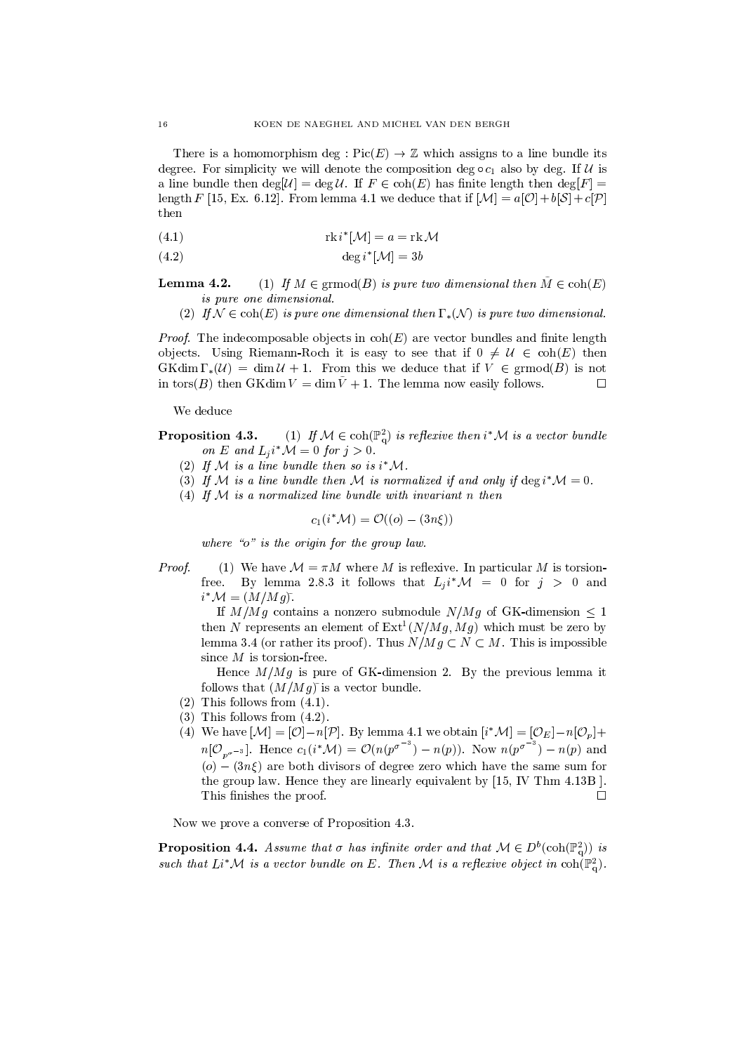There is a homomorphism $\deg : \mathrm{Pic}(E) \to \mathbb{Z}$ which assigns to a line bundle its degree. For simplicity we will denote the composition $\deg \circ c_1$ also by deg. If $\mathcal{U}$ is a line bundle then $\deg[\mathcal{U}] = \deg \mathcal{U}$. If $F \in \mathrm{coh}(E)$ has finite length then $\deg[F] = \mathrm{length}\, F$ [15, Ex. 6.12]. From lemma 4.1 we deduce that if $[\mathcal{M}] = a[\mathcal{O}] + b[\mathcal{S}] + c[\mathcal{P}]$ then

$$\mathrm{rk}\, i^*[\mathcal{M}] = a = \mathrm{rk}\,\mathcal{M} \tag{4.1}$$

$$\deg i^*[\mathcal{M}] = 3b \tag{4.2}$$

**Lemma 4.2.** *(1) If $M \in \mathrm{grmod}(B)$ is pure two dimensional then $\tilde{M} \in \mathrm{coh}(E)$ is pure one dimensional.*
*(2) If $\mathcal{N} \in \mathrm{coh}(E)$ is pure one dimensional then $\Gamma_*(\mathcal{N})$ is pure two dimensional.*

*Proof.* The indecomposable objects in $\mathrm{coh}(E)$ are vector bundles and finite length objects. Using Riemann-Roch it is easy to see that if $0 \neq \mathcal{U} \in \mathrm{coh}(E)$ then $\mathrm{GKdim}\,\Gamma_*(\mathcal{U}) = \dim \mathcal{U} + 1$. From this we deduce that if $V \in \mathrm{grmod}(B)$ is not in $\mathrm{tors}(B)$ then $\mathrm{GKdim}\, V = \dim \tilde{V} + 1$. The lemma now easily follows. $\square$

We deduce

**Proposition 4.3.** *(1) If $\mathcal{M} \in \mathrm{coh}(\mathbb{P}^2_q)$ is reflexive then $i^*\mathcal{M}$ is a vector bundle on $E$ and $L_j i^*\mathcal{M} = 0$ for $j > 0$.*
*(2) If $\mathcal{M}$ is a line bundle then so is $i^*\mathcal{M}$.*
*(3) If $\mathcal{M}$ is a line bundle then $\mathcal{M}$ is normalized if and only if $\deg i^*\mathcal{M} = 0$.*
*(4) If $\mathcal{M}$ is a normalized line bundle with invariant $n$ then*

$$c_1(i^*\mathcal{M}) = \mathcal{O}((o) - (3n\xi))$$

*where "$o$" is the origin for the group law.*

*Proof.* (1) We have $\mathcal{M} = \pi M$ where $M$ is reflexive. In particular $M$ is torsion-free. By lemma 2.8.3 it follows that $L_j i^*\mathcal{M} = 0$ for $j > 0$ and $i^*\mathcal{M} = (M/Mg)\tilde{}$.

If $M/Mg$ contains a nonzero submodule $N/Mg$ of GK-dimension $\leq 1$ then $N$ represents an element of $\mathrm{Ext}^1(N/Mg, Mg)$ which must be zero by lemma 3.4 (or rather its proof). Thus $N/Mg \subset N \subset M$. This is impossible since $M$ is torsion-free.

Hence $M/Mg$ is pure of GK-dimension 2. By the previous lemma it follows that $(M/Mg)\tilde{}$ is a vector bundle.

(2) This follows from (4.1).

(3) This follows from (4.2).

(4) We have $[\mathcal{M}] = [\mathcal{O}] - n[\mathcal{P}]$. By lemma 4.1 we obtain $[i^*\mathcal{M}] = [\mathcal{O}_E] - n[\mathcal{O}_p] + n[\mathcal{O}_{p^{\sigma^{-3}}}]$. Hence $c_1(i^*\mathcal{M}) = \mathcal{O}(n(p^{\sigma^{-3}}) - n(p))$. Now $n(p^{\sigma^{-3}}) - n(p)$ and $(o) - (3n\xi)$ are both divisors of degree zero which have the same sum for the group law. Hence they are linearly equivalent by [15, IV Thm 4.13B ]. This finishes the proof. $\square$

Now we prove a converse of Proposition 4.3.

**Proposition 4.4.** *Assume that $\sigma$ has infinite order and that $\mathcal{M} \in D^b(\mathrm{coh}(\mathbb{P}^2_q))$ is such that $Li^*\mathcal{M}$ is a vector bundle on $E$. Then $\mathcal{M}$ is a reflexive object in $\mathrm{coh}(\mathbb{P}^2_q)$.*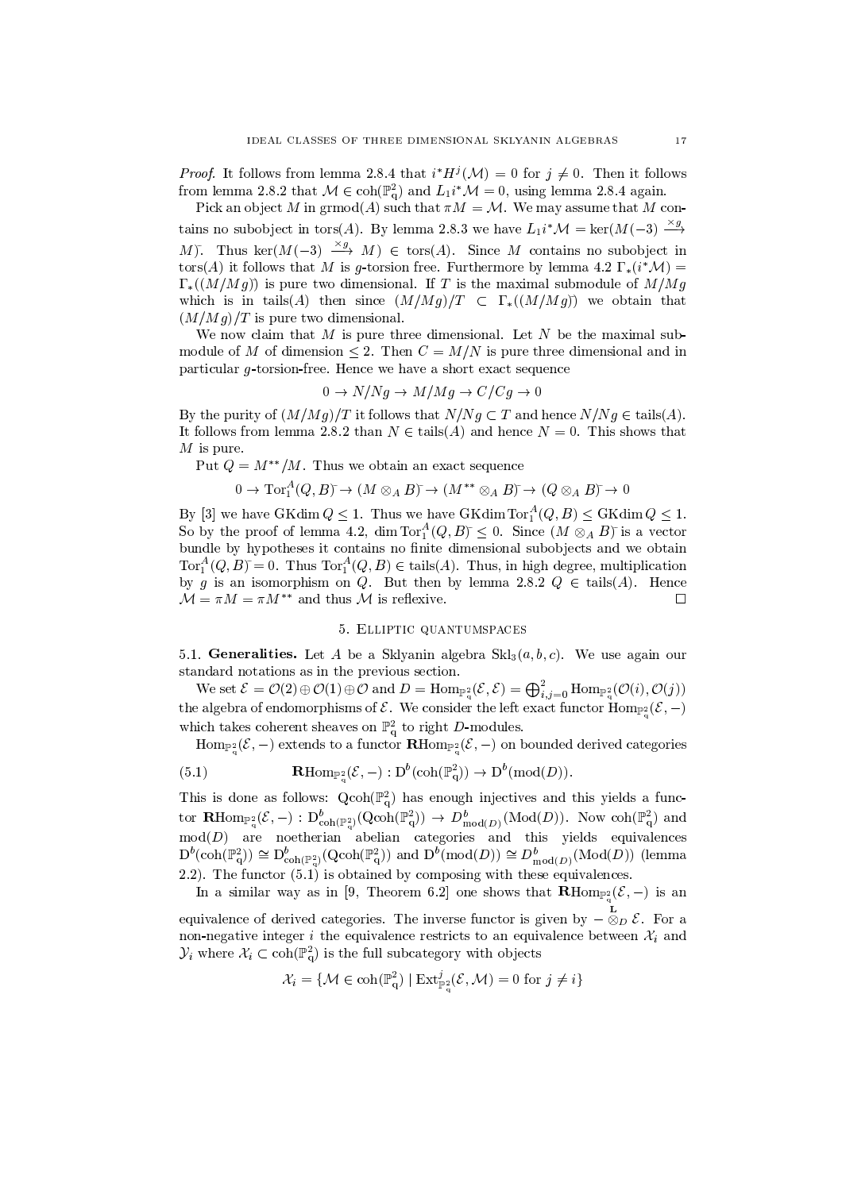*Proof.* It follows from lemma 2.8.4 that $i^*H^j(\mathcal{M}) = 0$ for $j \neq 0$. Then it follows from lemma 2.8.2 that $\mathcal{M} \in \mathrm{coh}(\mathbb{P}^2_q)$ and $L_1 i^* \mathcal{M} = 0$, using lemma 2.8.4 again.

Pick an object $M$ in $\mathrm{grmod}(A)$ such that $\pi M = \mathcal{M}$. We may assume that $M$ contains no subobject in $\mathrm{tors}(A)$. By lemma 2.8.3 we have $L_1 i^* \mathcal{M} = \ker(M(-3) \xrightarrow{\times g} M)\tilde{}$. Thus $\ker(M(-3) \xrightarrow{\times g} M) \in \mathrm{tors}(A)$. Since $M$ contains no subobject in $\mathrm{tors}(A)$ it follows that $M$ is $g$-torsion free. Furthermore by lemma 4.2 $\Gamma_*(i^*\mathcal{M}) = \Gamma_*((M/Mg)\tilde{})$ is pure two dimensional. If $T$ is the maximal submodule of $M/Mg$ which is in $\mathrm{tails}(A)$ then since $(M/Mg)/T \subset \Gamma_*((M/Mg)\tilde{})$ we obtain that $(M/Mg)/T$ is pure two dimensional.

We now claim that $M$ is pure three dimensional. Let $N$ be the maximal submodule of $M$ of dimension $\leq 2$. Then $C = M/N$ is pure three dimensional and in particular $g$-torsion-free. Hence we have a short exact sequence

$$0 \to N/Ng \to M/Mg \to C/Cg \to 0$$

By the purity of $(M/Mg)/T$ it follows that $N/Ng \subset T$ and hence $N/Ng \in \mathrm{tails}(A)$. It follows from lemma 2.8.2 than $N \in \mathrm{tails}(A)$ and hence $N = 0$. This shows that $M$ is pure.

Put $Q = M^{**}/M$. Thus we obtain an exact sequence

$$0 \to \mathrm{Tor}_1^A(Q,B)\tilde{} \to (M \otimes_A B)\tilde{} \to (M^{**} \otimes_A B)\tilde{} \to (Q \otimes_A B)\tilde{} \to 0$$

By [3] we have $\mathrm{GKdim}\, Q \leq 1$. Thus we have $\mathrm{GKdim}\,\mathrm{Tor}_1^A(Q,B) \leq \mathrm{GKdim}\, Q \leq 1$. So by the proof of lemma 4.2, $\dim \mathrm{Tor}_1^A(Q,B)\tilde{} \leq 0$. Since $(M \otimes_A B)\tilde{}$ is a vector bundle by hypotheses it contains no finite dimensional subobjects and we obtain $\mathrm{Tor}_1^A(Q,B)\tilde{} = 0$. Thus $\mathrm{Tor}_1^A(Q,B) \in \mathrm{tails}(A)$. Thus, in high degree, multiplication by $g$ is an isomorphism on $Q$. But then by lemma 2.8.2 $Q \in \mathrm{tails}(A)$. Hence $\mathcal{M} = \pi M = \pi M^{**}$ and thus $\mathcal{M}$ is reflexive. $\square$

## 5. Elliptic quantumspaces

**5.1. Generalities.** Let $A$ be a Sklyanin algebra $\mathrm{Skl}_3(a,b,c)$. We use again our standard notations as in the previous section.

We set $\mathcal{E} = \mathcal{O}(2) \oplus \mathcal{O}(1) \oplus \mathcal{O}$ and $D = \mathrm{Hom}_{\mathbb{P}^2_q}(\mathcal{E},\mathcal{E}) = \bigoplus_{i,j=0}^2 \mathrm{Hom}_{\mathbb{P}^2_q}(\mathcal{O}(i),\mathcal{O}(j))$ the algebra of endomorphisms of $\mathcal{E}$. We consider the left exact functor $\mathrm{Hom}_{\mathbb{P}^2_q}(\mathcal{E},-)$ which takes coherent sheaves on $\mathbb{P}^2_q$ to right $D$-modules.

$\mathrm{Hom}_{\mathbb{P}^2_q}(\mathcal{E},-)$ extends to a functor $\mathbf{R}\mathrm{Hom}_{\mathbb{P}^2_q}(\mathcal{E},-)$ on bounded derived categories

$$\mathbf{R}\mathrm{Hom}_{\mathbb{P}^2_q}(\mathcal{E},-) : \mathrm{D}^b(\mathrm{coh}(\mathbb{P}^2_q)) \to \mathrm{D}^b(\mathrm{mod}(D)). \tag{5.1}$$

This is done as follows: $\mathrm{Qcoh}(\mathbb{P}^2_q)$ has enough injectives and this yields a functor $\mathbf{R}\mathrm{Hom}_{\mathbb{P}^2_q}(\mathcal{E},-) : \mathrm{D}^b_{\mathrm{coh}(\mathbb{P}^2_q)}(\mathrm{Qcoh}(\mathbb{P}^2_q)) \to D^b_{\mathrm{mod}(D)}(\mathrm{Mod}(D))$. Now $\mathrm{coh}(\mathbb{P}^2_q)$ and $\mathrm{mod}(D)$ are noetherian abelian categories and this yields equivalences $\mathrm{D}^b(\mathrm{coh}(\mathbb{P}^2_q)) \cong \mathrm{D}^b_{\mathrm{coh}(\mathbb{P}^2_q)}(\mathrm{Qcoh}(\mathbb{P}^2_q))$ and $\mathrm{D}^b(\mathrm{mod}(D)) \cong D^b_{\mathrm{mod}(D)}(\mathrm{Mod}(D))$ (lemma 2.2). The functor (5.1) is obtained by composing with these equivalences.

In a similar way as in [9, Theorem 6.2] one shows that $\mathbf{R}\mathrm{Hom}_{\mathbb{P}^2_q}(\mathcal{E},-)$ is an equivalence of derived categories. The inverse functor is given by $- \overset{\mathbf{L}}{\otimes}_D \mathcal{E}$. For a non-negative integer $i$ the equivalence restricts to an equivalence between $\mathcal{X}_i$ and $\mathcal{Y}_i$ where $\mathcal{X}_i \subset \mathrm{coh}(\mathbb{P}^2_q)$ is the full subcategory with objects

$$\mathcal{X}_i = \{\mathcal{M} \in \mathrm{coh}(\mathbb{P}^2_q) \mid \mathrm{Ext}^j_{\mathbb{P}^2_q}(\mathcal{E},\mathcal{M}) = 0 \text{ for } j \neq i\}$$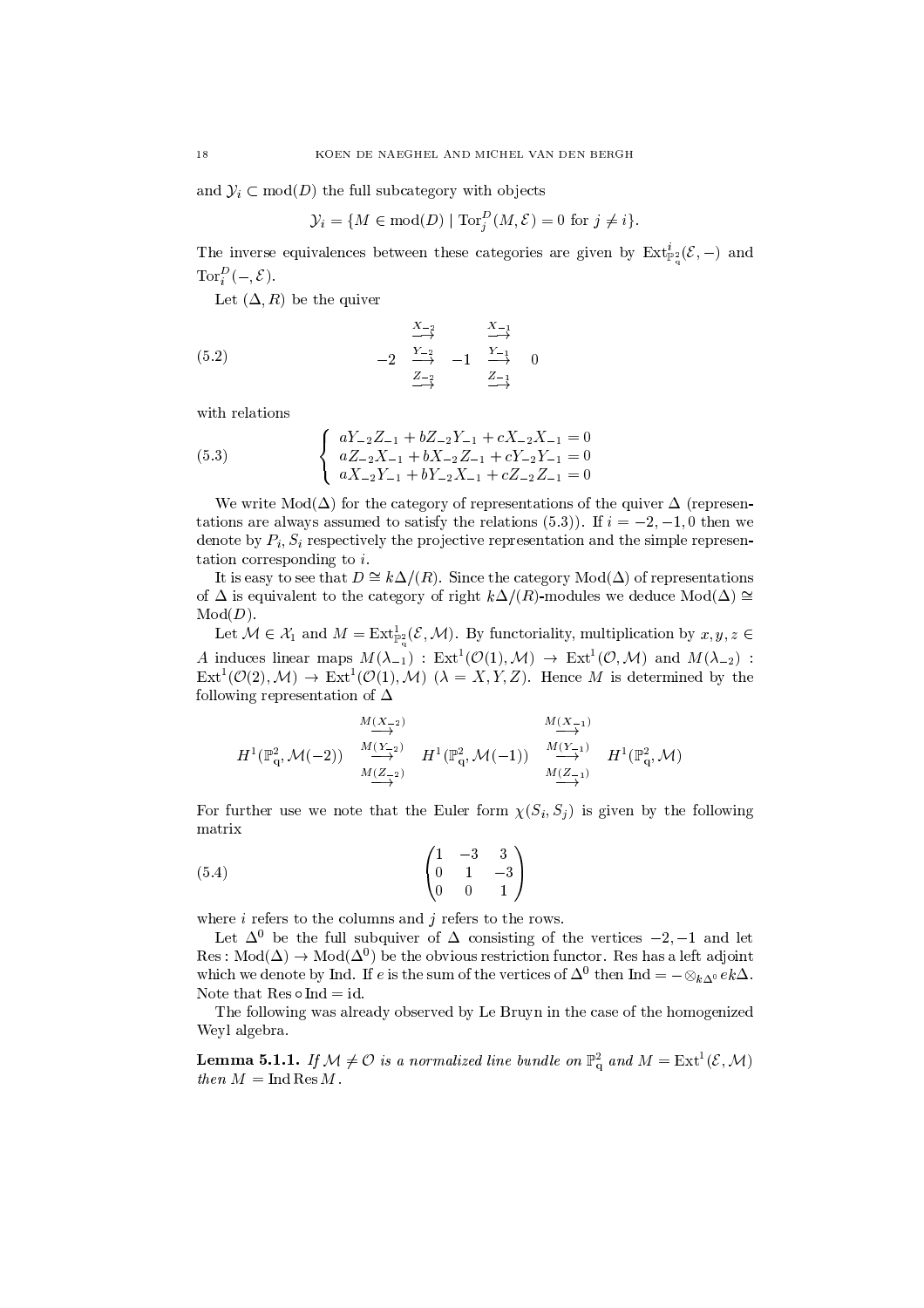and $\mathcal{Y}_i \subset \operatorname{mod}(D)$ the full subcategory with objects

$$\mathcal{Y}_i = \{M \in \operatorname{mod}(D) \mid \operatorname{Tor}_j^D(M, \mathcal{E}) = 0 \text{ for } j \neq i\}.$$

The inverse equivalences between these categories are given by $\operatorname{Ext}^i_{\mathbb{P}^2_q}(\mathcal{E}, -)$ and $\operatorname{Tor}_i^D(-, \mathcal{E})$.

Let $(\Delta, R)$ be the quiver

$$-2 \quad \begin{matrix} \xrightarrow{X_{-2}} \\ \xrightarrow{Y_{-2}} \\ \xrightarrow{Z_{-2}} \end{matrix} \quad -1 \quad \begin{matrix} \xrightarrow{X_{-1}} \\ \xrightarrow{Y_{-1}} \\ \xrightarrow{Z_{-1}} \end{matrix} \quad 0 \tag{5.2}$$

with relations

$$\begin{cases} aY_{-2}Z_{-1} + bZ_{-2}Y_{-1} + cX_{-2}X_{-1} = 0 \\ aZ_{-2}X_{-1} + bX_{-2}Z_{-1} + cY_{-2}Y_{-1} = 0 \\ aX_{-2}Y_{-1} + bY_{-2}X_{-1} + cZ_{-2}Z_{-1} = 0 \end{cases} \tag{5.3}$$

We write $\operatorname{Mod}(\Delta)$ for the category of representations of the quiver $\Delta$ (representations are always assumed to satisfy the relations (5.3)). If $i = -2, -1, 0$ then we denote by $P_i, S_i$ respectively the projective representation and the simple representation corresponding to $i$.

It is easy to see that $D \cong k\Delta/(R)$. Since the category $\operatorname{Mod}(\Delta)$ of representations of $\Delta$ is equivalent to the category of right $k\Delta/(R)$-modules we deduce $\operatorname{Mod}(\Delta) \cong \operatorname{Mod}(D)$.

Let $\mathcal{M} \in \mathcal{X}_1$ and $M = \operatorname{Ext}^1_{\mathbb{P}^2_q}(\mathcal{E}, \mathcal{M})$. By functoriality, multiplication by $x, y, z \in A$ induces linear maps $M(\lambda_{-1}) : \operatorname{Ext}^1(\mathcal{O}(1), \mathcal{M}) \to \operatorname{Ext}^1(\mathcal{O}, \mathcal{M})$ and $M(\lambda_{-2}) : \operatorname{Ext}^1(\mathcal{O}(2), \mathcal{M}) \to \operatorname{Ext}^1(\mathcal{O}(1), \mathcal{M})$ $(\lambda = X, Y, Z)$. Hence $M$ is determined by the following representation of $\Delta$

$$H^1(\mathbb{P}^2_q, \mathcal{M}(-2)) \quad \begin{matrix} \xrightarrow{M(X_{-2})} \\ \xrightarrow{M(Y_{-2})} \\ \xrightarrow{M(Z_{-2})} \end{matrix} \quad H^1(\mathbb{P}^2_q, \mathcal{M}(-1)) \quad \begin{matrix} \xrightarrow{M(X_{-1})} \\ \xrightarrow{M(Y_{-1})} \\ \xrightarrow{M(Z_{-1})} \end{matrix} \quad H^1(\mathbb{P}^2_q, \mathcal{M})$$

For further use we note that the Euler form $\chi(S_i, S_j)$ is given by the following matrix

$$\begin{pmatrix} 1 & -3 & 3 \\ 0 & 1 & -3 \\ 0 & 0 & 1 \end{pmatrix} \tag{5.4}$$

where $i$ refers to the columns and $j$ refers to the rows.

Let $\Delta^0$ be the full subquiver of $\Delta$ consisting of the vertices $-2, -1$ and let $\operatorname{Res} : \operatorname{Mod}(\Delta) \to \operatorname{Mod}(\Delta^0)$ be the obvious restriction functor. Res has a left adjoint which we denote by Ind. If $e$ is the sum of the vertices of $\Delta^0$ then $\operatorname{Ind} = - \otimes_{k\Delta^0} ek\Delta$. Note that $\operatorname{Res} \circ \operatorname{Ind} = \operatorname{id}$.

The following was already observed by Le Bruyn in the case of the homogenized Weyl algebra.

**Lemma 5.1.1.** *If $\mathcal{M} \neq \mathcal{O}$ is a normalized line bundle on $\mathbb{P}^2_q$ and $M = \operatorname{Ext}^1(\mathcal{E}, \mathcal{M})$ then $M = \operatorname{Ind} \operatorname{Res} M$.*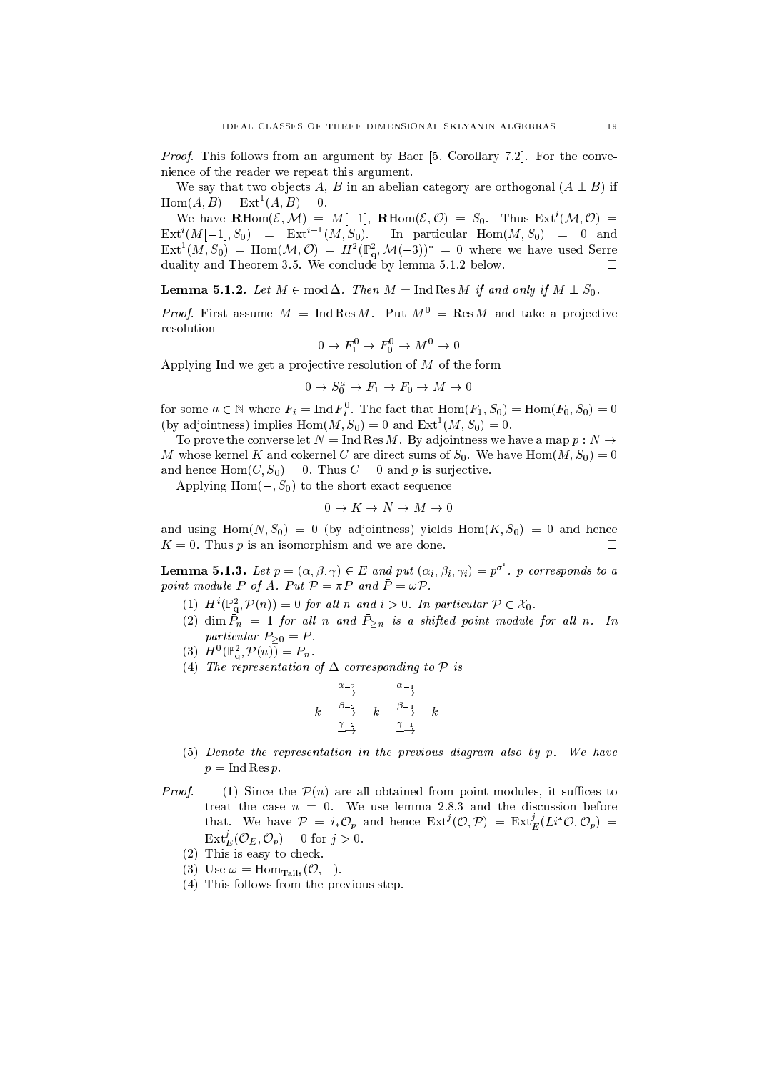*Proof.* This follows from an argument by Baer [5, Corollary 7.2]. For the convenience of the reader we repeat this argument.

We say that two objects $A$, $B$ in an abelian category are orthogonal ($A \perp B$) if $\operatorname{Hom}(A,B) = \operatorname{Ext}^1(A,B) = 0$.

We have $\mathbf{R}\operatorname{Hom}(\mathcal{E},\mathcal{M}) = M[-1]$, $\mathbf{R}\operatorname{Hom}(\mathcal{E},\mathcal{O}) = S_0$. Thus $\operatorname{Ext}^i(\mathcal{M},\mathcal{O}) = \operatorname{Ext}^i(M[-1],S_0) = \operatorname{Ext}^{i+1}(M,S_0)$. In particular $\operatorname{Hom}(M,S_0) = 0$ and $\operatorname{Ext}^1(M,S_0) = \operatorname{Hom}(\mathcal{M},\mathcal{O}) = H^2(\mathbb{P}^2_q,\mathcal{M}(-3))^* = 0$ where we have used Serre duality and Theorem 3.5. We conclude by lemma 5.1.2 below. $\square$

**Lemma 5.1.2.** *Let $M \in \operatorname{mod}\Delta$. Then $M = \operatorname{Ind}\operatorname{Res} M$ if and only if $M \perp S_0$.*

*Proof.* First assume $M = \operatorname{Ind}\operatorname{Res} M$. Put $M^0 = \operatorname{Res} M$ and take a projective resolution

$$0 \to F_1^0 \to F_0^0 \to M^0 \to 0$$

Applying Ind we get a projective resolution of $M$ of the form

$$0 \to S_0^a \to F_1 \to F_0 \to M \to 0$$

for some $a \in \mathbb{N}$ where $F_i = \operatorname{Ind} F_i^0$. The fact that $\operatorname{Hom}(F_1,S_0) = \operatorname{Hom}(F_0,S_0) = 0$ (by adjointness) implies $\operatorname{Hom}(M,S_0) = 0$ and $\operatorname{Ext}^1(M,S_0) = 0$.

To prove the converse let $N = \operatorname{Ind}\operatorname{Res} M$. By adjointness we have a map $p : N \to M$ whose kernel $K$ and cokernel $C$ are direct sums of $S_0$. We have $\operatorname{Hom}(M,S_0) = 0$ and hence $\operatorname{Hom}(C,S_0) = 0$. Thus $C = 0$ and $p$ is surjective.

Applying $\operatorname{Hom}(-,S_0)$ to the short exact sequence

$$0 \to K \to N \to M \to 0$$

and using $\operatorname{Hom}(N,S_0) = 0$ (by adjointness) yields $\operatorname{Hom}(K,S_0) = 0$ and hence $K = 0$. Thus $p$ is an isomorphism and we are done. $\square$

**Lemma 5.1.3.** *Let $p = (\alpha,\beta,\gamma) \in E$ and put $(\alpha_i,\beta_i,\gamma_i) = p^{\sigma^i}$. $p$ corresponds to a point module $P$ of $A$. Put $\mathcal{P} = \pi P$ and $\bar{P} = \omega\mathcal{P}$.*

1. *$H^i(\mathbb{P}^2_q,\mathcal{P}(n)) = 0$ for all $n$ and $i > 0$. In particular $\mathcal{P} \in \mathcal{X}_0$.*
2. *$\dim \bar{P}_n = 1$ for all $n$ and $\bar{P}_{\geq n}$ is a shifted point module for all $n$. In particular $\bar{P}_{\geq 0} = P$.*
3. *$H^0(\mathbb{P}^2_q,\mathcal{P}(n)) = \bar{P}_n$.*
4. *The representation of $\Delta$ corresponding to $\mathcal{P}$ is*

$$k \;\; \begin{array}{c} \xrightarrow{\alpha_{-2}} \\ \xrightarrow{\beta_{-2}} \\ \xrightarrow{\gamma_{-2}} \end{array} \;\; k \;\; \begin{array}{c} \xrightarrow{\alpha_{-1}} \\ \xrightarrow{\beta_{-1}} \\ \xrightarrow{\gamma_{-1}} \end{array} \;\; k$$

5. *Denote the representation in the previous diagram also by $p$. We have $p = \operatorname{Ind}\operatorname{Res} p$.*

*Proof.*

1. Since the $\mathcal{P}(n)$ are all obtained from point modules, it suffices to treat the case $n = 0$. We use lemma 2.8.3 and the discussion before that. We have $\mathcal{P} = i_*\mathcal{O}_p$ and hence $\operatorname{Ext}^j(\mathcal{O},\mathcal{P}) = \operatorname{Ext}^j_E(Li^*\mathcal{O},\mathcal{O}_p) = \operatorname{Ext}^j_E(\mathcal{O}_E,\mathcal{O}_p) = 0$ for $j > 0$.
2. This is easy to check.
3. Use $\omega = \underline{\operatorname{Hom}}_{\operatorname{Tails}}(\mathcal{O},-)$.
4. This follows from the previous step.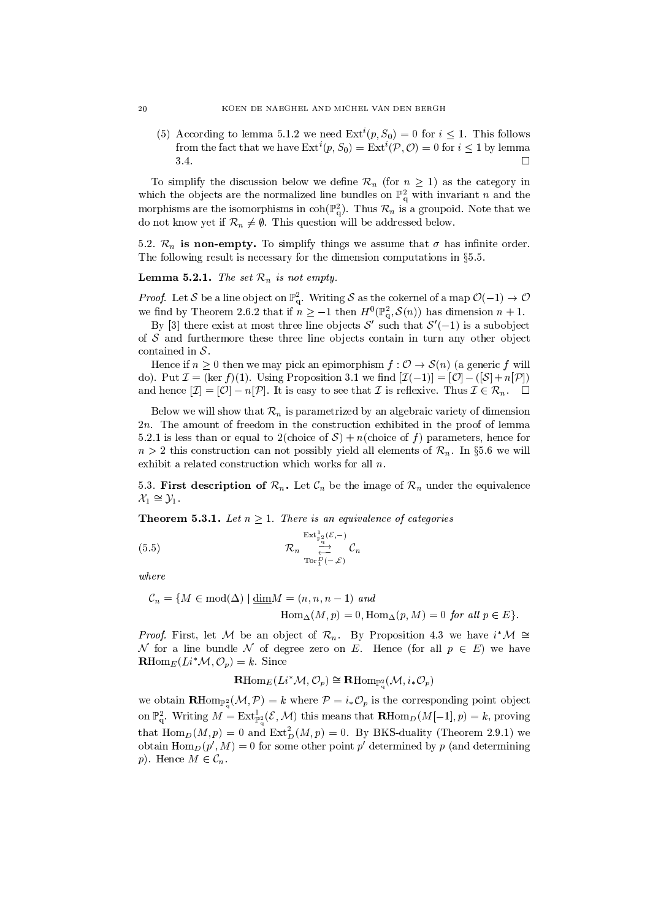(5) According to lemma 5.1.2 we need $\operatorname{Ext}^i(p, S_0) = 0$ for $i \leq 1$. This follows from the fact that we have $\operatorname{Ext}^i(p, S_0) = \operatorname{Ext}^i(\mathcal{P}, \mathcal{O}) = 0$ for $i \leq 1$ by lemma 3.4. $\square$

To simplify the discussion below we define $\mathcal{R}_n$ (for $n \geq 1$) as the category in which the objects are the normalized line bundles on $\mathbb{P}^2_q$ with invariant $n$ and the morphisms are the isomorphisms in $\operatorname{coh}(\mathbb{P}^2_q)$. Thus $\mathcal{R}_n$ is a groupoid. Note that we do not know yet if $\mathcal{R}_n \neq \emptyset$. This question will be addressed below.

5.2. **$\mathcal{R}_n$ is non-empty.** To simplify things we assume that $\sigma$ has infinite order. The following result is necessary for the dimension computations in §5.5.

**Lemma 5.2.1.** *The set $\mathcal{R}_n$ is not empty.*

*Proof.* Let $\mathcal{S}$ be a line object on $\mathbb{P}^2_q$. Writing $\mathcal{S}$ as the cokernel of a map $\mathcal{O}(-1) \to \mathcal{O}$ we find by Theorem 2.6.2 that if $n \geq -1$ then $H^0(\mathbb{P}^2_q, \mathcal{S}(n))$ has dimension $n+1$.

By [3] there exist at most three line objects $\mathcal{S}'$ such that $\mathcal{S}'(-1)$ is a subobject of $\mathcal{S}$ and furthermore these three line objects contain in turn any other object contained in $\mathcal{S}$.

Hence if $n \geq 0$ then we may pick an epimorphism $f : \mathcal{O} \to \mathcal{S}(n)$ (a generic $f$ will do). Put $\mathcal{I} = (\ker f)(1)$. Using Proposition 3.1 we find $[\mathcal{I}(-1)] = [\mathcal{O}] - ([\mathcal{S}] + n[\mathcal{P}])$ and hence $[\mathcal{I}] = [\mathcal{O}] - n[\mathcal{P}]$. It is easy to see that $\mathcal{I}$ is reflexive. Thus $\mathcal{I} \in \mathcal{R}_n$. $\square$

Below we will show that $\mathcal{R}_n$ is parametrized by an algebraic variety of dimension $2n$. The amount of freedom in the construction exhibited in the proof of lemma 5.2.1 is less than or equal to $2(\text{choice of } \mathcal{S}) + n(\text{choice of } f)$ parameters, hence for $n > 2$ this construction can not possibly yield all elements of $\mathcal{R}_n$. In §5.6 we will exhibit a related construction which works for all $n$.

5.3. **First description of $\mathcal{R}_n$.** Let $\mathcal{C}_n$ be the image of $\mathcal{R}_n$ under the equivalence $\mathcal{X}_1 \cong \mathcal{Y}_1$.

**Theorem 5.3.1.** *Let $n \geq 1$. There is an equivalence of categories*

$$\mathcal{R}_n \underset{\operatorname{Tor}_1^D(-,\mathcal{E})}{\overset{\operatorname{Ext}^1_{\mathbb{P}^2_q}(\mathcal{E},-)}{\rightleftarrows}} \mathcal{C}_n \tag{5.5}$$

*where*

$$\mathcal{C}_n = \{M \in \operatorname{mod}(\Delta) \mid \underline{\dim} M = (n, n, n-1) \text{ and } \operatorname{Hom}_\Delta(M, p) = 0, \operatorname{Hom}_\Delta(p, M) = 0 \text{ for all } p \in E\}.$$

*Proof.* First, let $\mathcal{M}$ be an object of $\mathcal{R}_n$. By Proposition 4.3 we have $i^*\mathcal{M} \cong \mathcal{N}$ for a line bundle $\mathcal{N}$ of degree zero on $E$. Hence (for all $p \in E$) we have $\mathbf{R}\operatorname{Hom}_E(Li^*\mathcal{M}, \mathcal{O}_p) = k$. Since

$$\mathbf{R}\operatorname{Hom}_E(Li^*\mathcal{M}, \mathcal{O}_p) \cong \mathbf{R}\operatorname{Hom}_{\mathbb{P}^2_q}(\mathcal{M}, i_*\mathcal{O}_p)$$

we obtain $\mathbf{R}\operatorname{Hom}_{\mathbb{P}^2_q}(\mathcal{M}, \mathcal{P}) = k$ where $\mathcal{P} = i_*\mathcal{O}_p$ is the corresponding point object on $\mathbb{P}^2_q$. Writing $M = \operatorname{Ext}^1_{\mathbb{P}^2_q}(\mathcal{E}, \mathcal{M})$ this means that $\mathbf{R}\operatorname{Hom}_D(M[-1], p) = k$, proving that $\operatorname{Hom}_D(M, p) = 0$ and $\operatorname{Ext}^2_D(M, p) = 0$. By BKS-duality (Theorem 2.9.1) we obtain $\operatorname{Hom}_D(p', M) = 0$ for some other point $p'$ determined by $p$ (and determining $p$). Hence $M \in \mathcal{C}_n$.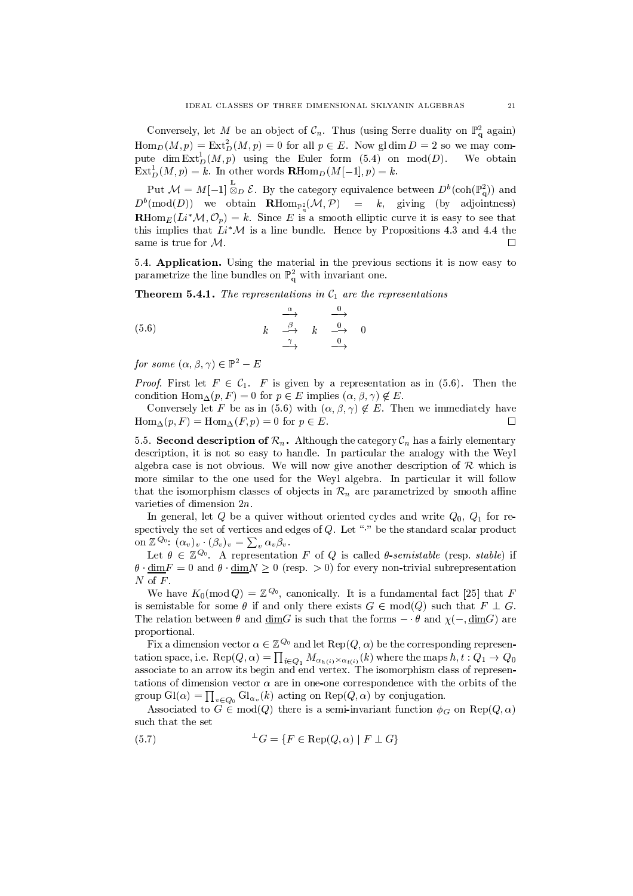Conversely, let $M$ be an object of $\mathcal{C}_n$. Thus (using Serre duality on $\mathbb{P}^2_q$ again) $\operatorname{Hom}_D(M,p) = \operatorname{Ext}^2_D(M,p) = 0$ for all $p \in E$. Now $\operatorname{gl\,dim} D = 2$ so we may compute $\dim \operatorname{Ext}^1_D(M,p)$ using the Euler form (5.4) on $\operatorname{mod}(D)$. We obtain $\operatorname{Ext}^1_D(M,p) = k$. In other words $\mathbf{R}\operatorname{Hom}_D(M[-1],p) = k$.

Put $\mathcal{M} = M[-1] \overset{\mathbf{L}}{\otimes}_D \mathcal{E}$. By the category equivalence between $D^b(\operatorname{coh}(\mathbb{P}^2_q))$ and $D^b(\operatorname{mod}(D))$ we obtain $\mathbf{R}\operatorname{Hom}_{\mathbb{P}^2_q}(\mathcal{M},\mathcal{P}) = k$, giving (by adjointness) $\mathbf{R}\operatorname{Hom}_E(Li^*\mathcal{M},\mathcal{O}_p) = k$. Since $E$ is a smooth elliptic curve it is easy to see that this implies that $Li^*\mathcal{M}$ is a line bundle. Hence by Propositions 4.3 and 4.4 the same is true for $\mathcal{M}$. $\square$

**5.4. Application.** Using the material in the previous sections it is now easy to parametrize the line bundles on $\mathbb{P}^2_q$ with invariant one.

**Theorem 5.4.1.** *The representations in $\mathcal{C}_1$ are the representations*

$$k \;\; \begin{matrix} \xrightarrow{\alpha} \\ \xrightarrow{\beta} \\ \xrightarrow{\gamma} \end{matrix} \;\; k \;\; \begin{matrix} \xrightarrow{0} \\ \xrightarrow{0} \\ \xrightarrow{0} \end{matrix} \;\; 0 \tag{5.6}$$

*for some $(\alpha,\beta,\gamma) \in \mathbb{P}^2 - E$*

*Proof.* First let $F \in \mathcal{C}_1$. $F$ is given by a representation as in (5.6). Then the condition $\operatorname{Hom}_\Delta(p,F) = 0$ for $p \in E$ implies $(\alpha,\beta,\gamma) \notin E$.

Conversely let $F$ be as in (5.6) with $(\alpha,\beta,\gamma) \notin E$. Then we immediately have $\operatorname{Hom}_\Delta(p,F) = \operatorname{Hom}_\Delta(F,p) = 0$ for $p \in E$. $\square$

**5.5. Second description of $\mathcal{R}_n$.** Although the category $\mathcal{C}_n$ has a fairly elementary description, it is not so easy to handle. In particular the analogy with the Weyl algebra case is not obvious. We will now give another description of $\mathcal{R}$ which is more similar to the one used for the Weyl algebra. In particular it will follow that the isomorphism classes of objects in $\mathcal{R}_n$ are parametrized by smooth affine varieties of dimension $2n$.

In general, let $Q$ be a quiver without oriented cycles and write $Q_0$, $Q_1$ for respectively the set of vertices and edges of $Q$. Let "$\cdot$" be the standard scalar product on $\mathbb{Z}^{Q_0}$: $(\alpha_v)_v \cdot (\beta_v)_v = \sum_v \alpha_v \beta_v$.

Let $\theta \in \mathbb{Z}^{Q_0}$. A representation $F$ of $Q$ is called *$\theta$-semistable* (resp. *stable*) if $\theta \cdot \underline{\dim} F = 0$ and $\theta \cdot \underline{\dim} N \geq 0$ (resp. $> 0$) for every non-trivial subrepresentation $N$ of $F$.

We have $K_0(\operatorname{mod} Q) = \mathbb{Z}^{Q_0}$, canonically. It is a fundamental fact [25] that $F$ is semistable for some $\theta$ if and only there exists $G \in \operatorname{mod}(Q)$ such that $F \perp G$. The relation between $\theta$ and $\underline{\dim} G$ is such that the forms $- \cdot \theta$ and $\chi(-, \underline{\dim} G)$ are proportional.

Fix a dimension vector $\alpha \in \mathbb{Z}^{Q_0}$ and let $\operatorname{Rep}(Q,\alpha)$ be the corresponding representation space, i.e. $\operatorname{Rep}(Q,\alpha) = \prod_{i \in Q_1} M_{\alpha_{h(i)} \times \alpha_{t(i)}}(k)$ where the maps $h,t : Q_1 \to Q_0$ associate to an arrow its begin and end vertex. The isomorphism class of representations of dimension vector $\alpha$ are in one-one correspondence with the orbits of the group $\operatorname{Gl}(\alpha) = \prod_{v \in Q_0} \operatorname{Gl}_{\alpha_v}(k)$ acting on $\operatorname{Rep}(Q,\alpha)$ by conjugation.

Associated to $G \in \operatorname{mod}(Q)$ there is a semi-invariant function $\phi_G$ on $\operatorname{Rep}(Q,\alpha)$ such that the set

$$^{\perp}G = \{F \in \operatorname{Rep}(Q,\alpha) \mid F \perp G\} \tag{5.7}$$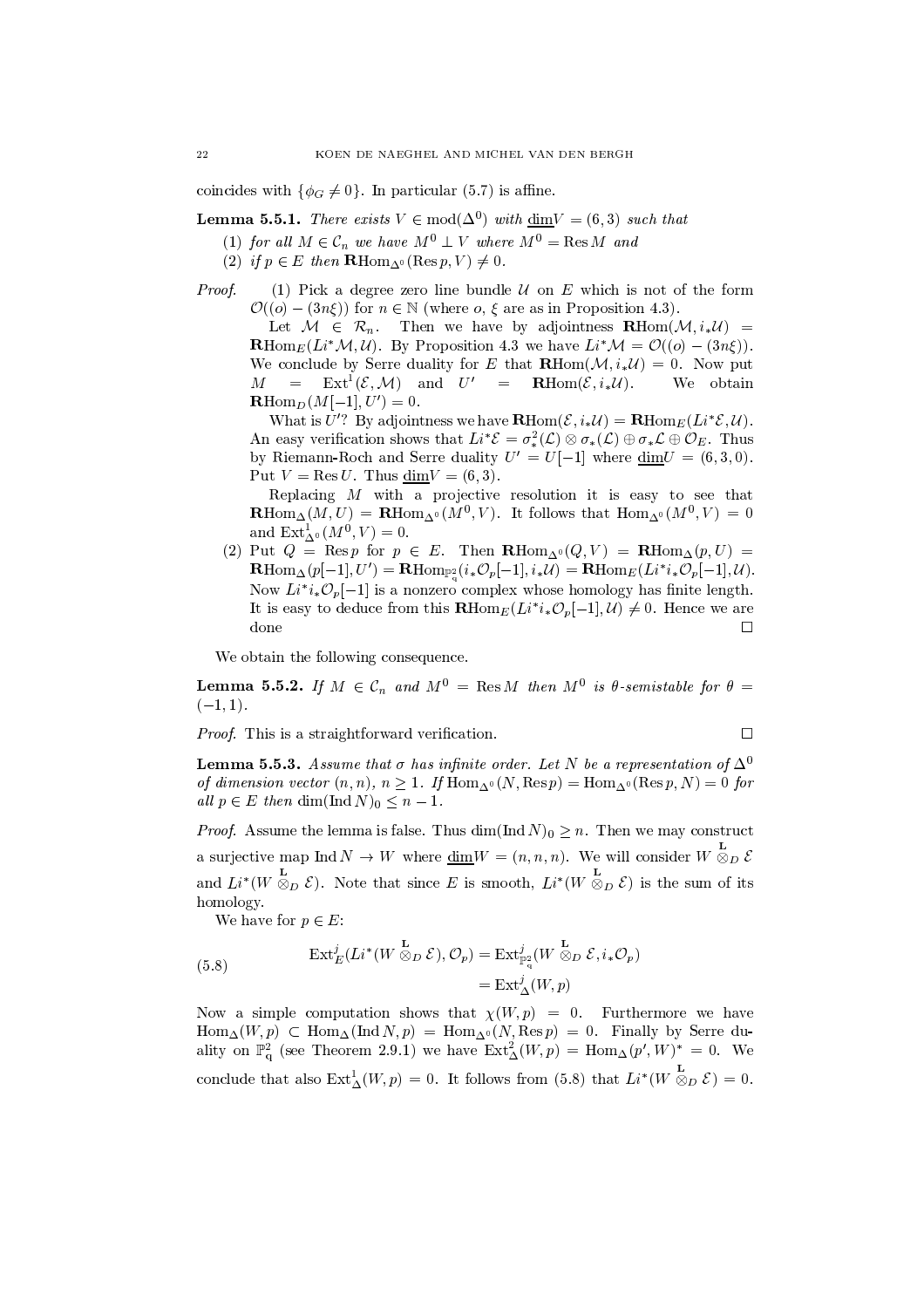coincides with $\{\phi_G \neq 0\}$. In particular (5.7) is affine.

**Lemma 5.5.1.** *There exists $V \in \operatorname{mod}(\Delta^0)$ with $\underline{\dim} V = (6,3)$ such that*

1. *for all $M \in \mathcal{C}_n$ we have $M^0 \perp V$ where $M^0 = \operatorname{Res} M$ and*
2. *if $p \in E$ then $\mathbf{R}\operatorname{Hom}_{\Delta^0}(\operatorname{Res} p, V) \neq 0$.*

*Proof.* (1) Pick a degree zero line bundle $\mathcal{U}$ on $E$ which is not of the form $\mathcal{O}((o) - (3n\xi))$ for $n \in \mathbb{N}$ (where $o$, $\xi$ are as in Proposition 4.3).

Let $\mathcal{M} \in \mathcal{R}_n$. Then we have by adjointness $\mathbf{R}\operatorname{Hom}(\mathcal{M}, i_*\mathcal{U}) = \mathbf{R}\operatorname{Hom}_E(Li^*\mathcal{M}, \mathcal{U})$. By Proposition 4.3 we have $Li^*\mathcal{M} = \mathcal{O}((o) - (3n\xi))$. We conclude by Serre duality for $E$ that $\mathbf{R}\operatorname{Hom}(\mathcal{M}, i_*\mathcal{U}) = 0$. Now put $M = \operatorname{Ext}^1(\mathcal{E}, \mathcal{M})$ and $U' = \mathbf{R}\operatorname{Hom}(\mathcal{E}, i_*\mathcal{U})$. We obtain $\mathbf{R}\operatorname{Hom}_D(M[-1], U') = 0$.

What is $U'$? By adjointness we have $\mathbf{R}\operatorname{Hom}(\mathcal{E}, i_*\mathcal{U}) = \mathbf{R}\operatorname{Hom}_E(Li^*\mathcal{E}, \mathcal{U})$. An easy verification shows that $Li^*\mathcal{E} = \sigma_*^2(\mathcal{L}) \otimes \sigma_*(\mathcal{L}) \oplus \sigma_*\mathcal{L} \oplus \mathcal{O}_E$. Thus by Riemann-Roch and Serre duality $U' = U[-1]$ where $\underline{\dim} U = (6,3,0)$. Put $V = \operatorname{Res} U$. Thus $\underline{\dim} V = (6,3)$.

Replacing $M$ with a projective resolution it is easy to see that $\mathbf{R}\operatorname{Hom}_\Delta(M, U) = \mathbf{R}\operatorname{Hom}_{\Delta^0}(M^0, V)$. It follows that $\operatorname{Hom}_{\Delta^0}(M^0, V) = 0$ and $\operatorname{Ext}^1_{\Delta^0}(M^0, V) = 0$.

(2) Put $Q = \operatorname{Res} p$ for $p \in E$. Then $\mathbf{R}\operatorname{Hom}_{\Delta^0}(Q, V) = \mathbf{R}\operatorname{Hom}_\Delta(p, U) = \mathbf{R}\operatorname{Hom}_\Delta(p[-1], U') = \mathbf{R}\operatorname{Hom}_{\mathbb{P}^2_q}(i_*\mathcal{O}_p[-1], i_*\mathcal{U}) = \mathbf{R}\operatorname{Hom}_E(Li^*i_*\mathcal{O}_p[-1], \mathcal{U})$. Now $Li^*i_*\mathcal{O}_p[-1]$ is a nonzero complex whose homology has finite length. It is easy to deduce from this $\mathbf{R}\operatorname{Hom}_E(Li^*i_*\mathcal{O}_p[-1], \mathcal{U}) \neq 0$. Hence we are done $\square$

We obtain the following consequence.

**Lemma 5.5.2.** *If $M \in \mathcal{C}_n$ and $M^0 = \operatorname{Res} M$ then $M^0$ is $\theta$-semistable for $\theta = (-1,1)$.*

*Proof.* This is a straightforward verification. $\square$

**Lemma 5.5.3.** *Assume that $\sigma$ has infinite order. Let $N$ be a representation of $\Delta^0$ of dimension vector $(n,n)$, $n \geq 1$. If $\operatorname{Hom}_{\Delta^0}(N, \operatorname{Res} p) = \operatorname{Hom}_{\Delta^0}(\operatorname{Res} p, N) = 0$ for all $p \in E$ then $\dim(\operatorname{Ind} N)_0 \leq n-1$.*

*Proof.* Assume the lemma is false. Thus $\dim(\operatorname{Ind} N)_0 \geq n$. Then we may construct a surjective map $\operatorname{Ind} N \to W$ where $\underline{\dim} W = (n,n,n)$. We will consider $W \overset{\mathbf{L}}{\otimes}_D \mathcal{E}$ and $Li^*(W \overset{\mathbf{L}}{\otimes}_D \mathcal{E})$. Note that since $E$ is smooth, $Li^*(W \overset{\mathbf{L}}{\otimes}_D \mathcal{E})$ is the sum of its homology.

We have for $p \in E$:

$$\begin{aligned}\operatorname{Ext}^j_E(Li^*(W \overset{\mathbf{L}}{\otimes}_D \mathcal{E}), \mathcal{O}_p) &= \operatorname{Ext}^j_{\mathbb{P}^2_q}(W \overset{\mathbf{L}}{\otimes}_D \mathcal{E}, i_*\mathcal{O}_p) \\ &= \operatorname{Ext}^j_\Delta(W, p)\end{aligned} \tag{5.8}$$

Now a simple computation shows that $\chi(W,p) = 0$. Furthermore we have $\operatorname{Hom}_\Delta(W,p) \subset \operatorname{Hom}_\Delta(\operatorname{Ind} N, p) = \operatorname{Hom}_{\Delta^0}(N, \operatorname{Res} p) = 0$. Finally by Serre duality on $\mathbb{P}^2_q$ (see Theorem 2.9.1) we have $\operatorname{Ext}^2_\Delta(W,p) = \operatorname{Hom}_\Delta(p', W)^* = 0$. We conclude that also $\operatorname{Ext}^1_\Delta(W,p) = 0$. It follows from (5.8) that $Li^*(W \overset{\mathbf{L}}{\otimes}_D \mathcal{E}) = 0$.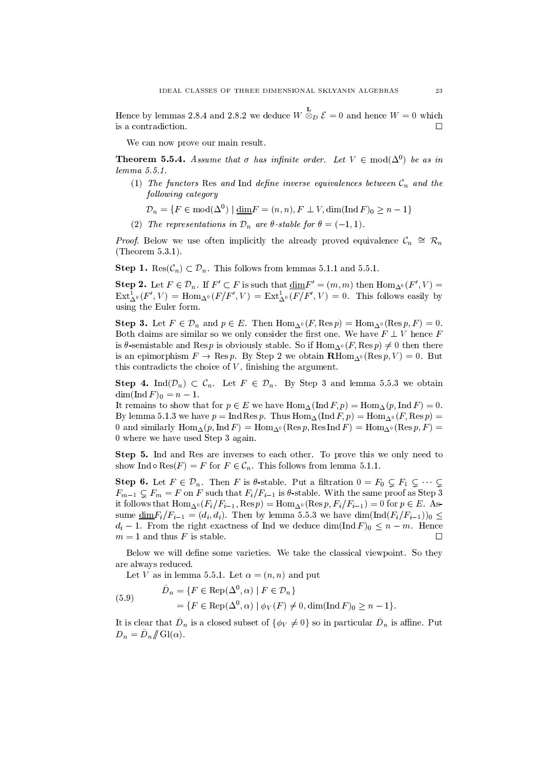Hence by lemmas 2.8.4 and 2.8.2 we deduce $W \overset{\mathbf{L}}{\otimes}_D \mathcal{E} = 0$ and hence $W = 0$ which is a contradiction. $\square$

We can now prove our main result.

**Theorem 5.5.4.** *Assume that $\sigma$ has infinite order. Let $V \in \operatorname{mod}(\Delta^0)$ be as in lemma 5.5.1.*

1. *The functors* Res *and* Ind *define inverse equivalences between $\mathcal{C}_n$ and the following category*

   $$\mathcal{D}_n = \{F \in \operatorname{mod}(\Delta^0) \mid \underline{\dim} F = (n,n), F \perp V, \dim(\operatorname{Ind} F)_0 \geq n-1\}$$

2. *The representations in $\mathcal{D}_n$ are $\theta$-stable for $\theta = (-1,1)$.*

*Proof.* Below we use often implicitly the already proved equivalence $\mathcal{C}_n \cong \mathcal{R}_n$ (Theorem 5.3.1).

**Step 1.** $\operatorname{Res}(\mathcal{C}_n) \subset \mathcal{D}_n$. This follows from lemmas 5.1.1 and 5.5.1.

**Step 2.** Let $F \in \mathcal{D}_n$. If $F' \subset F$ is such that $\underline{\dim} F' = (m,m)$ then $\operatorname{Hom}_{\Delta^0}(F',V) = \operatorname{Ext}^1_{\Delta^0}(F',V) = \operatorname{Hom}_{\Delta^0}(F/F',V) = \operatorname{Ext}^1_{\Delta^0}(F/F',V) = 0$. This follows easily by using the Euler form.

**Step 3.** Let $F \in \mathcal{D}_n$ and $p \in E$. Then $\operatorname{Hom}_{\Delta^0}(F, \operatorname{Res} p) = \operatorname{Hom}_{\Delta^0}(\operatorname{Res} p, F) = 0$. Both claims are similar so we only consider the first one. We have $F \perp V$ hence $F$ is $\theta$-semistable and $\operatorname{Res} p$ is obviously stable. So if $\operatorname{Hom}_{\Delta^0}(F, \operatorname{Res} p) \neq 0$ then there is an epimorphism $F \to \operatorname{Res} p$. By Step 2 we obtain $\mathbf{R}\operatorname{Hom}_{\Delta^0}(\operatorname{Res} p, V) = 0$. But this contradicts the choice of $V$, finishing the argument.

**Step 4.** $\operatorname{Ind}(\mathcal{D}_n) \subset \mathcal{C}_n$. Let $F \in \mathcal{D}_n$. By Step 3 and lemma 5.5.3 we obtain $\dim(\operatorname{Ind} F)_0 = n-1$.
It remains to show that for $p \in E$ we have $\operatorname{Hom}_\Delta(\operatorname{Ind} F, p) = \operatorname{Hom}_\Delta(p, \operatorname{Ind} F) = 0$. By lemma 5.1.3 we have $p = \operatorname{Ind} \operatorname{Res} p$. Thus $\operatorname{Hom}_\Delta(\operatorname{Ind} F, p) = \operatorname{Hom}_{\Delta^0}(F, \operatorname{Res} p) = 0$ and similarly $\operatorname{Hom}_\Delta(p, \operatorname{Ind} F) = \operatorname{Hom}_{\Delta^0}(\operatorname{Res} p, \operatorname{Res} \operatorname{Ind} F) = \operatorname{Hom}_{\Delta^0}(\operatorname{Res} p, F) = 0$ where we have used Step 3 again.

**Step 5.** Ind and Res are inverses to each other. To prove this we only need to show $\operatorname{Ind} \circ \operatorname{Res}(F) = F$ for $F \in \mathcal{C}_n$. This follows from lemma 5.1.1.

**Step 6.** Let $F \in \mathcal{D}_n$. Then $F$ is $\theta$-stable. Put a filtration $0 = F_0 \subsetneq F_1 \subsetneq \cdots \subsetneq F_{m-1} \subsetneq F_m = F$ on $F$ such that $F_i/F_{i-1}$ is $\theta$-stable. With the same proof as Step 3 it follows that $\operatorname{Hom}_{\Delta^0}(F_i/F_{i-1}, \operatorname{Res} p) = \operatorname{Hom}_{\Delta^0}(\operatorname{Res} p, F_i/F_{i-1}) = 0$ for $p \in E$. Assume $\underline{\dim} F_i/F_{i-1} = (d_i, d_i)$. Then by lemma 5.5.3 we have $\dim(\operatorname{Ind}(F_i/F_{i-1}))_0 \leq d_i - 1$. From the right exactness of Ind we deduce $\dim(\operatorname{Ind} F)_0 \leq n - m$. Hence $m = 1$ and thus $F$ is stable. $\square$

Below we will define some varieties. We take the classical viewpoint. So they are always reduced.

Let $V$ as in lemma 5.5.1. Let $\alpha = (n,n)$ and put

$$\begin{aligned} \bar{D}_n &= \{F \in \operatorname{Rep}(\Delta^0, \alpha) \mid F \in \mathcal{D}_n\} \\ &= \{F \in \operatorname{Rep}(\Delta^0, \alpha) \mid \phi_V(F) \neq 0, \dim(\operatorname{Ind} F)_0 \geq n-1\}. \end{aligned} \tag{5.9}$$

It is clear that $\bar{D}_n$ is a closed subset of $\{\phi_V \neq 0\}$ so in particular $\bar{D}_n$ is affine. Put $D_n = \bar{D}_n /\!\!/ \operatorname{Gl}(\alpha)$.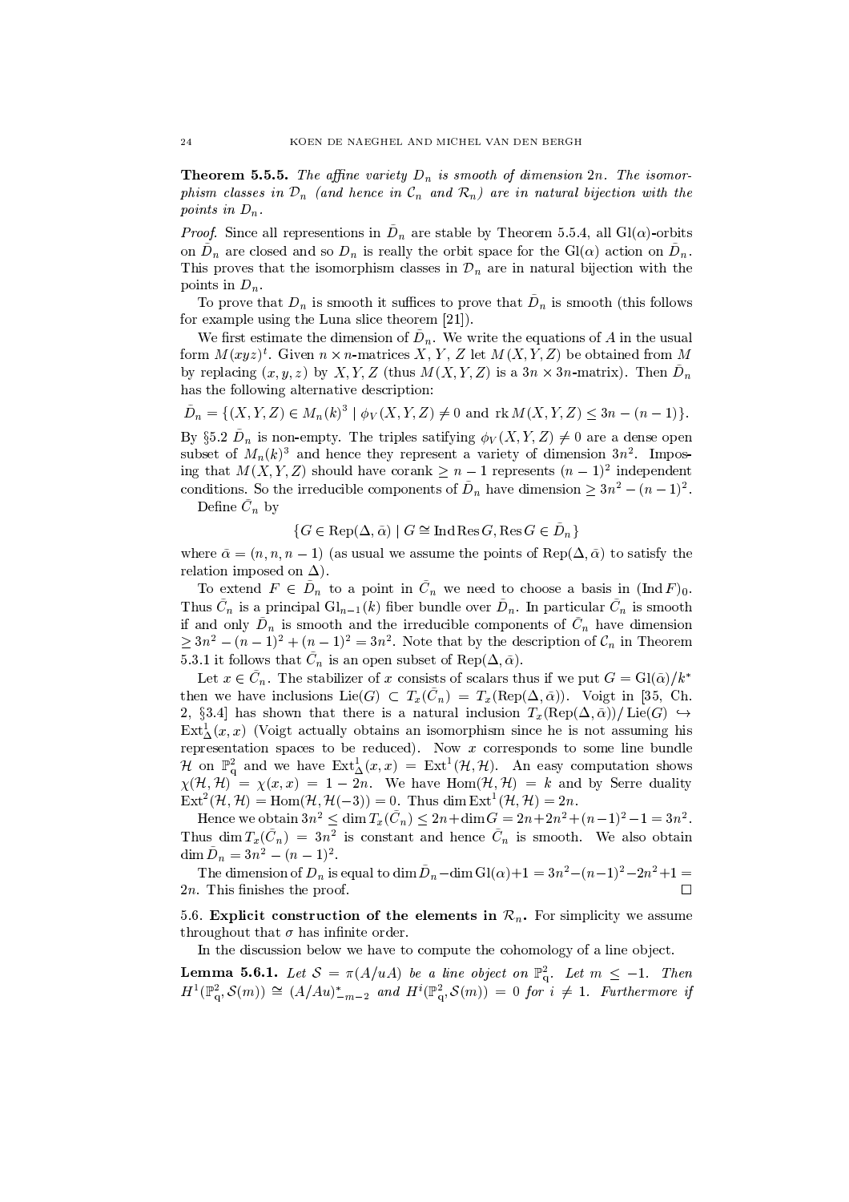**Theorem 5.5.5.** *The affine variety $D_n$ is smooth of dimension $2n$. The isomorphism classes in $\mathcal{D}_n$ (and hence in $\mathcal{C}_n$ and $\mathcal{R}_n$) are in natural bijection with the points in $D_n$.*

*Proof.* Since all representions in $\bar{D}_n$ are stable by Theorem 5.5.4, all $\mathrm{Gl}(\alpha)$-orbits on $\bar{D}_n$ are closed and so $D_n$ is really the orbit space for the $\mathrm{Gl}(\alpha)$ action on $\bar{D}_n$. This proves that the isomorphism classes in $\mathcal{D}_n$ are in natural bijection with the points in $D_n$.

To prove that $D_n$ is smooth it suffices to prove that $\bar{D}_n$ is smooth (this follows for example using the Luna slice theorem [21]).

We first estimate the dimension of $\bar{D}_n$. We write the equations of $A$ in the usual form $M(xyz)^t$. Given $n \times n$-matrices $X$, $Y$, $Z$ let $M(X,Y,Z)$ be obtained from $M$ by replacing $(x,y,z)$ by $X,Y,Z$ (thus $M(X,Y,Z)$ is a $3n \times 3n$-matrix). Then $\bar{D}_n$ has the following alternative description:

$$\bar{D}_n = \{(X,Y,Z) \in M_n(k)^3 \mid \phi_V(X,Y,Z) \neq 0 \text{ and } \operatorname{rk} M(X,Y,Z) \leq 3n - (n-1)\}.$$

By §5.2 $\bar{D}_n$ is non-empty. The triples satisfying $\phi_V(X,Y,Z) \neq 0$ are a dense open subset of $M_n(k)^3$ and hence they represent a variety of dimension $3n^2$. Imposing that $M(X,Y,Z)$ should have corank $\geq n-1$ represents $(n-1)^2$ independent conditions. So the irreducible components of $\bar{D}_n$ have dimension $\geq 3n^2 - (n-1)^2$.

Define $\bar{C}_n$ by

$$\{G \in \operatorname{Rep}(\Delta, \bar{\alpha}) \mid G \cong \operatorname{Ind}\operatorname{Res} G, \operatorname{Res} G \in \bar{D}_n\}$$

where $\bar{\alpha} = (n, n, n-1)$ (as usual we assume the points of $\operatorname{Rep}(\Delta, \bar{\alpha})$ to satisfy the relation imposed on $\Delta$).

To extend $F \in \bar{D}_n$ to a point in $\bar{C}_n$ we need to choose a basis in $(\operatorname{Ind} F)_0$. Thus $\bar{C}_n$ is a principal $\mathrm{Gl}_{n-1}(k)$ fiber bundle over $\bar{D}_n$. In particular $\bar{C}_n$ is smooth if and only $\bar{D}_n$ is smooth and the irreducible components of $\bar{C}_n$ have dimension $\geq 3n^2 - (n-1)^2 + (n-1)^2 = 3n^2$. Note that by the description of $\mathcal{C}_n$ in Theorem 5.3.1 it follows that $\bar{C}_n$ is an open subset of $\operatorname{Rep}(\Delta, \bar{\alpha})$.

Let $x \in \bar{C}_n$. The stabilizer of $x$ consists of scalars thus if we put $G = \mathrm{Gl}(\bar{\alpha})/k^*$ then we have inclusions $\operatorname{Lie}(G) \subset T_x(\bar{C}_n) = T_x(\operatorname{Rep}(\Delta, \bar{\alpha}))$. Voigt in [35, Ch. 2, §3.4] has shown that there is a natural inclusion $T_x(\operatorname{Rep}(\Delta, \bar{\alpha}))/\operatorname{Lie}(G) \hookrightarrow \operatorname{Ext}^1_\Delta(x,x)$ (Voigt actually obtains an isomorphism since he is not assuming his representation spaces to be reduced). Now $x$ corresponds to some line bundle $\mathcal{H}$ on $\mathbb{P}^2_q$ and we have $\operatorname{Ext}^1_\Delta(x,x) = \operatorname{Ext}^1(\mathcal{H},\mathcal{H})$. An easy computation shows $\chi(\mathcal{H},\mathcal{H}) = \chi(x,x) = 1 - 2n$. We have $\operatorname{Hom}(\mathcal{H},\mathcal{H}) = k$ and by Serre duality $\operatorname{Ext}^2(\mathcal{H},\mathcal{H}) = \operatorname{Hom}(\mathcal{H},\mathcal{H}(-3)) = 0$. Thus $\dim \operatorname{Ext}^1(\mathcal{H},\mathcal{H}) = 2n$.

Hence we obtain $3n^2 \leq \dim T_x(\bar{C}_n) \leq 2n + \dim G = 2n + 2n^2 + (n-1)^2 - 1 = 3n^2$. Thus $\dim T_x(\bar{C}_n) = 3n^2$ is constant and hence $\bar{C}_n$ is smooth. We also obtain $\dim \bar{D}_n = 3n^2 - (n-1)^2$.

The dimension of $D_n$ is equal to $\dim \bar{D}_n - \dim \mathrm{Gl}(\alpha) + 1 = 3n^2 - (n-1)^2 - 2n^2 + 1 = 2n$. This finishes the proof. $\square$

**5.6. Explicit construction of the elements in $\mathcal{R}_n$.** For simplicity we assume throughout that $\sigma$ has infinite order.

In the discussion below we have to compute the cohomology of a line object.

**Lemma 5.6.1.** *Let $\mathcal{S} = \pi(A/uA)$ be a line object on $\mathbb{P}^2_q$. Let $m \leq -1$. Then $H^1(\mathbb{P}^2_q, \mathcal{S}(m)) \cong (A/Au)^*_{-m-2}$ and $H^i(\mathbb{P}^2_q, \mathcal{S}(m)) = 0$ for $i \neq 1$. Furthermore if*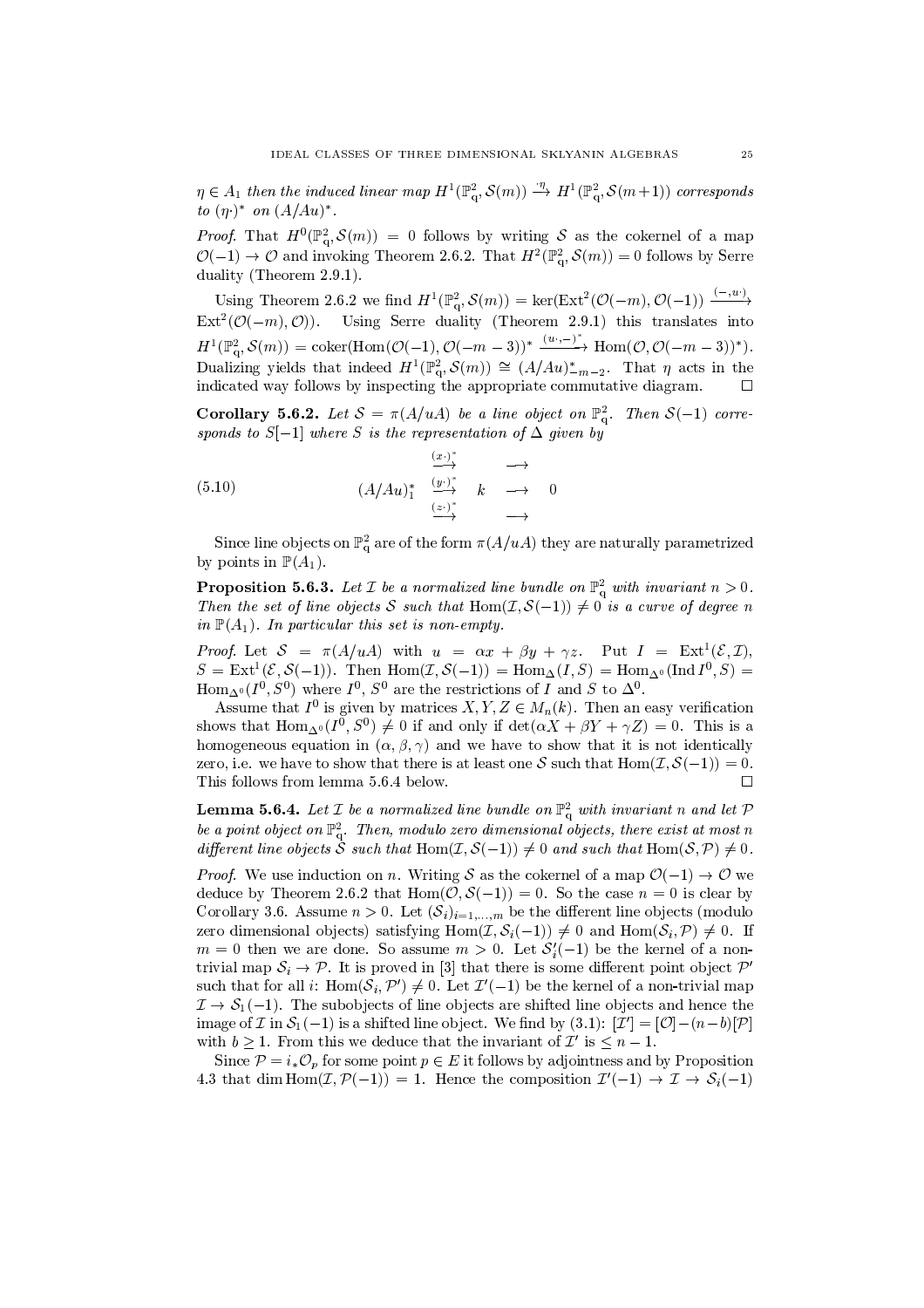$\eta \in A_1$ *then the induced linear map* $H^1(\mathbb{P}^2_q, \mathcal{S}(m)) \xrightarrow{\cdot\eta} H^1(\mathbb{P}^2_q, \mathcal{S}(m+1))$ *corresponds to* $(\eta\cdot)^*$ *on* $(A/Au)^*$.

*Proof.* That $H^0(\mathbb{P}^2_q, \mathcal{S}(m)) = 0$ follows by writing $\mathcal{S}$ as the cokernel of a map $\mathcal{O}(-1) \to \mathcal{O}$ and invoking Theorem 2.6.2. That $H^2(\mathbb{P}^2_q, \mathcal{S}(m)) = 0$ follows by Serre duality (Theorem 2.9.1).

Using Theorem 2.6.2 we find $H^1(\mathbb{P}^2_q, \mathcal{S}(m)) = \ker(\operatorname{Ext}^2(\mathcal{O}(-m), \mathcal{O}(-1)) \xrightarrow{(-,u\cdot)} \operatorname{Ext}^2(\mathcal{O}(-m), \mathcal{O}))$. Using Serre duality (Theorem 2.9.1) this translates into $H^1(\mathbb{P}^2_q, \mathcal{S}(m)) = \operatorname{coker}(\operatorname{Hom}(\mathcal{O}(-1), \mathcal{O}(-m-3))^* \xrightarrow{(u\cdot,-)^*} \operatorname{Hom}(\mathcal{O}, \mathcal{O}(-m-3))^*)$. Dualizing yields that indeed $H^1(\mathbb{P}^2_q, \mathcal{S}(m)) \cong (A/Au)^*_{-m-2}$. That $\eta$ acts in the indicated way follows by inspecting the appropriate commutative diagram. $\square$

**Corollary 5.6.2.** *Let* $\mathcal{S} = \pi(A/uA)$ *be a line object on* $\mathbb{P}^2_q$. *Then* $\mathcal{S}(-1)$ *corresponds to* $S[-1]$ *where* $S$ *is the representation of* $\Delta$ *given by*

$$(A/Au)^*_1 \quad \begin{matrix} \xrightarrow{(x\cdot)^*} \\ \xrightarrow{(y\cdot)^*} \\ \xrightarrow{(z\cdot)^*} \end{matrix} \quad k \quad \begin{matrix} \longrightarrow \\ \longrightarrow \\ \longrightarrow \end{matrix} \quad 0 \tag{5.10}$$

Since line objects on $\mathbb{P}^2_q$ are of the form $\pi(A/uA)$ they are naturally parametrized by points in $\mathbb{P}(A_1)$.

**Proposition 5.6.3.** *Let* $\mathcal{I}$ *be a normalized line bundle on* $\mathbb{P}^2_q$ *with invariant* $n > 0$. *Then the set of line objects* $\mathcal{S}$ *such that* $\operatorname{Hom}(\mathcal{I}, \mathcal{S}(-1)) \neq 0$ *is a curve of degree* $n$ *in* $\mathbb{P}(A_1)$. *In particular this set is non-empty.*

*Proof.* Let $\mathcal{S} = \pi(A/uA)$ with $u = \alpha x + \beta y + \gamma z$. Put $I = \operatorname{Ext}^1(\mathcal{E}, \mathcal{I})$, $S = \operatorname{Ext}^1(\mathcal{E}, \mathcal{S}(-1))$. Then $\operatorname{Hom}(\mathcal{I}, \mathcal{S}(-1)) = \operatorname{Hom}_\Delta(I, S) = \operatorname{Hom}_{\Delta^0}(\operatorname{Ind} I^0, S) = \operatorname{Hom}_{\Delta^0}(I^0, S^0)$ where $I^0$, $S^0$ are the restrictions of $I$ and $S$ to $\Delta^0$.

Assume that $I^0$ is given by matrices $X, Y, Z \in M_n(k)$. Then an easy verification shows that $\operatorname{Hom}_{\Delta^0}(I^0, S^0) \neq 0$ if and only if $\det(\alpha X + \beta Y + \gamma Z) = 0$. This is a homogeneous equation in $(\alpha, \beta, \gamma)$ and we have to show that it is not identically zero, i.e. we have to show that there is at least one $\mathcal{S}$ such that $\operatorname{Hom}(\mathcal{I}, \mathcal{S}(-1)) = 0$. This follows from lemma 5.6.4 below. $\square$

**Lemma 5.6.4.** *Let* $\mathcal{I}$ *be a normalized line bundle on* $\mathbb{P}^2_q$ *with invariant* $n$ *and let* $\mathcal{P}$ *be a point object on* $\mathbb{P}^2_q$. *Then, modulo zero dimensional objects, there exist at most* $n$ *different line objects* $\mathcal{S}$ *such that* $\operatorname{Hom}(\mathcal{I}, \mathcal{S}(-1)) \neq 0$ *and such that* $\operatorname{Hom}(\mathcal{S}, \mathcal{P}) \neq 0$.

*Proof.* We use induction on $n$. Writing $\mathcal{S}$ as the cokernel of a map $\mathcal{O}(-1) \to \mathcal{O}$ we deduce by Theorem 2.6.2 that $\operatorname{Hom}(\mathcal{O}, \mathcal{S}(-1)) = 0$. So the case $n = 0$ is clear by Corollary 3.6. Assume $n > 0$. Let $(\mathcal{S}_i)_{i=1,\dots,m}$ be the different line objects (modulo zero dimensional objects) satisfying $\operatorname{Hom}(\mathcal{I}, \mathcal{S}_i(-1)) \neq 0$ and $\operatorname{Hom}(\mathcal{S}_i, \mathcal{P}) \neq 0$. If $m = 0$ then we are done. So assume $m > 0$. Let $\mathcal{S}'_i(-1)$ be the kernel of a non-trivial map $\mathcal{S}_i \to \mathcal{P}$. It is proved in [3] that there is some different point object $\mathcal{P}'$ such that for all $i$: $\operatorname{Hom}(\mathcal{S}_i, \mathcal{P}') \neq 0$. Let $\mathcal{I}'(-1)$ be the kernel of a non-trivial map $\mathcal{I} \to \mathcal{S}_1(-1)$. The subobjects of line objects are shifted line objects and hence the image of $\mathcal{I}$ in $\mathcal{S}_1(-1)$ is a shifted line object. We find by (3.1): $[\mathcal{I}'] = [\mathcal{O}] - (n-b)[\mathcal{P}]$ with $b \geq 1$. From this we deduce that the invariant of $\mathcal{I}'$ is $\leq n-1$.

Since $\mathcal{P} = i_* \mathcal{O}_p$ for some point $p \in E$ it follows by adjointness and by Proposition 4.3 that $\dim \operatorname{Hom}(\mathcal{I}, \mathcal{P}(-1)) = 1$. Hence the composition $\mathcal{I}'(-1) \to \mathcal{I} \to \mathcal{S}_i(-1)$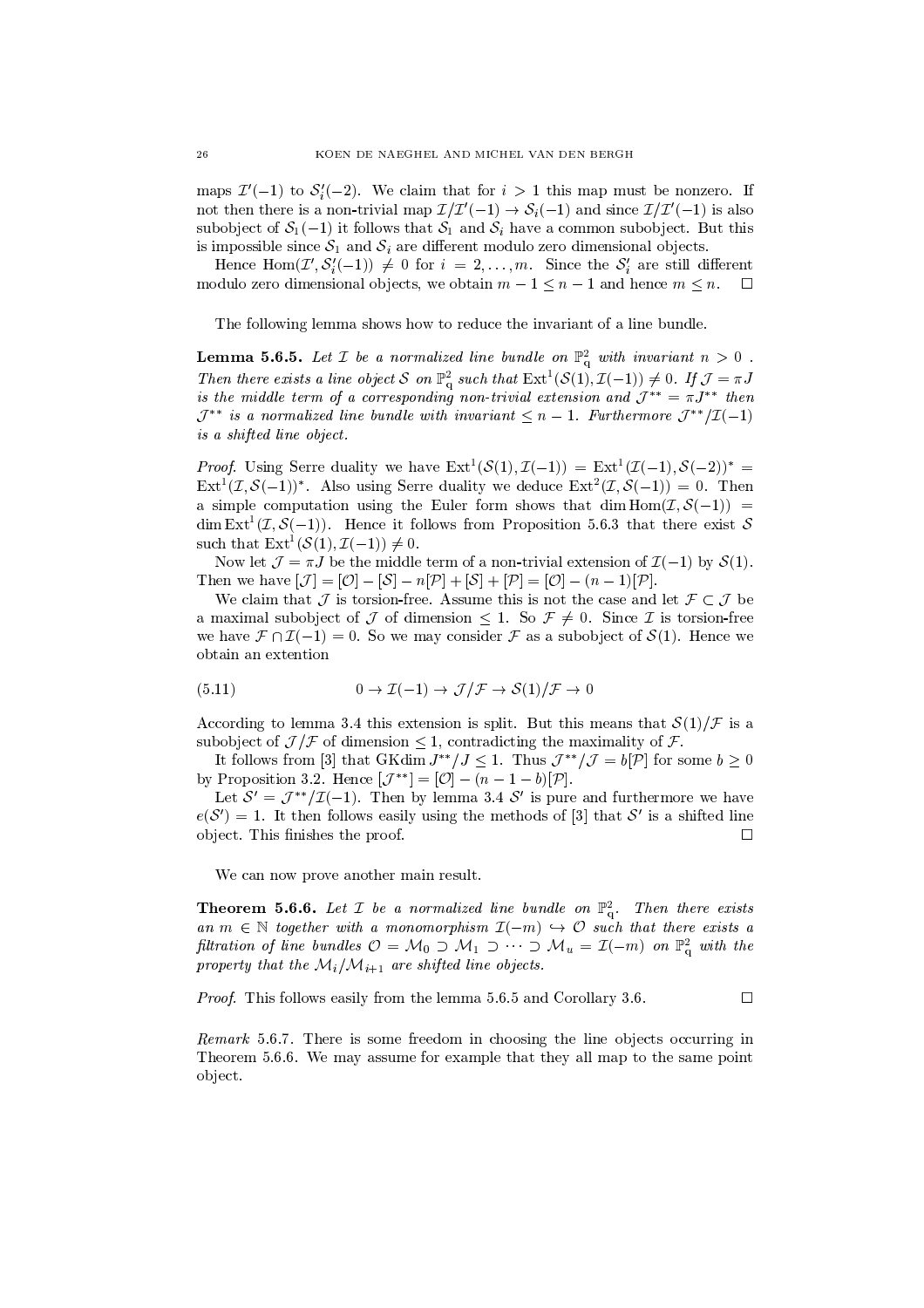maps $\mathcal{I}'(-1)$ to $\mathcal{S}'_i(-2)$. We claim that for $i > 1$ this map must be nonzero. If not then there is a non-trivial map $\mathcal{I}/\mathcal{I}'(-1) \to \mathcal{S}_i(-1)$ and since $\mathcal{I}/\mathcal{I}'(-1)$ is also subobject of $\mathcal{S}_1(-1)$ it follows that $\mathcal{S}_1$ and $\mathcal{S}_i$ have a common subobject. But this is impossible since $\mathcal{S}_1$ and $\mathcal{S}_i$ are different modulo zero dimensional objects.

Hence $\operatorname{Hom}(\mathcal{I}', \mathcal{S}'_i(-1)) \neq 0$ for $i = 2, \dots, m$. Since the $\mathcal{S}'_i$ are still different modulo zero dimensional objects, we obtain $m - 1 \leq n - 1$ and hence $m \leq n$. □

The following lemma shows how to reduce the invariant of a line bundle.

**Lemma 5.6.5.** *Let $\mathcal{I}$ be a normalized line bundle on $\mathbb{P}^2_q$ with invariant $n > 0$. Then there exists a line object $\mathcal{S}$ on $\mathbb{P}^2_q$ such that $\operatorname{Ext}^1(\mathcal{S}(1), \mathcal{I}(-1)) \neq 0$. If $\mathcal{J} = \pi J$ is the middle term of a corresponding non-trivial extension and $\mathcal{J}^{**} = \pi J^{**}$ then $\mathcal{J}^{**}$ is a normalized line bundle with invariant $\leq n - 1$. Furthermore $\mathcal{J}^{**}/\mathcal{I}(-1)$ is a shifted line object.*

*Proof.* Using Serre duality we have $\operatorname{Ext}^1(\mathcal{S}(1), \mathcal{I}(-1)) = \operatorname{Ext}^1(\mathcal{I}(-1), \mathcal{S}(-2))^* = \operatorname{Ext}^1(\mathcal{I}, \mathcal{S}(-1))^*$. Also using Serre duality we deduce $\operatorname{Ext}^2(\mathcal{I}, \mathcal{S}(-1)) = 0$. Then a simple computation using the Euler form shows that $\dim \operatorname{Hom}(\mathcal{I}, \mathcal{S}(-1)) = \dim \operatorname{Ext}^1(\mathcal{I}, \mathcal{S}(-1))$. Hence it follows from Proposition 5.6.3 that there exist $\mathcal{S}$ such that $\operatorname{Ext}^1(\mathcal{S}(1), \mathcal{I}(-1)) \neq 0$.

Now let $\mathcal{J} = \pi J$ be the middle term of a non-trivial extension of $\mathcal{I}(-1)$ by $\mathcal{S}(1)$. Then we have $[\mathcal{J}] = [\mathcal{O}] - [\mathcal{S}] - n[\mathcal{P}] + [\mathcal{S}] + [\mathcal{P}] = [\mathcal{O}] - (n-1)[\mathcal{P}]$.

We claim that $\mathcal{J}$ is torsion-free. Assume this is not the case and let $\mathcal{F} \subset \mathcal{J}$ be a maximal subobject of $\mathcal{J}$ of dimension $\leq 1$. So $\mathcal{F} \neq 0$. Since $\mathcal{I}$ is torsion-free we have $\mathcal{F} \cap \mathcal{I}(-1) = 0$. So we may consider $\mathcal{F}$ as a subobject of $\mathcal{S}(1)$. Hence we obtain an extention

$$0 \to \mathcal{I}(-1) \to \mathcal{J}/\mathcal{F} \to \mathcal{S}(1)/\mathcal{F} \to 0 \tag{5.11}$$

According to lemma 3.4 this extension is split. But this means that $\mathcal{S}(1)/\mathcal{F}$ is a subobject of $\mathcal{J}/\mathcal{F}$ of dimension $\leq 1$, contradicting the maximality of $\mathcal{F}$.

It follows from [3] that $\operatorname{GKdim} J^{**}/J \leq 1$. Thus $\mathcal{J}^{**}/\mathcal{J} = b[\mathcal{P}]$ for some $b \geq 0$ by Proposition 3.2. Hence $[\mathcal{J}^{**}] = [\mathcal{O}] - (n - 1 - b)[\mathcal{P}]$.

Let $\mathcal{S}' = \mathcal{J}^{**}/\mathcal{I}(-1)$. Then by lemma 3.4 $\mathcal{S}'$ is pure and furthermore we have $e(\mathcal{S}') = 1$. It then follows easily using the methods of [3] that $\mathcal{S}'$ is a shifted line object. This finishes the proof. □

We can now prove another main result.

**Theorem 5.6.6.** *Let $\mathcal{I}$ be a normalized line bundle on $\mathbb{P}^2_q$. Then there exists an $m \in \mathbb{N}$ together with a monomorphism $\mathcal{I}(-m) \hookrightarrow \mathcal{O}$ such that there exists a filtration of line bundles $\mathcal{O} = \mathcal{M}_0 \supset \mathcal{M}_1 \supset \cdots \supset \mathcal{M}_u = \mathcal{I}(-m)$ on $\mathbb{P}^2_q$ with the property that the $\mathcal{M}_i/\mathcal{M}_{i+1}$ are shifted line objects.*

*Proof.* This follows easily from the lemma 5.6.5 and Corollary 3.6. □

*Remark* 5.6.7. There is some freedom in choosing the line objects occurring in Theorem 5.6.6. We may assume for example that they all map to the same point object.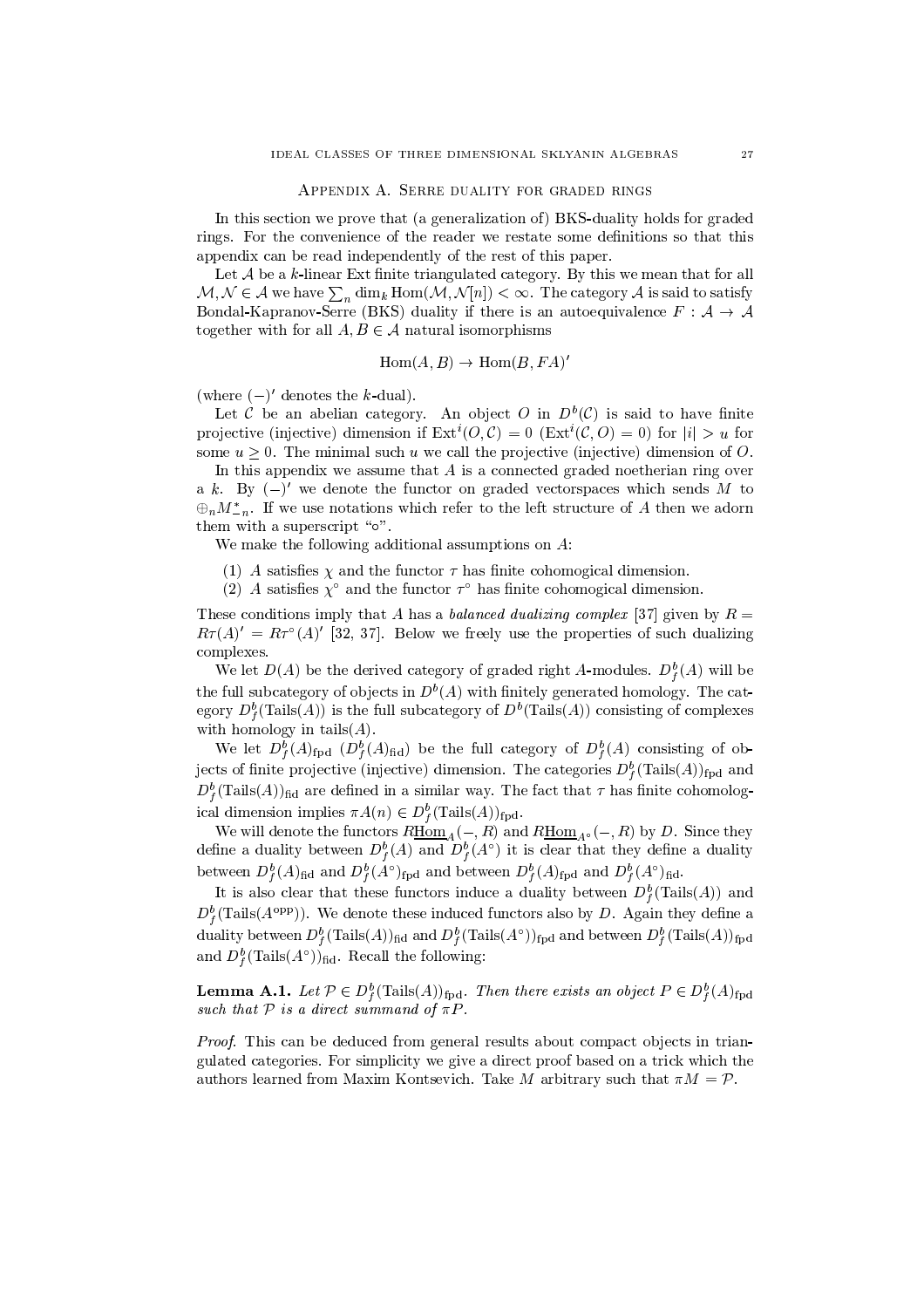## Appendix A. Serre duality for graded rings

In this section we prove that (a generalization of) BKS-duality holds for graded rings. For the convenience of the reader we restate some definitions so that this appendix can be read independently of the rest of this paper.

Let $\mathcal{A}$ be a $k$-linear Ext finite triangulated category. By this we mean that for all $\mathcal{M}, \mathcal{N} \in \mathcal{A}$ we have $\sum_n \dim_k \operatorname{Hom}(\mathcal{M}, \mathcal{N}[n]) < \infty$. The category $\mathcal{A}$ is said to satisfy Bondal-Kapranov-Serre (BKS) duality if there is an autoequivalence $F : \mathcal{A} \to \mathcal{A}$ together with for all $A, B \in \mathcal{A}$ natural isomorphisms

$$\operatorname{Hom}(A, B) \to \operatorname{Hom}(B, FA)'$$

(where $(-)'$ denotes the $k$-dual).

Let $\mathcal{C}$ be an abelian category. An object $O$ in $D^b(\mathcal{C})$ is said to have finite projective (injective) dimension if $\operatorname{Ext}^i(O, \mathcal{C}) = 0$ ($\operatorname{Ext}^i(\mathcal{C}, O) = 0$) for $|i| > u$ for some $u \geq 0$. The minimal such $u$ we call the projective (injective) dimension of $O$.

In this appendix we assume that $A$ is a connected graded noetherian ring over a $k$. By $(-)'$ we denote the functor on graded vectorspaces which sends $M$ to $\oplus_n M^*_{-n}$. If we use notations which refer to the left structure of $A$ then we adorn them with a superscript "$\circ$".

We make the following additional assumptions on $A$:

1. $A$ satisfies $\chi$ and the functor $\tau$ has finite cohomological dimension.
2. $A$ satisfies $\chi^\circ$ and the functor $\tau^\circ$ has finite cohomological dimension.

These conditions imply that $A$ has a *balanced dualizing complex* [37] given by $R = R\tau(A)' = R\tau^\circ(A)'$ [32, 37]. Below we freely use the properties of such dualizing complexes.

We let $D(A)$ be the derived category of graded right $A$-modules. $D^b_f(A)$ will be the full subcategory of objects in $D^b(A)$ with finitely generated homology. The category $D^b_f(\operatorname{Tails}(A))$ is the full subcategory of $D^b(\operatorname{Tails}(A))$ consisting of complexes with homology in $\operatorname{tails}(A)$.

We let $D^b_f(A)_{\text{fpd}}$ ($D^b_f(A)_{\text{fid}}$) be the full category of $D^b_f(A)$ consisting of objects of finite projective (injective) dimension. The categories $D^b_f(\operatorname{Tails}(A))_{\text{fpd}}$ and $D^b_f(\operatorname{Tails}(A))_{\text{fid}}$ are defined in a similar way. The fact that $\tau$ has finite cohomological dimension implies $\pi A(n) \in D^b_f(\operatorname{Tails}(A))_{\text{fpd}}$.

We will denote the functors $R\underline{\operatorname{Hom}}_A(-, R)$ and $R\underline{\operatorname{Hom}}_{A^\circ}(-, R)$ by $D$. Since they define a duality between $D^b_f(A)$ and $D^b_f(A^\circ)$ it is clear that they define a duality between $D^b_f(A)_{\text{fid}}$ and $D^b_f(A^\circ)_{\text{fpd}}$ and between $D^b_f(A)_{\text{fpd}}$ and $D^b_f(A^\circ)_{\text{fid}}$.

It is also clear that these functors induce a duality between $D^b_f(\operatorname{Tails}(A))$ and $D^b_f(\operatorname{Tails}(A^{\text{opp}}))$. We denote these induced functors also by $D$. Again they define a duality between $D^b_f(\operatorname{Tails}(A))_{\text{fid}}$ and $D^b_f(\operatorname{Tails}(A^\circ))_{\text{fpd}}$ and between $D^b_f(\operatorname{Tails}(A))_{\text{fpd}}$ and $D^b_f(\operatorname{Tails}(A^\circ))_{\text{fid}}$. Recall the following:

**Lemma A.1.** *Let $\mathcal{P} \in D^b_f(\operatorname{Tails}(A))_{\text{fpd}}$. Then there exists an object $P \in D^b_f(A)_{\text{fpd}}$ such that $\mathcal{P}$ is a direct summand of $\pi P$.*

*Proof.* This can be deduced from general results about compact objects in triangulated categories. For simplicity we give a direct proof based on a trick which the authors learned from Maxim Kontsevich. Take $M$ arbitrary such that $\pi M = \mathcal{P}$.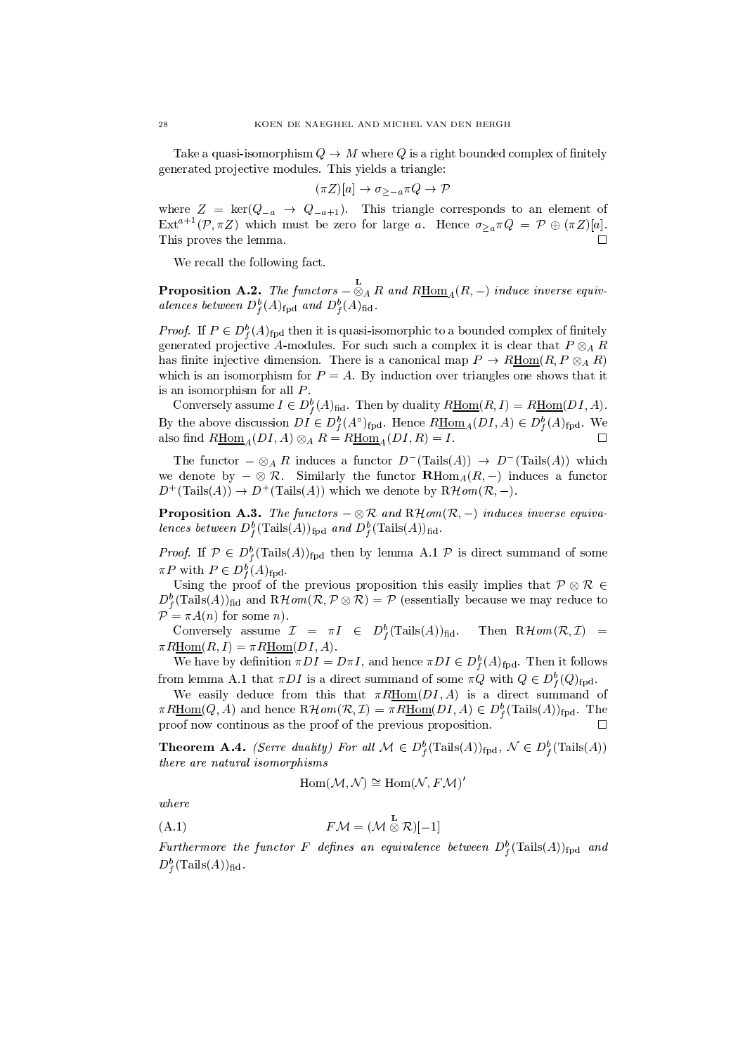Take a quasi-isomorphism $Q \to M$ where $Q$ is a right bounded complex of finitely generated projective modules. This yields a triangle:

$$(\pi Z)[a] \to \sigma_{\geq -a}\pi Q \to \mathcal{P}$$

where $Z = \ker(Q_{-a} \to Q_{-a+1})$. This triangle corresponds to an element of $\operatorname{Ext}^{a+1}(\mathcal{P}, \pi Z)$ which must be zero for large $a$. Hence $\sigma_{\geq a}\pi Q = \mathcal{P} \oplus (\pi Z)[a]$. This proves the lemma. $\square$

We recall the following fact.

**Proposition A.2.** *The functors $- \overset{\mathbf{L}}{\otimes}_A R$ and $R\underline{\operatorname{Hom}}_A(R, -)$ induce inverse equivalences between $D^b_f(A)_{\mathrm{fpd}}$ and $D^b_f(A)_{\mathrm{fid}}$.*

*Proof.* If $P \in D^b_f(A)_{\mathrm{fpd}}$ then it is quasi-isomorphic to a bounded complex of finitely generated projective $A$-modules. For such such a complex it is clear that $P \otimes_A R$ has finite injective dimension. There is a canonical map $P \to R\underline{\operatorname{Hom}}(R, P \otimes_A R)$ which is an isomorphism for $P = A$. By induction over triangles one shows that it is an isomorphism for all $P$.

Conversely assume $I \in D^b_f(A)_{\mathrm{fid}}$. Then by duality $R\underline{\operatorname{Hom}}(R, I) = R\underline{\operatorname{Hom}}(DI, A)$. By the above discussion $DI \in D^b_f(A^\circ)_{\mathrm{fpd}}$. Hence $R\underline{\operatorname{Hom}}_A(DI, A) \in D^b_f(A)_{\mathrm{fpd}}$. We also find $R\underline{\operatorname{Hom}}_A(DI, A) \otimes_A R = R\underline{\operatorname{Hom}}_A(DI, R) = I$. $\square$

The functor $- \otimes_A R$ induces a functor $D^-(\operatorname{Tails}(A)) \to D^-(\operatorname{Tails}(A))$ which we denote by $- \otimes \mathcal{R}$. Similarly the functor $\mathbf{R}\operatorname{Hom}_A(R, -)$ induces a functor $D^+(\operatorname{Tails}(A)) \to D^+(\operatorname{Tails}(A))$ which we denote by $\mathrm{R}\mathcal{H}om(\mathcal{R}, -)$.

**Proposition A.3.** *The functors $- \otimes \mathcal{R}$ and $\mathrm{R}\mathcal{H}om(\mathcal{R}, -)$ induce inverse equivalences between $D^b_f(\operatorname{Tails}(A))_{\mathrm{fpd}}$ and $D^b_f(\operatorname{Tails}(A))_{\mathrm{fid}}$.*

*Proof.* If $\mathcal{P} \in D^b_f(\operatorname{Tails}(A))_{\mathrm{fpd}}$ then by lemma A.1 $\mathcal{P}$ is direct summand of some $\pi P$ with $P \in D^b_f(A)_{\mathrm{fpd}}$.

Using the proof of the previous proposition this easily implies that $\mathcal{P} \otimes \mathcal{R} \in D^b_f(\operatorname{Tails}(A))_{\mathrm{fid}}$ and $\mathrm{R}\mathcal{H}om(\mathcal{R}, \mathcal{P} \otimes \mathcal{R}) = \mathcal{P}$ (essentially because we may reduce to $\mathcal{P} = \pi A(n)$ for some $n$).

Conversely assume $\mathcal{I} = \pi I \in D^b_f(\operatorname{Tails}(A))_{\mathrm{fid}}$. Then $\mathrm{R}\mathcal{H}om(\mathcal{R}, \mathcal{I}) = \pi R\underline{\operatorname{Hom}}(R, I) = \pi R\underline{\operatorname{Hom}}(DI, A)$.

We have by definition $\pi DI = D\pi I$, and hence $\pi DI \in D^b_f(A)_{\mathrm{fpd}}$. Then it follows from lemma A.1 that $\pi DI$ is a direct summand of some $\pi Q$ with $Q \in D^b_f(Q)_{\mathrm{fpd}}$.

We easily deduce from this that $\pi R\underline{\operatorname{Hom}}(DI, A)$ is a direct summand of $\pi R\underline{\operatorname{Hom}}(Q, A)$ and hence $\mathrm{R}\mathcal{H}om(\mathcal{R}, \mathcal{I}) = \pi R\underline{\operatorname{Hom}}(DI, A) \in D^b_f(\operatorname{Tails}(A))_{\mathrm{fpd}}$. The proof now continous as the proof of the previous proposition. $\square$

**Theorem A.4.** *(Serre duality) For all $\mathcal{M} \in D^b_f(\operatorname{Tails}(A))_{\mathrm{fpd}}$, $\mathcal{N} \in D^b_f(\operatorname{Tails}(A))$ there are natural isomorphisms*

$$\operatorname{Hom}(\mathcal{M}, \mathcal{N}) \cong \operatorname{Hom}(\mathcal{N}, F\mathcal{M})'$$

*where*

$$F\mathcal{M} = (\mathcal{M} \overset{\mathbf{L}}{\otimes} \mathcal{R})[-1] \tag{A.1}$$

*Furthermore the functor $F$ defines an equivalence between $D^b_f(\operatorname{Tails}(A))_{\mathrm{fpd}}$ and $D^b_f(\operatorname{Tails}(A))_{\mathrm{fid}}$.*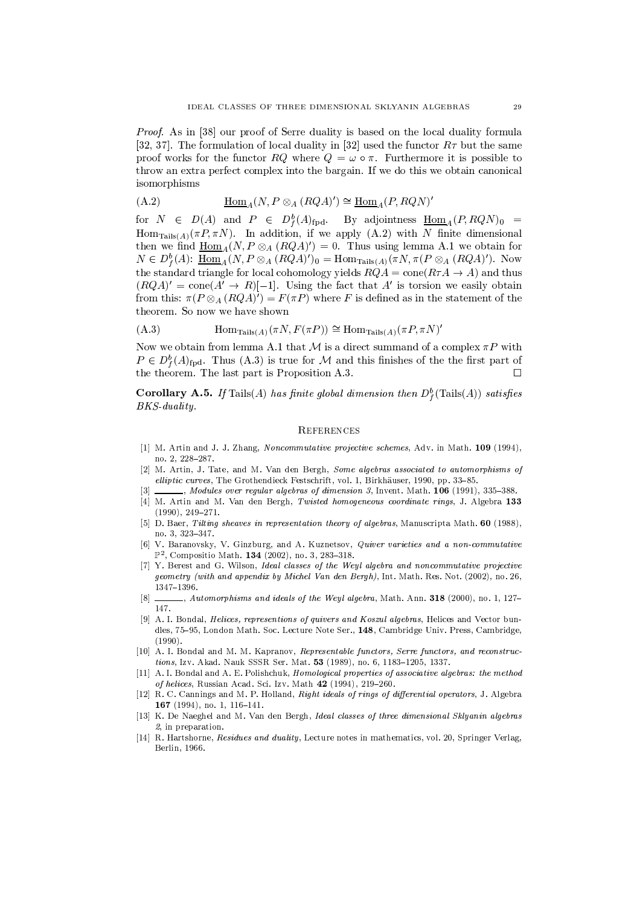*Proof.* As in [38] our proof of Serre duality is based on the local duality formula [32, 37]. The formulation of local duality in [32] used the functor $R\tau$ but the same proof works for the functor $RQ$ where $Q = \omega \circ \pi$. Furthermore it is possible to throw an extra perfect complex into the bargain. If we do this we obtain canonical isomorphisms

$$\underline{\mathrm{Hom}}_A(N, P \otimes_A (RQA)') \cong \underline{\mathrm{Hom}}_A(P, RQN)' \tag{A.2}$$

for $N \in D(A)$ and $P \in D^b_f(A)_{\mathrm{fpd}}$. By adjointness $\underline{\mathrm{Hom}}_A(P, RQN)_0 = \mathrm{Hom}_{\mathrm{Tails}(A)}(\pi P, \pi N)$. In addition, if we apply (A.2) with $N$ finite dimensional then we find $\underline{\mathrm{Hom}}_A(N, P \otimes_A (RQA)') = 0$. Thus using lemma A.1 we obtain for $N \in D^b_f(A)$: $\underline{\mathrm{Hom}}_A(N, P \otimes_A (RQA)')_0 = \mathrm{Hom}_{\mathrm{Tails}(A)}(\pi N, \pi(P \otimes_A (RQA)')$. Now the standard triangle for local cohomology yields $RQA = \mathrm{cone}(R\tau A \to A)$ and thus $(RQA)' = \mathrm{cone}(A' \to R)[-1]$. Using the fact that $A'$ is torsion we easily obtain from this: $\pi(P \otimes_A (RQA)') = F(\pi P)$ where $F$ is defined as in the statement of the theorem. So now we have shown

$$\mathrm{Hom}_{\mathrm{Tails}(A)}(\pi N, F(\pi P)) \cong \mathrm{Hom}_{\mathrm{Tails}(A)}(\pi P, \pi N)' \tag{A.3}$$

Now we obtain from lemma A.1 that $\mathcal{M}$ is a direct summand of a complex $\pi P$ with $P \in D^b_f(A)_{\mathrm{fpd}}$. Thus (A.3) is true for $\mathcal{M}$ and this finishes of the the first part of the theorem. The last part is Proposition A.3. □

**Corollary A.5.** *If* $\mathrm{Tails}(A)$ *has finite global dimension then* $D^b_f(\mathrm{Tails}(A))$ *satisfies BKS-duality.*

## References

[1] M. Artin and J. J. Zhang, *Noncommutative projective schemes*, Adv. in Math. **109** (1994), no. 2, 228–287.

[2] M. Artin, J. Tate, and M. Van den Bergh, *Some algebras associated to automorphisms of elliptic curves*, The Grothendieck Festschrift, vol. 1, Birkhäuser, 1990, pp. 33–85.

[3] ______, *Modules over regular algebras of dimension 3*, Invent. Math. **106** (1991), 335–388.

[4] M. Artin and M. Van den Bergh, *Twisted homogeneous coordinate rings*, J. Algebra **133** (1990), 249–271.

[5] D. Baer, *Tilting sheaves in representation theory of algebras*, Manuscripta Math. **60** (1988), no. 3, 323–347.

[6] V. Baranovsky, V. Ginzburg, and A. Kuznetsov, *Quiver varieties and a non-commutative* $\mathbb{P}^2$, Compositio Math. **134** (2002), no. 3, 283–318.

[7] Y. Berest and G. Wilson, *Ideal classes of the Weyl algebra and noncommutative projective geometry (with and appendix by Michel Van den Bergh)*, Int. Math. Res. Not. (2002), no. 26, 1347–1396.

[8] ______, *Automorphisms and ideals of the Weyl algebra*, Math. Ann. **318** (2000), no. 1, 127–147.

[9] A. I. Bondal, *Helices, representions of quivers and Koszul algebras*, Helices and Vector bundles, 75–95, London Math. Soc. Lecture Note Ser., **148**, Cambridge Univ. Press, Cambridge, (1990).

[10] A. I. Bondal and M. M. Kapranov, *Representable functors, Serre functors, and reconstructions*, Izv. Akad. Nauk SSSR Ser. Mat. **53** (1989), no. 6, 1183–1205, 1337.

[11] A. I. Bondal and A. E. Polishchuk, *Homological properties of associative algebras: the method of helices*, Russian Acad. Sci. Izv. Math **42** (1994), 219–260.

[12] R. C. Cannings and M. P. Holland, *Right ideals of rings of differential operators*, J. Algebra **167** (1994), no. 1, 116–141.

[13] K. De Naeghel and M. Van den Bergh, *Ideal classes of three dimensional Sklyanin algebras 2*, in preparation.

[14] R. Hartshorne, *Residues and duality*, Lecture notes in mathematics, vol. 20, Springer Verlag, Berlin, 1966.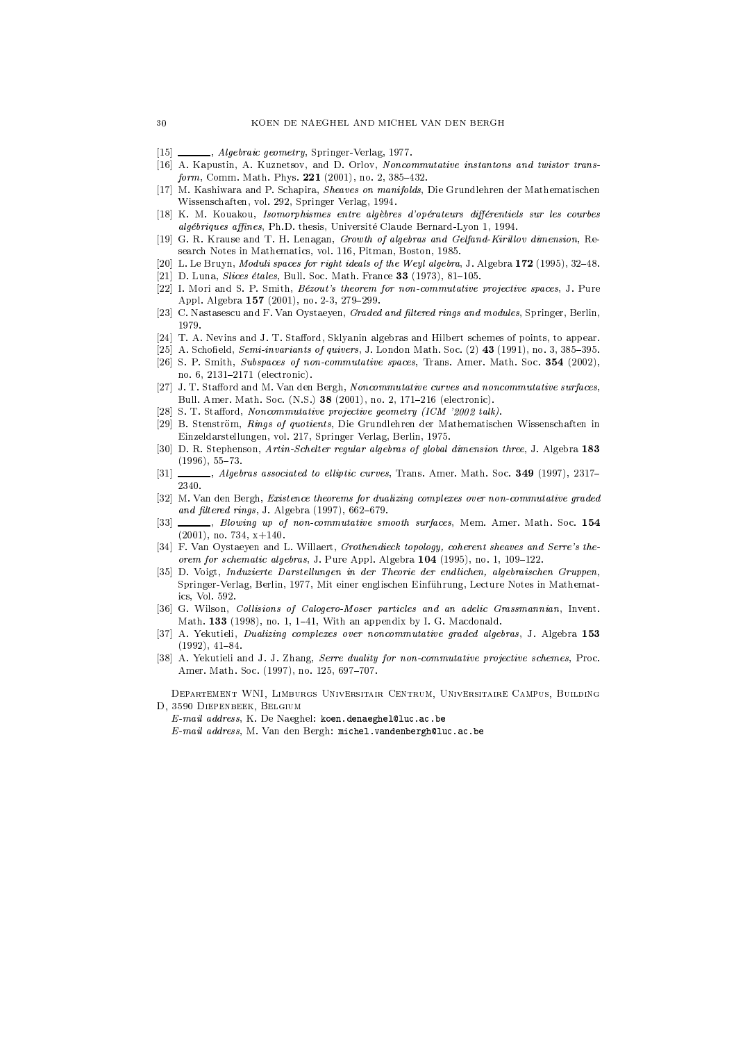[15] ______, *Algebraic geometry*, Springer-Verlag, 1977.

[16] A. Kapustin, A. Kuznetsov, and D. Orlov, *Noncommutative instantons and twistor transform*, Comm. Math. Phys. **221** (2001), no. 2, 385–432.

[17] M. Kashiwara and P. Schapira, *Sheaves on manifolds*, Die Grundlehren der Mathematischen Wissenschaften, vol. 292, Springer Verlag, 1994.

[18] K. M. Kouakou, *Isomorphismes entre algèbres d'opérateurs différentiels sur les courbes algébriques affines*, Ph.D. thesis, Université Claude Bernard-Lyon 1, 1994.

[19] G. R. Krause and T. H. Lenagan, *Growth of algebras and Gelfand-Kirillov dimension*, Research Notes in Mathematics, vol. 116, Pitman, Boston, 1985.

[20] L. Le Bruyn, *Moduli spaces for right ideals of the Weyl algebra*, J. Algebra **172** (1995), 32–48.

[21] D. Luna, *Slices étales*, Bull. Soc. Math. France **33** (1973), 81–105.

[22] I. Mori and S. P. Smith, *Bézout's theorem for non-commutative projective spaces*, J. Pure Appl. Algebra **157** (2001), no. 2-3, 279–299.

[23] C. Nastasescu and F. Van Oystaeyen, *Graded and filtered rings and modules*, Springer, Berlin, 1979.

[24] T. A. Nevins and J. T. Stafford, Sklyanin algebras and Hilbert schemes of points, to appear.

[25] A. Schofield, *Semi-invariants of quivers*, J. London Math. Soc. (2) **43** (1991), no. 3, 385–395.

[26] S. P. Smith, *Subspaces of non-commutative spaces*, Trans. Amer. Math. Soc. **354** (2002), no. 6, 2131–2171 (electronic).

[27] J. T. Stafford and M. Van den Bergh, *Noncommutative curves and noncommutative surfaces*, Bull. Amer. Math. Soc. (N.S.) **38** (2001), no. 2, 171–216 (electronic).

[28] S. T. Stafford, *Noncommutative projective geometry (ICM '2002 talk)*.

[29] B. Stenström, *Rings of quotients*, Die Grundlehren der Mathematischen Wissenschaften in Einzeldarstellungen, vol. 217, Springer Verlag, Berlin, 1975.

[30] D. R. Stephenson, *Artin-Schelter regular algebras of global dimension three*, J. Algebra **183** (1996), 55–73.

[31] ______, *Algebras associated to elliptic curves*, Trans. Amer. Math. Soc. **349** (1997), 2317–2340.

[32] M. Van den Bergh, *Existence theorems for dualizing complexes over non-commutative graded and filtered rings*, J. Algebra (1997), 662–679.

[33] ______, *Blowing up of non-commutative smooth surfaces*, Mem. Amer. Math. Soc. **154** (2001), no. 734, x+140.

[34] F. Van Oystaeyen and L. Willaert, *Grothendieck topology, coherent sheaves and Serre's theorem for schematic algebras*, J. Pure Appl. Algebra **104** (1995), no. 1, 109–122.

[35] D. Voigt, *Induzierte Darstellungen in der Theorie der endlichen, algebraischen Gruppen*, Springer-Verlag, Berlin, 1977, Mit einer englischen Einführung, Lecture Notes in Mathematics, Vol. 592.

[36] G. Wilson, *Collisions of Calogero-Moser particles and an adelic Grassmannian*, Invent. Math. **133** (1998), no. 1, 1–41, With an appendix by I. G. Macdonald.

[37] A. Yekutieli, *Dualizing complexes over noncommutative graded algebras*, J. Algebra **153** (1992), 41–84.

[38] A. Yekutieli and J. J. Zhang, *Serre duality for non-commutative projective schemes*, Proc. Amer. Math. Soc. (1997), no. 125, 697–707.

Departement WNI, Limburgs Universitair Centrum, Universitaire Campus, Building D, 3590 Diepenbeek, Belgium

*E-mail address*, K. De Naeghel: koen.denaeghel@luc.ac.be

*E-mail address*, M. Van den Bergh: michel.vandenbergh@luc.ac.be